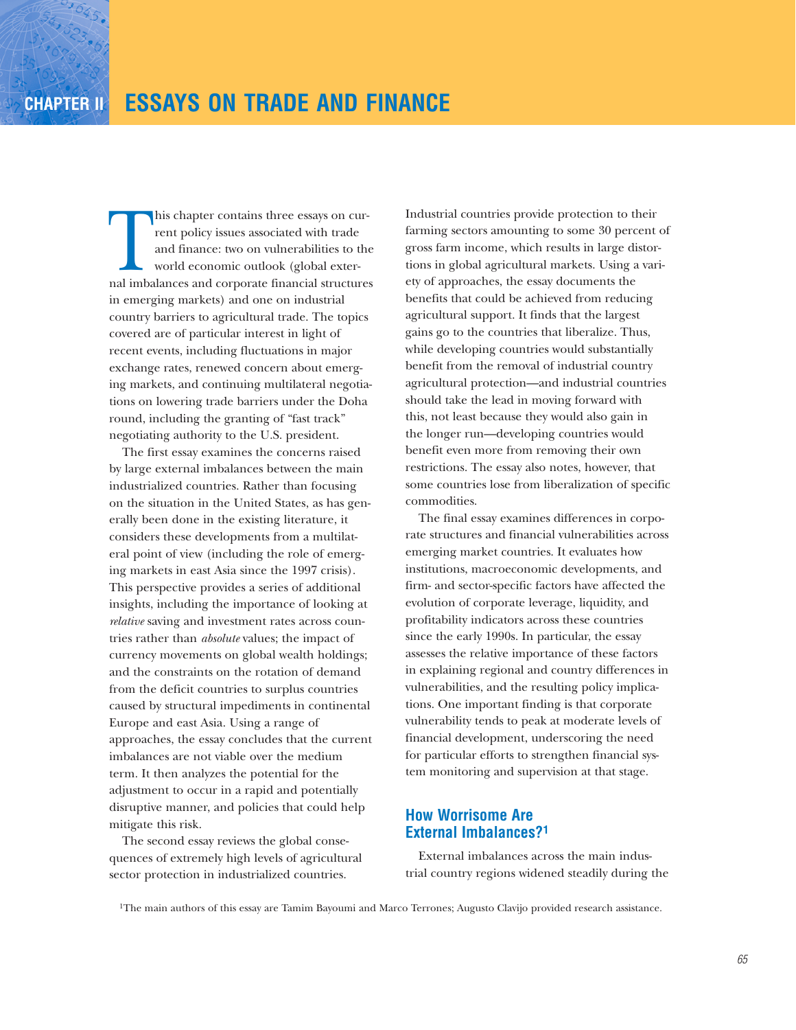# CHAPTER II ESSAYS ON TRADE AND FINANCE

This chapter contains three essays on current policy issues associated with trade and finance: two on vulnerabilities to the world economic outlook (global external imbalances and corporate financial structures in emerging markets) and one on industrial country barriers to agricultural trade. The topics covered are of particular interest in light of recent events, including fluctuations in major exchange rates, renewed concern about emerging markets, and continuing multilateral negotiations on lowering trade barriers under the Doha round, including the granting of "fast track" negotiating authority to the U.S. president.

The first essay examines the concerns raised by large external imbalances between the main industrialized countries. Rather than focusing on the situation in the United States, as has generally been done in the existing literature, it considers these developments from a multilateral point of view (including the role of emerging markets in east Asia since the 1997 crisis). This perspective provides a series of additional insights, including the importance of looking at *relative* saving and investment rates across countries rather than *absolute* values; the impact of currency movements on global wealth holdings; and the constraints on the rotation of demand from the deficit countries to surplus countries caused by structural impediments in continental Europe and east Asia. Using a range of approaches, the essay concludes that the current imbalances are not viable over the medium term. It then analyzes the potential for the adjustment to occur in a rapid and potentially disruptive manner, and policies that could help mitigate this risk.

The second essay reviews the global consequences of extremely high levels of agricultural sector protection in industrialized countries. Industrial countries provide protection to their farming sectors amounting to some 30 percent of gross farm income, which results in large distortions in global agricultural markets. Using a variety of approaches, the essay documents the benefits that could be achieved from reducing agricultural support. It finds that the largest gains go to the countries that liberalize. Thus, while developing countries would substantially benefit from the removal of industrial country agricultural protection—and industrial countries should take the lead in moving forward with this, not least because they would also gain in the longer run—developing countries would benefit even more from removing their own restrictions. The essay also notes, however, that some countries lose from liberalization of specific commodities.

The final essay examines differences in corporate structures and financial vulnerabilities across emerging market countries. It evaluates how institutions, macroeconomic developments, and firm- and sector-specific factors have affected the evolution of corporate leverage, liquidity, and profitability indicators across these countries since the early 1990s. In particular, the essay assesses the relative importance of these factors in explaining regional and country differences in vulnerabilities, and the resulting policy implications. One important finding is that corporate vulnerability tends to peak at moderate levels of financial development, underscoring the need for particular efforts to strengthen financial system monitoring and supervision at that stage.

## How Worrisome Are External Imbalances?[1]

External imbalances across the main industrial country regions widened steadily during the

[1]The main authors of this essay are Tamim Bayoumi and Marco Terrones; Augusto Clavijo provided research assistance.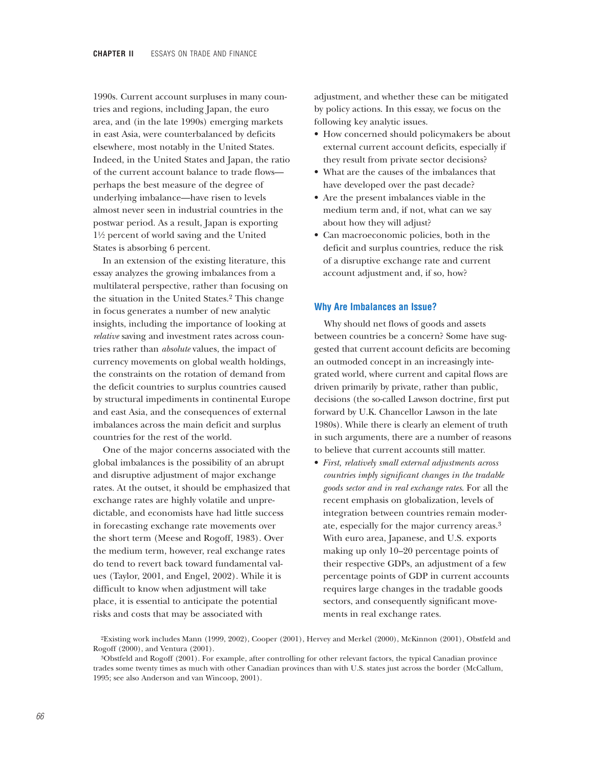1990s. Current account surpluses in many countries and regions, including Japan, the euro area, and (in the late 1990s) emerging markets in east Asia, were counterbalanced by deficits elsewhere, most notably in the United States. Indeed, in the United States and Japan, the ratio of the current account balance to trade flows—perhaps the best measure of the degree of underlying imbalance—have risen to levels almost never seen in industrial countries in the postwar period. As a result, Japan is exporting 1½ percent of world saving and the United States is absorbing 6 percent.

In an extension of the existing literature, this essay analyzes the growing imbalances from a multilateral perspective, rather than focusing on the situation in the United States.[2] This change in focus generates a number of new analytic insights, including the importance of looking at *relative* saving and investment rates across countries rather than *absolute* values, the impact of currency movements on global wealth holdings, the constraints on the rotation of demand from the deficit countries to surplus countries caused by structural impediments in continental Europe and east Asia, and the consequences of external imbalances across the main deficit and surplus countries for the rest of the world.

One of the major concerns associated with the global imbalances is the possibility of an abrupt and disruptive adjustment of major exchange rates. At the outset, it should be emphasized that exchange rates are highly volatile and unpredictable, and economists have had little success in forecasting exchange rate movements over the short term (Meese and Rogoff, 1983). Over the medium term, however, real exchange rates do tend to revert back toward fundamental values (Taylor, 2001, and Engel, 2002). While it is difficult to know when adjustment will take place, it is essential to anticipate the potential risks and costs that may be associated with adjustment, and whether these can be mitigated by policy actions. In this essay, we focus on the following key analytic issues.

- How concerned should policymakers be about external current account deficits, especially if they result from private sector decisions?
- What are the causes of the imbalances that have developed over the past decade?
- Are the present imbalances viable in the medium term and, if not, what can we say about how they will adjust?
- Can macroeconomic policies, both in the deficit and surplus countries, reduce the risk of a disruptive exchange rate and current account adjustment and, if so, how?

## Why Are Imbalances an Issue?

Why should net flows of goods and assets between countries be a concern? Some have suggested that current account deficits are becoming an outmoded concept in an increasingly integrated world, where current and capital flows are driven primarily by private, rather than public, decisions (the so-called Lawson doctrine, first put forward by U.K. Chancellor Lawson in the late 1980s). While there is clearly an element of truth in such arguments, there are a number of reasons to believe that current accounts still matter.

- *First, relatively small external adjustments across countries imply significant changes in the tradable goods sector and in real exchange rates*. For all the recent emphasis on globalization, levels of integration between countries remain moderate, especially for the major currency areas.[3] With euro area, Japanese, and U.S. exports making up only 10–20 percentage points of their respective GDPs, an adjustment of a few percentage points of GDP in current accounts requires large changes in the tradable goods sectors, and consequently significant movements in real exchange rates.

[2]Existing work includes Mann (1999, 2002), Cooper (2001), Hervey and Merkel (2000), McKinnon (2001), Obstfeld and Rogoff (2000), and Ventura (2001).

[3]Obstfeld and Rogoff (2001). For example, after controlling for other relevant factors, the typical Canadian province trades some twenty times as much with other Canadian provinces than with U.S. states just across the border (McCallum, 1995; see also Anderson and van Wincoop, 2001).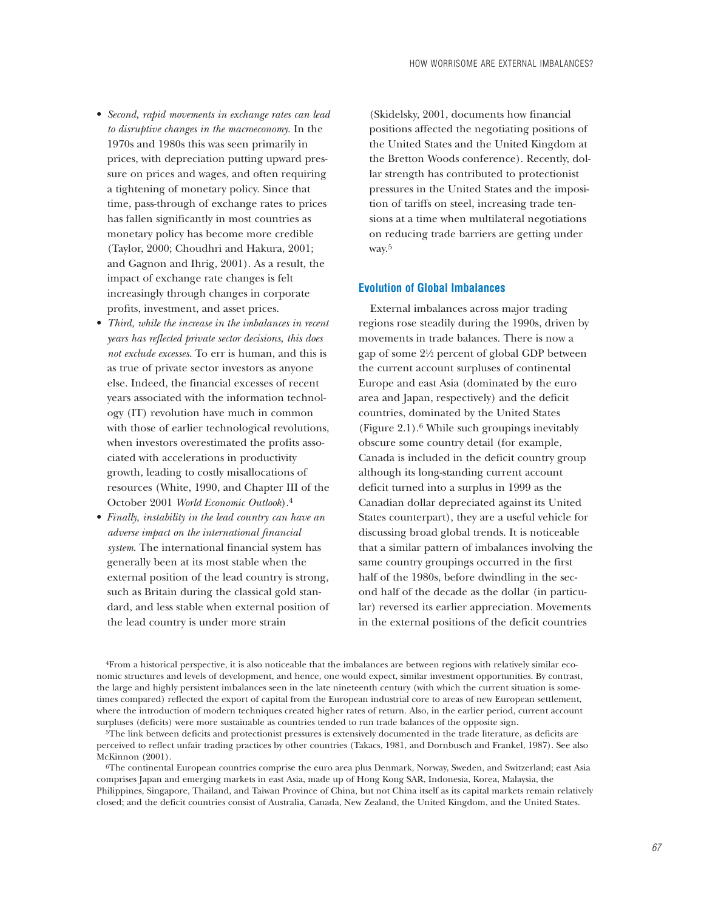- *Second, rapid movements in exchange rates can lead to disruptive changes in the macroeconomy.* In the 1970s and 1980s this was seen primarily in prices, with depreciation putting upward pressure on prices and wages, and often requiring a tightening of monetary policy. Since that time, pass-through of exchange rates to prices has fallen significantly in most countries as monetary policy has become more credible (Taylor, 2000; Choudhri and Hakura, 2001; and Gagnon and Ihrig, 2001). As a result, the impact of exchange rate changes is felt increasingly through changes in corporate profits, investment, and asset prices.
- *Third, while the increase in the imbalances in recent years has reflected private sector decisions, this does not exclude excesses.* To err is human, and this is as true of private sector investors as anyone else. Indeed, the financial excesses of recent years associated with the information technology (IT) revolution have much in common with those of earlier technological revolutions, when investors overestimated the profits associated with accelerations in productivity growth, leading to costly misallocations of resources (White, 1990, and Chapter III of the October 2001 *World Economic Outlook*).[4]
- *Finally, instability in the lead country can have an adverse impact on the international financial system.* The international financial system has generally been at its most stable when the external position of the lead country is strong, such as Britain during the classical gold standard, and less stable when external position of the lead country is under more strain (Skidelsky, 2001, documents how financial positions affected the negotiating positions of the United States and the United Kingdom at the Bretton Woods conference). Recently, dollar strength has contributed to protectionist pressures in the United States and the imposition of tariffs on steel, increasing trade tensions at a time when multilateral negotiations on reducing trade barriers are getting under way.[5]

## Evolution of Global Imbalances

External imbalances across major trading regions rose steadily during the 1990s, driven by movements in trade balances. There is now a gap of some 2½ percent of global GDP between the current account surpluses of continental Europe and east Asia (dominated by the euro area and Japan, respectively) and the deficit countries, dominated by the United States (Figure 2.1).[6] While such groupings inevitably obscure some country detail (for example, Canada is included in the deficit country group although its long-standing current account deficit turned into a surplus in 1999 as the Canadian dollar depreciated against its United States counterpart), they are a useful vehicle for discussing broad global trends. It is noticeable that a similar pattern of imbalances involving the same country groupings occurred in the first half of the 1980s, before dwindling in the second half of the decade as the dollar (in particular) reversed its earlier appreciation. Movements in the external positions of the deficit countries

[4]From a historical perspective, it is also noticeable that the imbalances are between regions with relatively similar economic structures and levels of development, and hence, one would expect, similar investment opportunities. By contrast, the large and highly persistent imbalances seen in the late nineteenth century (with which the current situation is sometimes compared) reflected the export of capital from the European industrial core to areas of new European settlement, where the introduction of modern techniques created higher rates of return. Also, in the earlier period, current account surpluses (deficits) were more sustainable as countries tended to run trade balances of the opposite sign.

[5]The link between deficits and protectionist pressures is extensively documented in the trade literature, as deficits are perceived to reflect unfair trading practices by other countries (Takacs, 1981, and Dornbusch and Frankel, 1987). See also McKinnon (2001).

[6]The continental European countries comprise the euro area plus Denmark, Norway, Sweden, and Switzerland; east Asia comprises Japan and emerging markets in east Asia, made up of Hong Kong SAR, Indonesia, Korea, Malaysia, the Philippines, Singapore, Thailand, and Taiwan Province of China, but not China itself as its capital markets remain relatively closed; and the deficit countries consist of Australia, Canada, New Zealand, the United Kingdom, and the United States.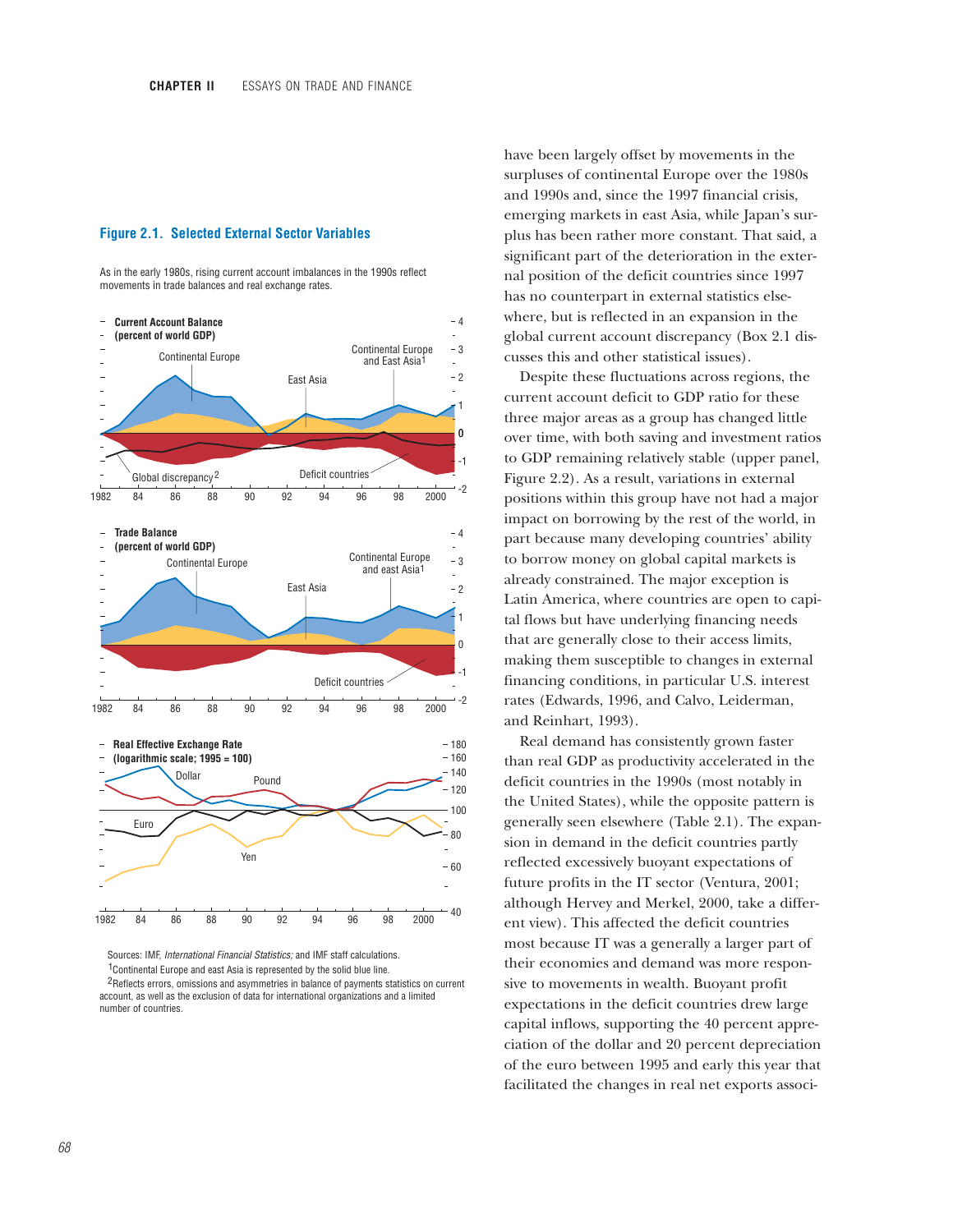**Figure 2.1. Selected External Sector Variables**

As in the early 1980s, rising current account imbalances in the 1990s reflect movements in trade balances and real exchange rates.

Sources: IMF, *International Financial Statistics;* and IMF staff calculations.
[1]Continental Europe and east Asia is represented by the solid blue line.
[2]Reflects errors, omissions and asymmetries in balance of payments statistics on current account, as well as the exclusion of data for international organizations and a limited number of countries.

have been largely offset by movements in the surpluses of continental Europe over the 1980s and 1990s and, since the 1997 financial crisis, emerging markets in east Asia, while Japan's surplus has been rather more constant. That said, a significant part of the deterioration in the external position of the deficit countries since 1997 has no counterpart in external statistics elsewhere, but is reflected in an expansion in the global current account discrepancy (Box 2.1 discusses this and other statistical issues).

Despite these fluctuations across regions, the current account deficit to GDP ratio for these three major areas as a group has changed little over time, with both saving and investment ratios to GDP remaining relatively stable (upper panel, Figure 2.2). As a result, variations in external positions within this group have not had a major impact on borrowing by the rest of the world, in part because many developing countries' ability to borrow money on global capital markets is already constrained. The major exception is Latin America, where countries are open to capital flows but have underlying financing needs that are generally close to their access limits, making them susceptible to changes in external financing conditions, in particular U.S. interest rates (Edwards, 1996, and Calvo, Leiderman, and Reinhart, 1993).

Real demand has consistently grown faster than real GDP as productivity accelerated in the deficit countries in the 1990s (most notably in the United States), while the opposite pattern is generally seen elsewhere (Table 2.1). The expansion in demand in the deficit countries partly reflected excessively buoyant expectations of future profits in the IT sector (Ventura, 2001; although Hervey and Merkel, 2000, take a different view). This affected the deficit countries most because IT was a generally a larger part of their economies and demand was more responsive to movements in wealth. Buoyant profit expectations in the deficit countries drew large capital inflows, supporting the 40 percent appreciation of the dollar and 20 percent depreciation of the euro between 1995 and early this year that facilitated the changes in real net exports associ-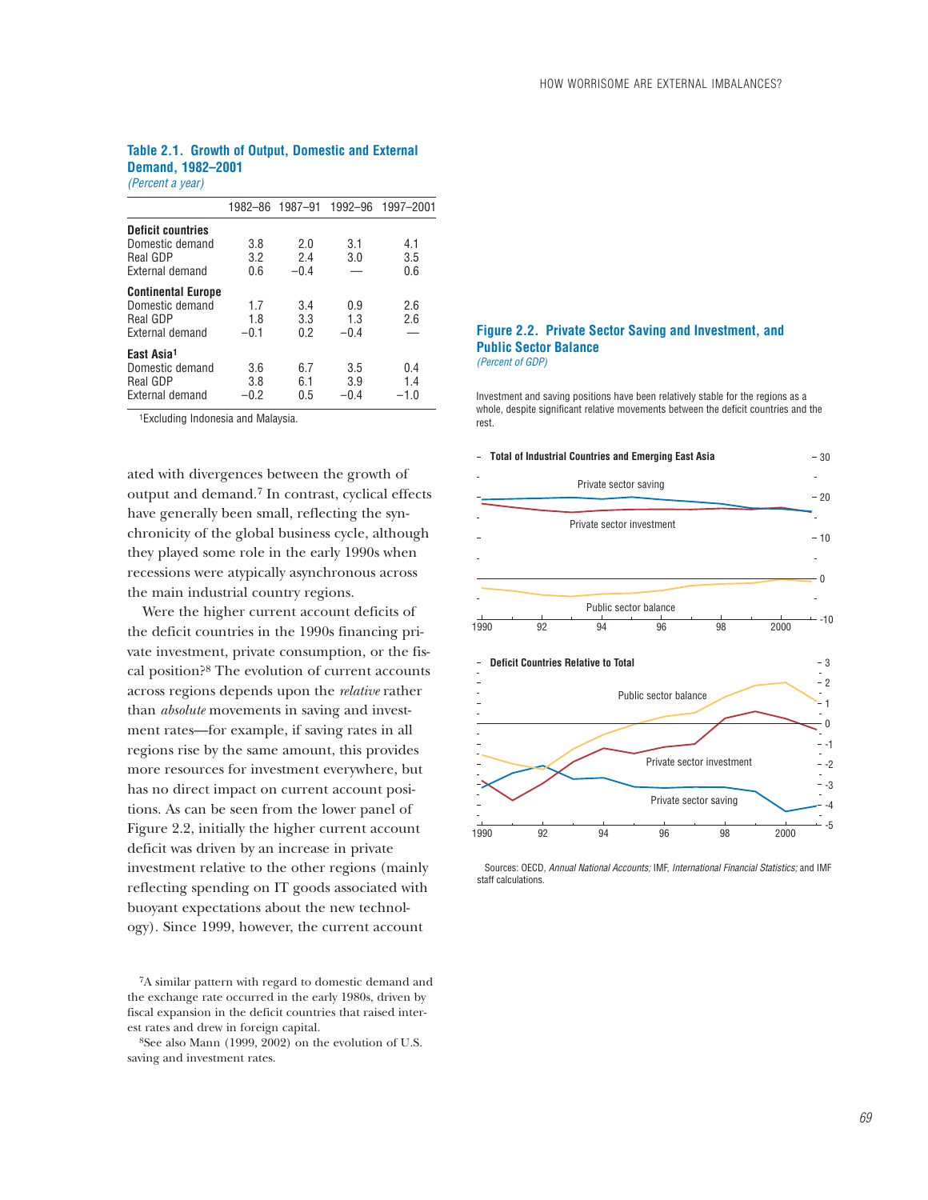**Table 2.1. Growth of Output, Domestic and External Demand, 1982–2001**
*(Percent a year)*

| | 1982–86 | 1987–91 | 1992–96 | 1997–2001 |
|---|---|---|---|---|
| **Deficit countries** | | | | |
| Domestic demand | 3.8 | 2.0 | 3.1 | 4.1 |
| Real GDP | 3.2 | 2.4 | 3.0 | 3.5 |
| External demand | 0.6 | −0.4 | — | 0.6 |
| **Continental Europe** | | | | |
| Domestic demand | 1.7 | 3.4 | 0.9 | 2.6 |
| Real GDP | 1.8 | 3.3 | 1.3 | 2.6 |
| External demand | −0.1 | 0.2 | −0.4 | — |
| **East Asia**[1] | | | | |
| Domestic demand | 3.6 | 6.7 | 3.5 | 0.4 |
| Real GDP | 3.8 | 6.1 | 3.9 | 1.4 |
| External demand | −0.2 | 0.5 | −0.4 | −1.0 |

[1]Excluding Indonesia and Malaysia.

ated with divergences between the growth of output and demand.[7] In contrast, cyclical effects have generally been small, reflecting the synchronicity of the global business cycle, although they played some role in the early 1990s when recessions were atypically asynchronous across the main industrial country regions.

Were the higher current account deficits of the deficit countries in the 1990s financing private investment, private consumption, or the fiscal position?[8] The evolution of current accounts across regions depends upon the *relative* rather than *absolute* movements in saving and investment rates—for example, if saving rates in all regions rise by the same amount, this provides more resources for investment everywhere, but has no direct impact on current account positions. As can be seen from the lower panel of Figure 2.2, initially the higher current account deficit was driven by an increase in private investment relative to the other regions (mainly reflecting spending on IT goods associated with buoyant expectations about the new technology). Since 1999, however, the current account

**Figure 2.2. Private Sector Saving and Investment, and Public Sector Balance**
*(Percent of GDP)*

Investment and saving positions have been relatively stable for the regions as a whole, despite significant relative movements between the deficit countries and the rest.

Sources: OECD, *Annual National Accounts;* IMF, *International Financial Statistics;* and IMF staff calculations.

[7]A similar pattern with regard to domestic demand and the exchange rate occurred in the early 1980s, driven by fiscal expansion in the deficit countries that raised interest rates and drew in foreign capital.

[8]See also Mann (1999, 2002) on the evolution of U.S. saving and investment rates.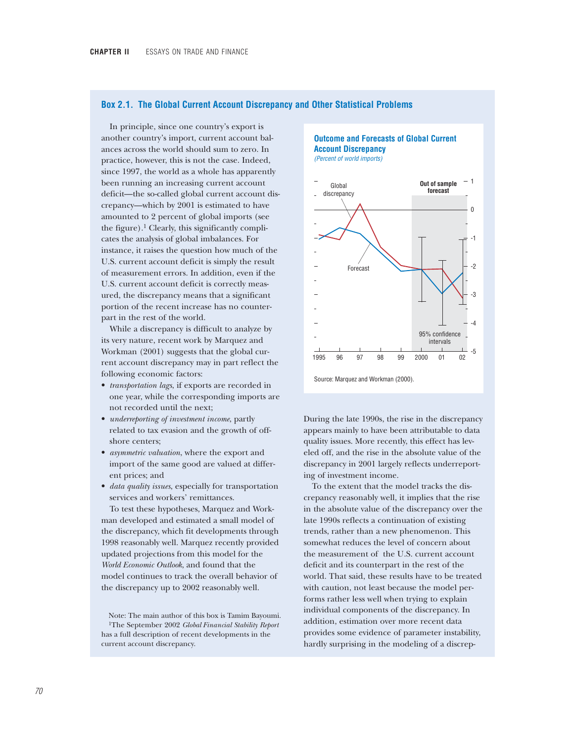## Box 2.1. The Global Current Account Discrepancy and Other Statistical Problems

In principle, since one country's export is another country's import, current account balances across the world should sum to zero. In practice, however, this is not the case. Indeed, since 1997, the world as a whole has apparently been running an increasing current account deficit—the so-called global current account discrepancy—which by 2001 is estimated to have amounted to 2 percent of global imports (see the figure).[1] Clearly, this significantly complicates the analysis of global imbalances. For instance, it raises the question how much of the U.S. current account deficit is simply the result of measurement errors. In addition, even if the U.S. current account deficit is correctly measured, the discrepancy means that a significant portion of the recent increase has no counterpart in the rest of the world.

While a discrepancy is difficult to analyze by its very nature, recent work by Marquez and Workman (2001) suggests that the global current account discrepancy may in part reflect the following economic factors:

- *transportation lags*, if exports are recorded in one year, while the corresponding imports are not recorded until the next;
- *underreporting of investment income*, partly related to tax evasion and the growth of offshore centers;
- *asymmetric valuation*, where the export and import of the same good are valued at different prices; and
- *data quality issues*, especially for transportation services and workers' remittances.

To test these hypotheses, Marquez and Workman developed and estimated a small model of the discrepancy, which fits developments through 1998 reasonably well. Marquez recently provided updated projections from this model for the *World Economic Outlook*, and found that the model continues to track the overall behavior of the discrepancy up to 2002 reasonably well.

**Outcome and Forecasts of Global Current Account Discrepancy**
*(Percent of world imports)*

Source: Marquez and Workman (2000).

During the late 1990s, the rise in the discrepancy appears mainly to have been attributable to data quality issues. More recently, this effect has leveled off, and the rise in the absolute value of the discrepancy in 2001 largely reflects underreporting of investment income.

To the extent that the model tracks the discrepancy reasonably well, it implies that the rise in the absolute value of the discrepancy over the late 1990s reflects a continuation of existing trends, rather than a new phenomenon. This somewhat reduces the level of concern about the measurement of the U.S. current account deficit and its counterpart in the rest of the world. That said, these results have to be treated with caution, not least because the model performs rather less well when trying to explain individual components of the discrepancy. In addition, estimation over more recent data provides some evidence of parameter instability, hardly surprising in the modeling of a discrep-

Note: The main author of this box is Tamim Bayoumi.

[1] The September 2002 *Global Financial Stability Report* has a full description of recent developments in the current account discrepancy.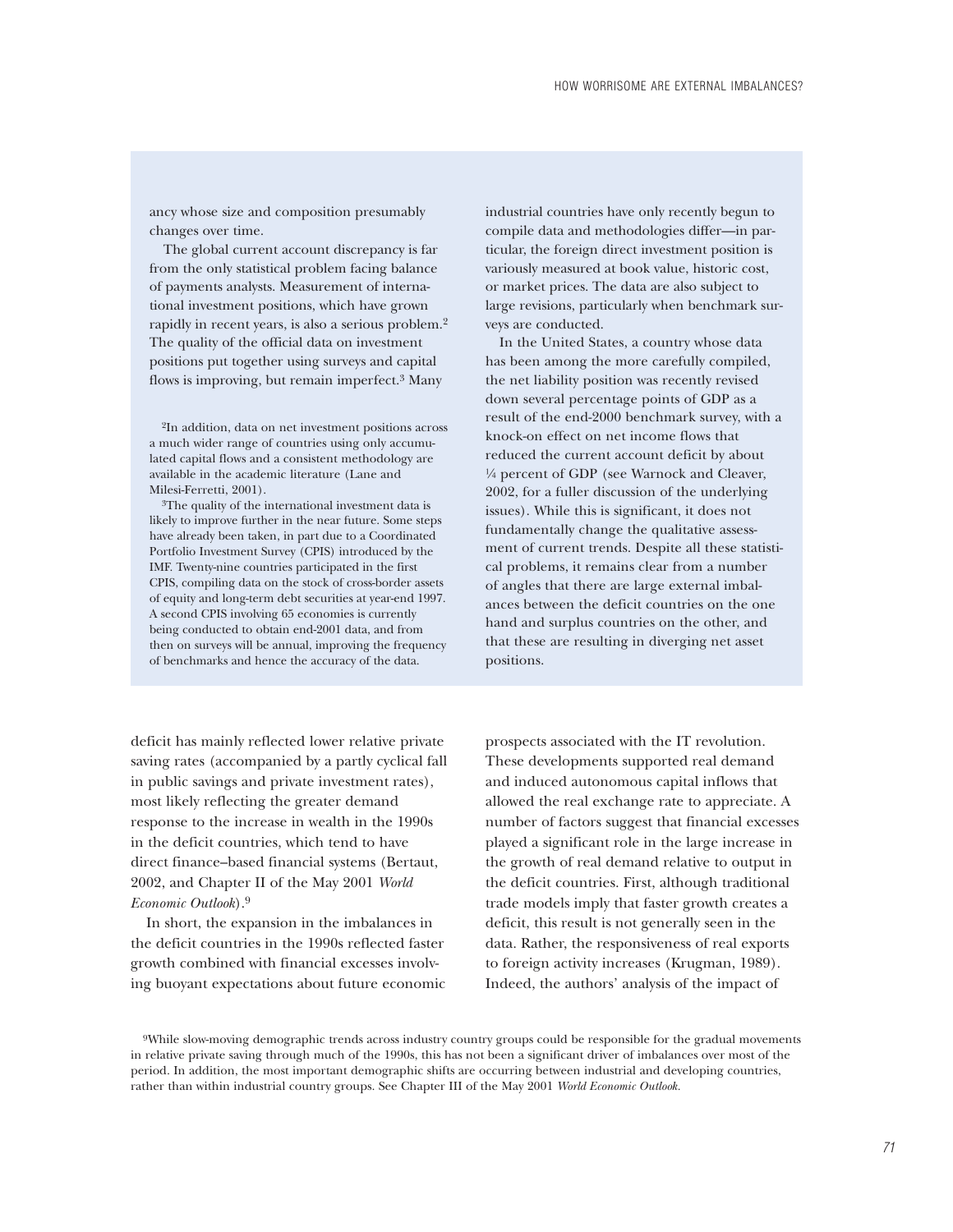ancy whose size and composition presumably changes over time.

The global current account discrepancy is far from the only statistical problem facing balance of payments analysts. Measurement of international investment positions, which have grown rapidly in recent years, is also a serious problem.[2] The quality of the official data on investment positions put together using surveys and capital flows is improving, but remain imperfect.[3] Many industrial countries have only recently begun to compile data and methodologies differ—in particular, the foreign direct investment position is variously measured at book value, historic cost, or market prices. The data are also subject to large revisions, particularly when benchmark surveys are conducted.

In the United States, a country whose data has been among the more carefully compiled, the net liability position was recently revised down several percentage points of GDP as a result of the end-2000 benchmark survey, with a knock-on effect on net income flows that reduced the current account deficit by about ¼ percent of GDP (see Warnock and Cleaver, 2002, for a fuller discussion of the underlying issues). While this is significant, it does not fundamentally change the qualitative assessment of current trends. Despite all these statistical problems, it remains clear from a number of angles that there are large external imbalances between the deficit countries on the one hand and surplus countries on the other, and that these are resulting in diverging net asset positions.

[2] In addition, data on net investment positions across a much wider range of countries using only accumulated capital flows and a consistent methodology are available in the academic literature (Lane and Milesi-Ferretti, 2001).

[3] The quality of the international investment data is likely to improve further in the near future. Some steps have already been taken, in part due to a Coordinated Portfolio Investment Survey (CPIS) introduced by the IMF. Twenty-nine countries participated in the first CPIS, compiling data on the stock of cross-border assets of equity and long-term debt securities at year-end 1997. A second CPIS involving 65 economies is currently being conducted to obtain end-2001 data, and from then on surveys will be annual, improving the frequency of benchmarks and hence the accuracy of the data.

deficit has mainly reflected lower relative private saving rates (accompanied by a partly cyclical fall in public savings and private investment rates), most likely reflecting the greater demand response to the increase in wealth in the 1990s in the deficit countries, which tend to have direct finance–based financial systems (Bertaut, 2002, and Chapter II of the May 2001 *World Economic Outlook*).[9]

In short, the expansion in the imbalances in the deficit countries in the 1990s reflected faster growth combined with financial excesses involving buoyant expectations about future economic prospects associated with the IT revolution. These developments supported real demand and induced autonomous capital inflows that allowed the real exchange rate to appreciate. A number of factors suggest that financial excesses played a significant role in the large increase in the growth of real demand relative to output in the deficit countries. First, although traditional trade models imply that faster growth creates a deficit, this result is not generally seen in the data. Rather, the responsiveness of real exports to foreign activity increases (Krugman, 1989). Indeed, the authors' analysis of the impact of

[9] While slow-moving demographic trends across industry country groups could be responsible for the gradual movements in relative private saving through much of the 1990s, this has not been a significant driver of imbalances over most of the period. In addition, the most important demographic shifts are occurring between industrial and developing countries, rather than within industrial country groups. See Chapter III of the May 2001 *World Economic Outlook*.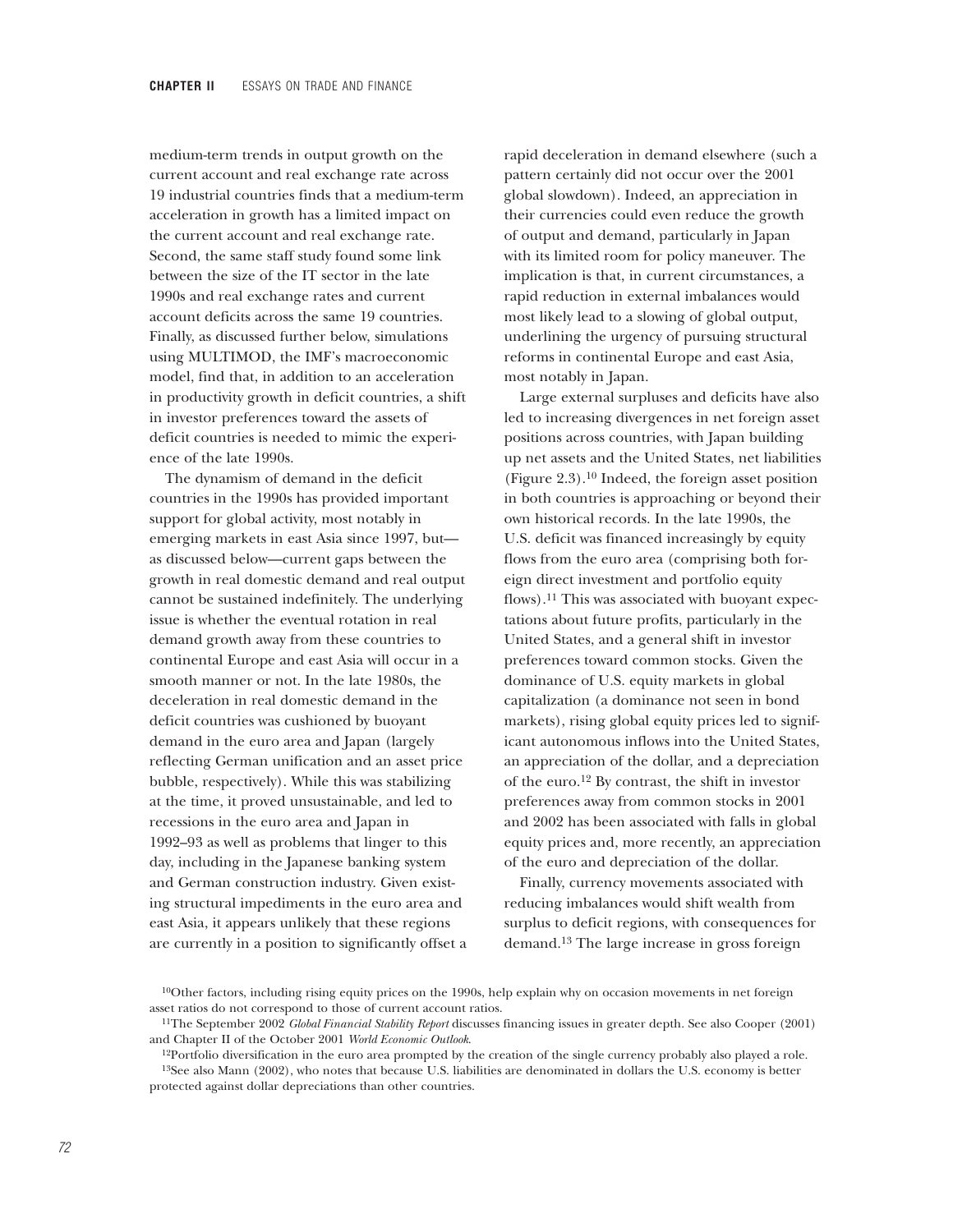medium-term trends in output growth on the current account and real exchange rate across 19 industrial countries finds that a medium-term acceleration in growth has a limited impact on the current account and real exchange rate. Second, the same staff study found some link between the size of the IT sector in the late 1990s and real exchange rates and current account deficits across the same 19 countries. Finally, as discussed further below, simulations using MULTIMOD, the IMF's macroeconomic model, find that, in addition to an acceleration in productivity growth in deficit countries, a shift in investor preferences toward the assets of deficit countries is needed to mimic the experience of the late 1990s.

The dynamism of demand in the deficit countries in the 1990s has provided important support for global activity, most notably in emerging markets in east Asia since 1997, but—as discussed below—current gaps between the growth in real domestic demand and real output cannot be sustained indefinitely. The underlying issue is whether the eventual rotation in real demand growth away from these countries to continental Europe and east Asia will occur in a smooth manner or not. In the late 1980s, the deceleration in real domestic demand in the deficit countries was cushioned by buoyant demand in the euro area and Japan (largely reflecting German unification and an asset price bubble, respectively). While this was stabilizing at the time, it proved unsustainable, and led to recessions in the euro area and Japan in 1992–93 as well as problems that linger to this day, including in the Japanese banking system and German construction industry. Given existing structural impediments in the euro area and east Asia, it appears unlikely that these regions are currently in a position to significantly offset a rapid deceleration in demand elsewhere (such a pattern certainly did not occur over the 2001 global slowdown). Indeed, an appreciation in their currencies could even reduce the growth of output and demand, particularly in Japan with its limited room for policy maneuver. The implication is that, in current circumstances, a rapid reduction in external imbalances would most likely lead to a slowing of global output, underlining the urgency of pursuing structural reforms in continental Europe and east Asia, most notably in Japan.

Large external surpluses and deficits have also led to increasing divergences in net foreign asset positions across countries, with Japan building up net assets and the United States, net liabilities (Figure 2.3).[10] Indeed, the foreign asset position in both countries is approaching or beyond their own historical records. In the late 1990s, the U.S. deficit was financed increasingly by equity flows from the euro area (comprising both foreign direct investment and portfolio equity flows).[11] This was associated with buoyant expectations about future profits, particularly in the United States, and a general shift in investor preferences toward common stocks. Given the dominance of U.S. equity markets in global capitalization (a dominance not seen in bond markets), rising global equity prices led to significant autonomous inflows into the United States, an appreciation of the dollar, and a depreciation of the euro.[12] By contrast, the shift in investor preferences away from common stocks in 2001 and 2002 has been associated with falls in global equity prices and, more recently, an appreciation of the euro and depreciation of the dollar.

Finally, currency movements associated with reducing imbalances would shift wealth from surplus to deficit regions, with consequences for demand.[13] The large increase in gross foreign

[10]Other factors, including rising equity prices on the 1990s, help explain why on occasion movements in net foreign asset ratios do not correspond to those of current account ratios.

[11]The September 2002 *Global Financial Stability Report* discusses financing issues in greater depth. See also Cooper (2001) and Chapter II of the October 2001 *World Economic Outlook*.

[12]Portfolio diversification in the euro area prompted by the creation of the single currency probably also played a role.

[13]See also Mann (2002), who notes that because U.S. liabilities are denominated in dollars the U.S. economy is better protected against dollar depreciations than other countries.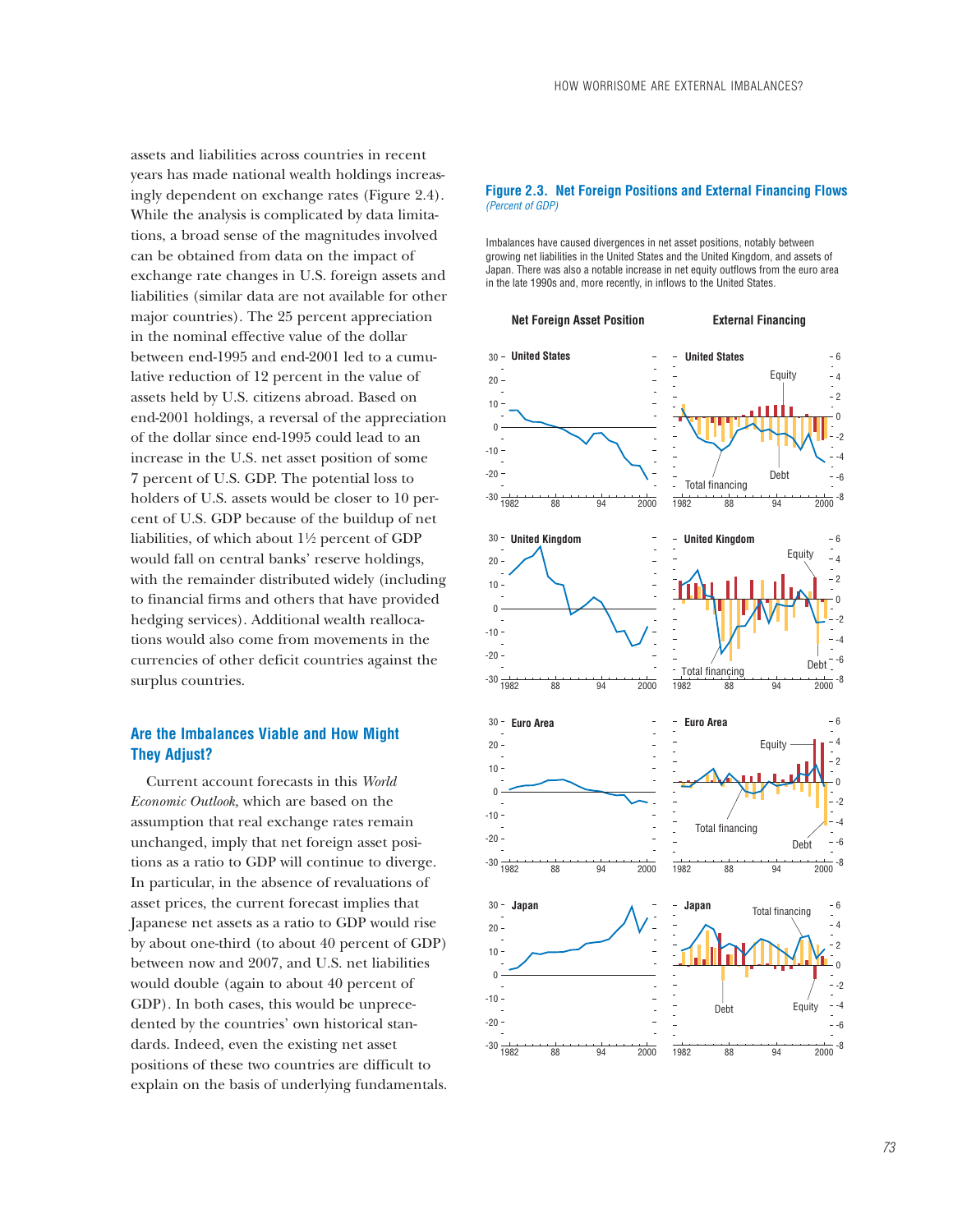assets and liabilities across countries in recent years has made national wealth holdings increasingly dependent on exchange rates (Figure 2.4). While the analysis is complicated by data limitations, a broad sense of the magnitudes involved can be obtained from data on the impact of exchange rate changes in U.S. foreign assets and liabilities (similar data are not available for other major countries). The 25 percent appreciation in the nominal effective value of the dollar between end-1995 and end-2001 led to a cumulative reduction of 12 percent in the value of assets held by U.S. citizens abroad. Based on end-2001 holdings, a reversal of the appreciation of the dollar since end-1995 could lead to an increase in the U.S. net asset position of some 7 percent of U.S. GDP. The potential loss to holders of U.S. assets would be closer to 10 percent of U.S. GDP because of the buildup of net liabilities, of which about 1½ percent of GDP would fall on central banks' reserve holdings, with the remainder distributed widely (including to financial firms and others that have provided hedging services). Additional wealth reallocations would also come from movements in the currencies of other deficit countries against the surplus countries.

## Are the Imbalances Viable and How Might They Adjust?

Current account forecasts in this *World Economic Outlook,* which are based on the assumption that real exchange rates remain unchanged, imply that net foreign asset positions as a ratio to GDP will continue to diverge. In particular, in the absence of revaluations of asset prices, the current forecast implies that Japanese net assets as a ratio to GDP would rise by about one-third (to about 40 percent of GDP) between now and 2007, and U.S. net liabilities would double (again to about 40 percent of GDP). In both cases, this would be unprecedented by the countries' own historical standards. Indeed, even the existing net asset positions of these two countries are difficult to explain on the basis of underlying fundamentals.

**Figure 2.3. Net Foreign Positions and External Financing Flows**
*(Percent of GDP)*

Imbalances have caused divergences in net asset positions, notably between growing net liabilities in the United States and the United Kingdom, and assets of Japan. There was also a notable increase in net equity outflows from the euro area in the late 1990s and, more recently, in inflows to the United States.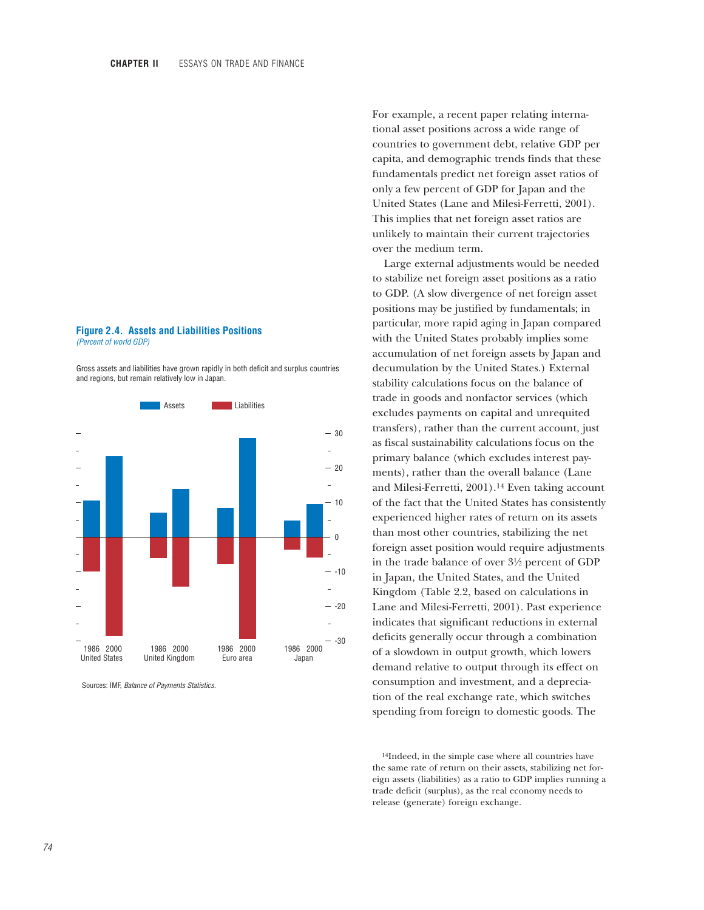**Figure 2.4. Assets and Liabilities Positions**
*(Percent of world GDP)*

Gross assets and liabilities have grown rapidly in both deficit and surplus countries and regions, but remain relatively low in Japan.

Sources: IMF, *Balance of Payments Statistics.*

For example, a recent paper relating international asset positions across a wide range of countries to government debt, relative GDP per capita, and demographic trends finds that these fundamentals predict net foreign asset ratios of only a few percent of GDP for Japan and the United States (Lane and Milesi-Ferretti, 2001). This implies that net foreign asset ratios are unlikely to maintain their current trajectories over the medium term.

Large external adjustments would be needed to stabilize net foreign asset positions as a ratio to GDP. (A slow divergence of net foreign asset positions may be justified by fundamentals; in particular, more rapid aging in Japan compared with the United States probably implies some accumulation of net foreign assets by Japan and decumulation by the United States.) External stability calculations focus on the balance of trade in goods and nonfactor services (which excludes payments on capital and unrequited transfers), rather than the current account, just as fiscal sustainability calculations focus on the primary balance (which excludes interest payments), rather than the overall balance (Lane and Milesi-Ferretti, 2001).[14] Even taking account of the fact that the United States has consistently experienced higher rates of return on its assets than most other countries, stabilizing the net foreign asset position would require adjustments in the trade balance of over 3½ percent of GDP in Japan, the United States, and the United Kingdom (Table 2.2, based on calculations in Lane and Milesi-Ferretti, 2001). Past experience indicates that significant reductions in external deficits generally occur through a combination of a slowdown in output growth, which lowers demand relative to output through its effect on consumption and investment, and a depreciation of the real exchange rate, which switches spending from foreign to domestic goods. The

[14]Indeed, in the simple case where all countries have the same rate of return on their assets, stabilizing net foreign assets (liabilities) as a ratio to GDP implies running a trade deficit (surplus), as the real economy needs to release (generate) foreign exchange.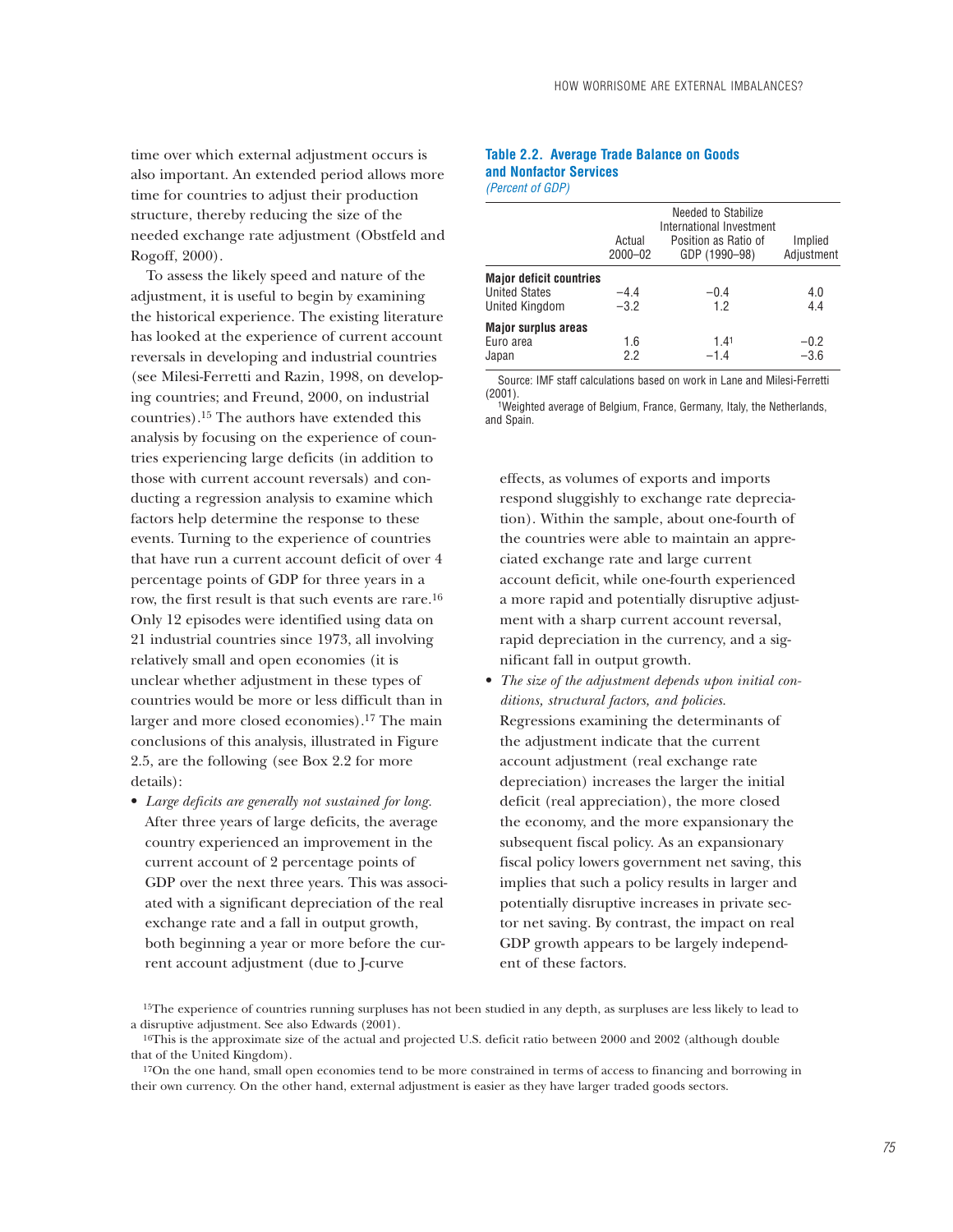time over which external adjustment occurs is also important. An extended period allows more time for countries to adjust their production structure, thereby reducing the size of the needed exchange rate adjustment (Obstfeld and Rogoff, 2000).

To assess the likely speed and nature of the adjustment, it is useful to begin by examining the historical experience. The existing literature has looked at the experience of current account reversals in developing and industrial countries (see Milesi-Ferretti and Razin, 1998, on developing countries; and Freund, 2000, on industrial countries).[15] The authors have extended this analysis by focusing on the experience of countries experiencing large deficits (in addition to those with current account reversals) and conducting a regression analysis to examine which factors help determine the response to these events. Turning to the experience of countries that have run a current account deficit of over 4 percentage points of GDP for three years in a row, the first result is that such events are rare.[16] Only 12 episodes were identified using data on 21 industrial countries since 1973, all involving relatively small and open economies (it is unclear whether adjustment in these types of countries would be more or less difficult than in larger and more closed economies).[17] The main conclusions of this analysis, illustrated in Figure 2.5, are the following (see Box 2.2 for more details):

- *Large deficits are generally not sustained for long.* After three years of large deficits, the average country experienced an improvement in the current account of 2 percentage points of GDP over the next three years. This was associated with a significant depreciation of the real exchange rate and a fall in output growth, both beginning a year or more before the current account adjustment (due to J-curve effects, as volumes of exports and imports respond sluggishly to exchange rate depreciation). Within the sample, about one-fourth of the countries were able to maintain an appreciated exchange rate and large current account deficit, while one-fourth experienced a more rapid and potentially disruptive adjustment with a sharp current account reversal, rapid depreciation in the currency, and a significant fall in output growth.
- *The size of the adjustment depends upon initial conditions, structural factors, and policies.* Regressions examining the determinants of the adjustment indicate that the current account adjustment (real exchange rate depreciation) increases the larger the initial deficit (real appreciation), the more closed the economy, and the more expansionary the subsequent fiscal policy. As an expansionary fiscal policy lowers government net saving, this implies that such a policy results in larger and potentially disruptive increases in private sector net saving. By contrast, the impact on real GDP growth appears to be largely independent of these factors.

**Table 2.2. Average Trade Balance on Goods and Nonfactor Services**
*(Percent of GDP)*

| | Actual 2000–02 | Needed to Stabilize International Investment Position as Ratio of GDP (1990–98) | Implied Adjustment |
|---|---|---|---|
| **Major deficit countries** | | | |
| United States | −4.4 | −0.4 | 4.0 |
| United Kingdom | −3.2 | 1.2 | 4.4 |
| **Major surplus areas** | | | |
| Euro area | 1.6 | 1.4[1] | −0.2 |
| Japan | 2.2 | −1.4 | −3.6 |

Source: IMF staff calculations based on work in Lane and Milesi-Ferretti (2001).
[1]Weighted average of Belgium, France, Germany, Italy, the Netherlands, and Spain.

[15]The experience of countries running surpluses has not been studied in any depth, as surpluses are less likely to lead to a disruptive adjustment. See also Edwards (2001).

[16]This is the approximate size of the actual and projected U.S. deficit ratio between 2000 and 2002 (although double that of the United Kingdom).

[17]On the one hand, small open economies tend to be more constrained in terms of access to financing and borrowing in their own currency. On the other hand, external adjustment is easier as they have larger traded goods sectors.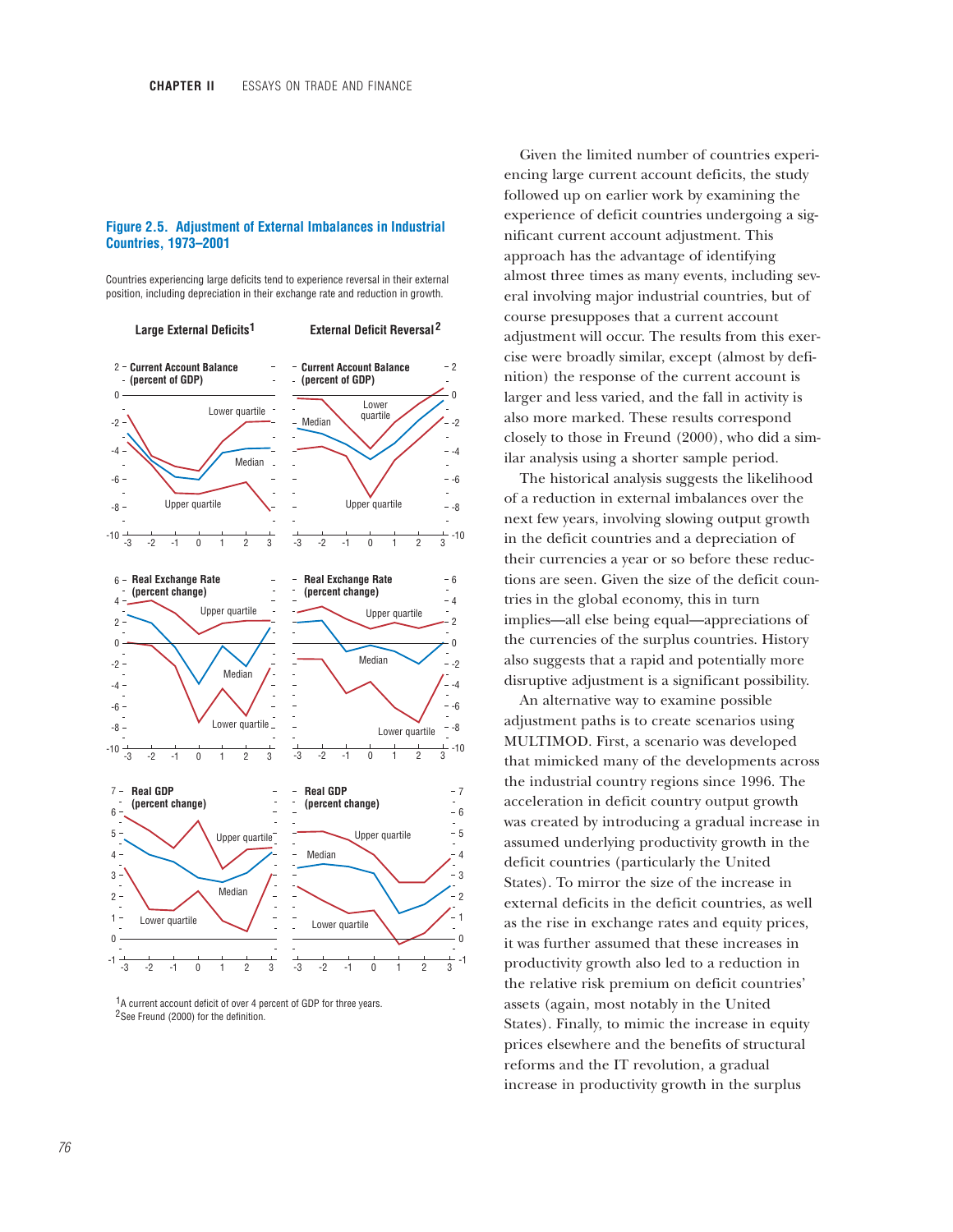### Figure 2.5. Adjustment of External Imbalances in Industrial Countries, 1973–2001

Countries experiencing large deficits tend to experience reversal in their external position, including depreciation in their exchange rate and reduction in growth.

[1]A current account deficit of over 4 percent of GDP for three years.
[2]See Freund (2000) for the definition.

Given the limited number of countries experiencing large current account deficits, the study followed up on earlier work by examining the experience of deficit countries undergoing a significant current account adjustment. This approach has the advantage of identifying almost three times as many events, including several involving major industrial countries, but of course presupposes that a current account adjustment will occur. The results from this exercise were broadly similar, except (almost by definition) the response of the current account is larger and less varied, and the fall in activity is also more marked. These results correspond closely to those in Freund (2000), who did a similar analysis using a shorter sample period.

The historical analysis suggests the likelihood of a reduction in external imbalances over the next few years, involving slowing output growth in the deficit countries and a depreciation of their currencies a year or so before these reductions are seen. Given the size of the deficit countries in the global economy, this in turn implies—all else being equal—appreciations of the currencies of the surplus countries. History also suggests that a rapid and potentially more disruptive adjustment is a significant possibility.

An alternative way to examine possible adjustment paths is to create scenarios using MULTIMOD. First, a scenario was developed that mimicked many of the developments across the industrial country regions since 1996. The acceleration in deficit country output growth was created by introducing a gradual increase in assumed underlying productivity growth in the deficit countries (particularly the United States). To mirror the size of the increase in external deficits in the deficit countries, as well as the rise in exchange rates and equity prices, it was further assumed that these increases in productivity growth also led to a reduction in the relative risk premium on deficit countries' assets (again, most notably in the United States). Finally, to mimic the increase in equity prices elsewhere and the benefits of structural reforms and the IT revolution, a gradual increase in productivity growth in the surplus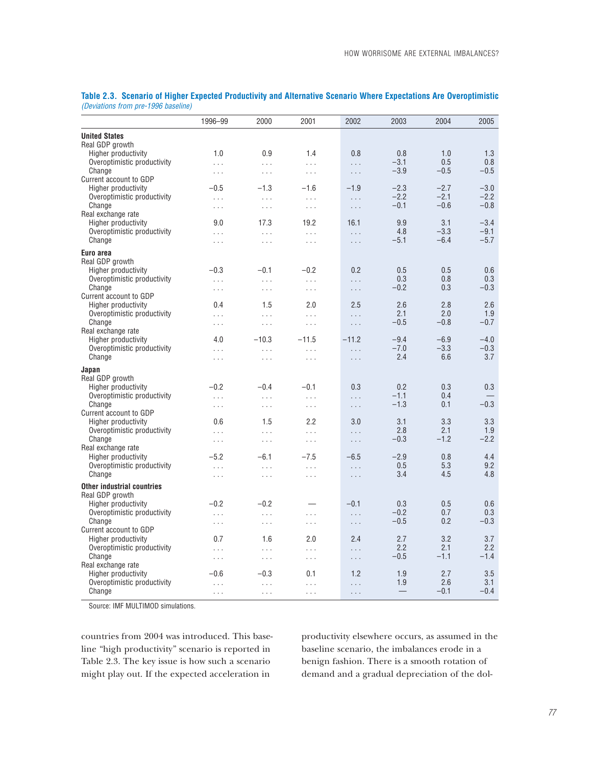**Table 2.3. Scenario of Higher Expected Productivity and Alternative Scenario Where Expectations Are Overoptimistic**
*(Deviations from pre-1996 baseline)*

| | 1996–99 | 2000 | 2001 | 2002 | 2003 | 2004 | 2005 |
|---|---|---|---|---|---|---|---|
| **United States** | | | | | | | |
| Real GDP growth | | | | | | | |
| Higher productivity | 1.0 | 0.9 | 1.4 | 0.8 | 0.8 | 1.0 | 1.3 |
| Overoptimistic productivity | ... | ... | ... | ... | −3.1 | 0.5 | 0.8 |
| Change | ... | ... | ... | ... | −3.9 | −0.5 | −0.5 |
| Current account to GDP | | | | | | | |
| Higher productivity | −0.5 | −1.3 | −1.6 | −1.9 | −2.3 | −2.7 | −3.0 |
| Overoptimistic productivity | ... | ... | ... | ... | −2.2 | −2.1 | −2.2 |
| Change | ... | ... | ... | ... | −0.1 | −0.6 | −0.8 |
| Real exchange rate | | | | | | | |
| Higher productivity | 9.0 | 17.3 | 19.2 | 16.1 | 9.9 | 3.1 | −3.4 |
| Overoptimistic productivity | ... | ... | ... | ... | 4.8 | −3.3 | −9.1 |
| Change | ... | ... | ... | ... | −5.1 | −6.4 | −5.7 |
| **Euro area** | | | | | | | |
| Real GDP growth | | | | | | | |
| Higher productivity | −0.3 | −0.1 | −0.2 | 0.2 | 0.5 | 0.5 | 0.6 |
| Overoptimistic productivity | ... | ... | ... | ... | 0.3 | 0.8 | 0.3 |
| Change | ... | ... | ... | ... | −0.2 | 0.3 | −0.3 |
| Current account to GDP | | | | | | | |
| Higher productivity | 0.4 | 1.5 | 2.0 | 2.5 | 2.6 | 2.8 | 2.6 |
| Overoptimistic productivity | ... | ... | ... | ... | 2.1 | 2.0 | 1.9 |
| Change | ... | ... | ... | ... | −0.5 | −0.8 | −0.7 |
| Real exchange rate | | | | | | | |
| Higher productivity | 4.0 | −10.3 | −11.5 | −11.2 | −9.4 | −6.9 | −4.0 |
| Overoptimistic productivity | ... | ... | ... | ... | −7.0 | −3.3 | −0.3 |
| Change | ... | ... | ... | ... | 2.4 | 6.6 | 3.7 |
| **Japan** | | | | | | | |
| Real GDP growth | | | | | | | |
| Higher productivity | −0.2 | −0.4 | −0.1 | 0.3 | 0.2 | 0.3 | 0.3 |
| Overoptimistic productivity | ... | ... | ... | ... | −1.1 | 0.4 | — |
| Change | ... | ... | ... | ... | −1.3 | 0.1 | −0.3 |
| Current account to GDP | | | | | | | |
| Higher productivity | 0.6 | 1.5 | 2.2 | 3.0 | 3.1 | 3.3 | 3.3 |
| Overoptimistic productivity | ... | ... | ... | ... | 2.8 | 2.1 | 1.9 |
| Change | ... | ... | ... | ... | −0.3 | −1.2 | −2.2 |
| Real exchange rate | | | | | | | |
| Higher productivity | −5.2 | −6.1 | −7.5 | −6.5 | −2.9 | 0.8 | 4.4 |
| Overoptimistic productivity | ... | ... | ... | ... | 0.5 | 5.3 | 9.2 |
| Change | ... | ... | ... | ... | 3.4 | 4.5 | 4.8 |
| **Other industrial countries** | | | | | | | |
| Real GDP growth | | | | | | | |
| Higher productivity | −0.2 | −0.2 | — | −0.1 | 0.3 | 0.5 | 0.6 |
| Overoptimistic productivity | ... | ... | ... | ... | −0.2 | 0.7 | 0.3 |
| Change | ... | ... | ... | ... | −0.5 | 0.2 | −0.3 |
| Current account to GDP | | | | | | | |
| Higher productivity | 0.7 | 1.6 | 2.0 | 2.4 | 2.7 | 3.2 | 3.7 |
| Overoptimistic productivity | ... | ... | ... | ... | 2.2 | 2.1 | 2.2 |
| Change | ... | ... | ... | ... | −0.5 | −1.1 | −1.4 |
| Real exchange rate | | | | | | | |
| Higher productivity | −0.6 | −0.3 | 0.1 | 1.2 | 1.9 | 2.7 | 3.5 |
| Overoptimistic productivity | ... | ... | ... | ... | 1.9 | 2.6 | 3.1 |
| Change | ... | ... | ... | ... | — | −0.1 | −0.4 |

Source: IMF MULTIMOD simulations.

countries from 2004 was introduced. This baseline "high productivity" scenario is reported in Table 2.3. The key issue is how such a scenario might play out. If the expected acceleration in productivity elsewhere occurs, as assumed in the baseline scenario, the imbalances erode in a benign fashion. There is a smooth rotation of demand and a gradual depreciation of the dol-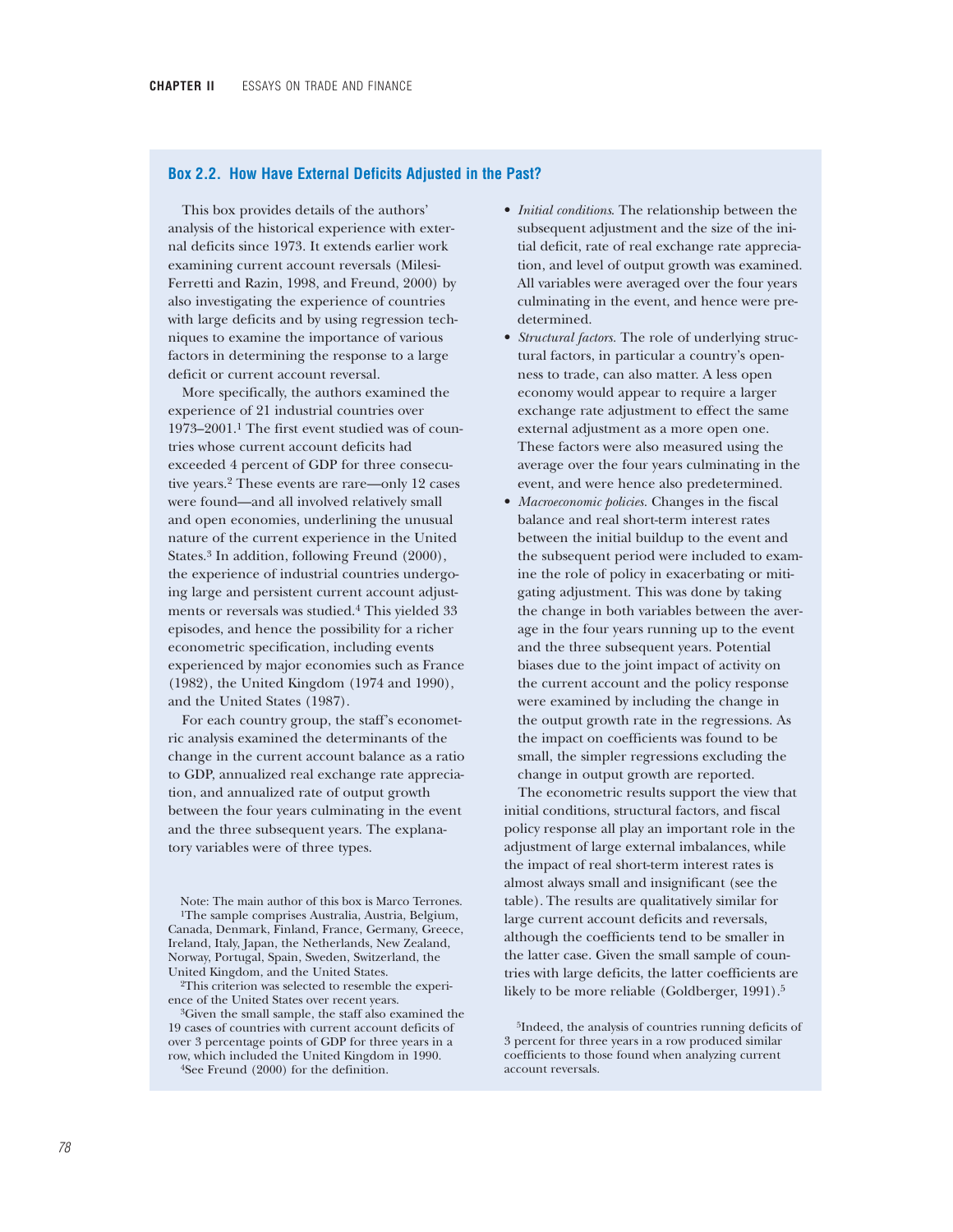### Box 2.2. How Have External Deficits Adjusted in the Past?

This box provides details of the authors' analysis of the historical experience with external deficits since 1973. It extends earlier work examining current account reversals (Milesi-Ferretti and Razin, 1998, and Freund, 2000) by also investigating the experience of countries with large deficits and by using regression techniques to examine the importance of various factors in determining the response to a large deficit or current account reversal.

More specifically, the authors examined the experience of 21 industrial countries over 1973–2001.[1] The first event studied was of countries whose current account deficits had exceeded 4 percent of GDP for three consecutive years.[2] These events are rare—only 12 cases were found—and all involved relatively small and open economies, underlining the unusual nature of the current experience in the United States.[3] In addition, following Freund (2000), the experience of industrial countries undergoing large and persistent current account adjustments or reversals was studied.[4] This yielded 33 episodes, and hence the possibility for a richer econometric specification, including events experienced by major economies such as France (1982), the United Kingdom (1974 and 1990), and the United States (1987).

For each country group, the staff's econometric analysis examined the determinants of the change in the current account balance as a ratio to GDP, annualized real exchange rate appreciation, and annualized rate of output growth between the four years culminating in the event and the three subsequent years. The explanatory variables were of three types.

- *Initial conditions*. The relationship between the subsequent adjustment and the size of the initial deficit, rate of real exchange rate appreciation, and level of output growth was examined. All variables were averaged over the four years culminating in the event, and hence were predetermined.
- *Structural factors*. The role of underlying structural factors, in particular a country's openness to trade, can also matter. A less open economy would appear to require a larger exchange rate adjustment to effect the same external adjustment as a more open one. These factors were also measured using the average over the four years culminating in the event, and were hence also predetermined.
- *Macroeconomic policies*. Changes in the fiscal balance and real short-term interest rates between the initial buildup to the event and the subsequent period were included to examine the role of policy in exacerbating or mitigating adjustment. This was done by taking the change in both variables between the average in the four years running up to the event and the three subsequent years. Potential biases due to the joint impact of activity on the current account and the policy response were examined by including the change in the output growth rate in the regressions. As the impact on coefficients was found to be small, the simpler regressions excluding the change in output growth are reported.

The econometric results support the view that initial conditions, structural factors, and fiscal policy response all play an important role in the adjustment of large external imbalances, while the impact of real short-term interest rates is almost always small and insignificant (see the table). The results are qualitatively similar for large current account deficits and reversals, although the coefficients tend to be smaller in the latter case. Given the small sample of countries with large deficits, the latter coefficients are likely to be more reliable (Goldberger, 1991).[5]

Note: The main author of this box is Marco Terrones.

[1] The sample comprises Australia, Austria, Belgium, Canada, Denmark, Finland, France, Germany, Greece, Ireland, Italy, Japan, the Netherlands, New Zealand, Norway, Portugal, Spain, Sweden, Switzerland, the United Kingdom, and the United States.

[2] This criterion was selected to resemble the experience of the United States over recent years.

[3] Given the small sample, the staff also examined the 19 cases of countries with current account deficits of over 3 percentage points of GDP for three years in a row, which included the United Kingdom in 1990.

[4] See Freund (2000) for the definition.

[5] Indeed, the analysis of countries running deficits of 3 percent for three years in a row produced similar coefficients to those found when analyzing current account reversals.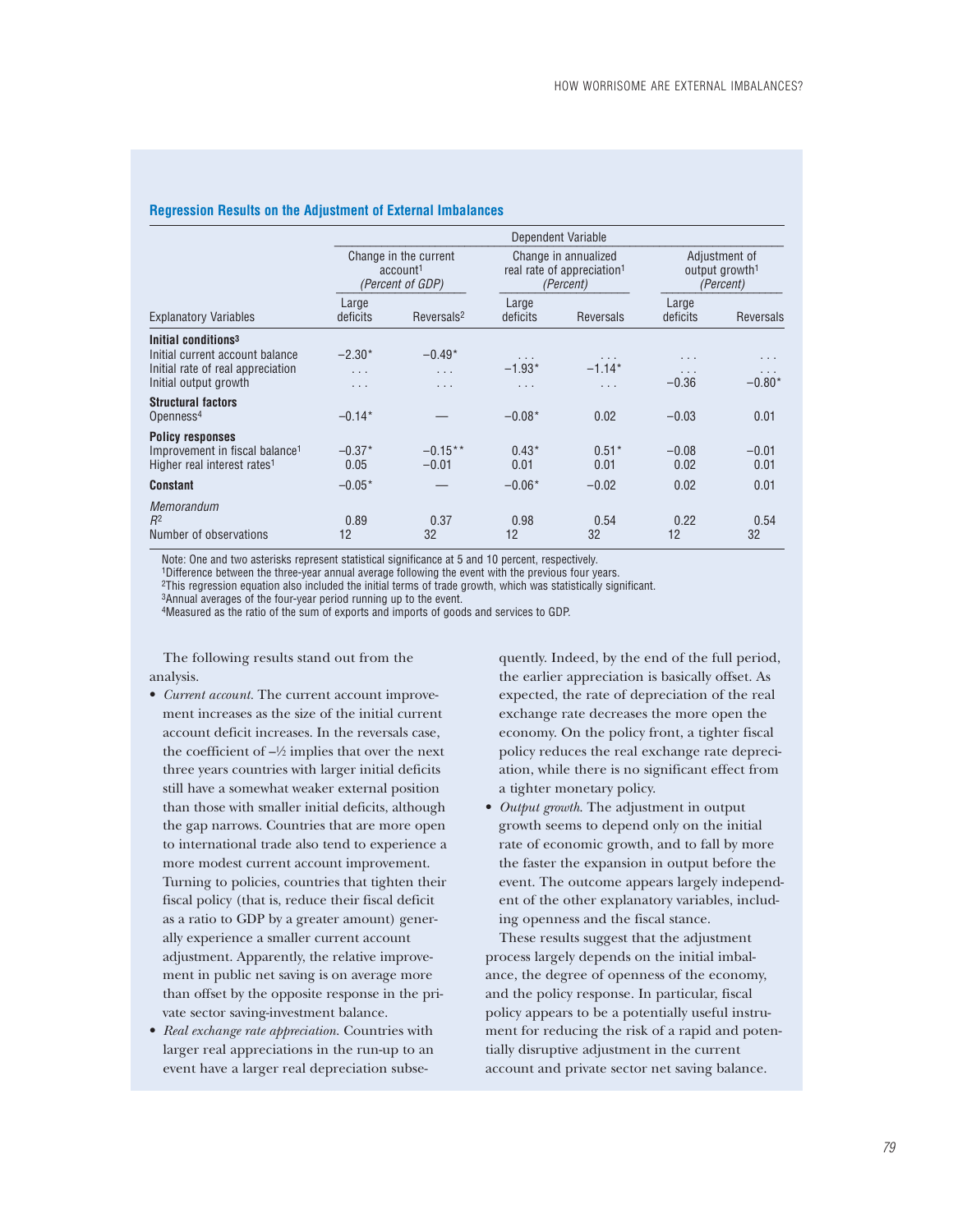### Regression Results on the Adjustment of External Imbalances

| Explanatory Variables | Change in the current account[1] (Percent of GDP) | | Change in annualized real rate of appreciation[1] (Percent) | | Adjustment of output growth[1] (Percent) | |
|---|---|---|---|---|---|---|
| | Large deficits | Reversals[2] | Large deficits | Reversals | Large deficits | Reversals |
| **Initial conditions[3]** | | | | | | |
| Initial current account balance | −2.30* | −0.49* | . . . | . . . | . . . | . . . |
| Initial rate of real appreciation | . . . | . . . | −1.93* | −1.14* | . . . | . . . |
| Initial output growth | . . . | . . . | . . . | . . . | −0.36 | −0.80* |
| **Structural factors** | | | | | | |
| Openness[4] | −0.14* | — | −0.08* | 0.02 | −0.03 | 0.01 |
| **Policy responses** | | | | | | |
| Improvement in fiscal balance[1] | −0.37* | −0.15** | 0.43* | 0.51* | −0.08 | −0.01 |
| Higher real interest rates[1] | 0.05 | −0.01 | 0.01 | 0.01 | 0.02 | 0.01 |
| **Constant** | −0.05* | — | −0.06* | −0.02 | 0.02 | 0.01 |
| *Memorandum* | | | | | | |
| $R^2$ | 0.89 | 0.37 | 0.98 | 0.54 | 0.22 | 0.54 |
| Number of observations | 12 | 32 | 12 | 32 | 12 | 32 |

Note: One and two asterisks represent statistical significance at 5 and 10 percent, respectively.
[1]Difference between the three-year annual average following the event with the previous four years.
[2]This regression equation also included the initial terms of trade growth, which was statistically significant.
[3]Annual averages of the four-year period running up to the event.
[4]Measured as the ratio of the sum of exports and imports of goods and services to GDP.

The following results stand out from the analysis.

- *Current account.* The current account improvement increases as the size of the initial current account deficit increases. In the reversals case, the coefficient of –½ implies that over the next three years countries with larger initial deficits still have a somewhat weaker external position than those with smaller initial deficits, although the gap narrows. Countries that are more open to international trade also tend to experience a more modest current account improvement. Turning to policies, countries that tighten their fiscal policy (that is, reduce their fiscal deficit as a ratio to GDP by a greater amount) generally experience a smaller current account adjustment. Apparently, the relative improvement in public net saving is on average more than offset by the opposite response in the private sector saving-investment balance.
- *Real exchange rate appreciation.* Countries with larger real appreciations in the run-up to an event have a larger real depreciation subsequently. Indeed, by the end of the full period, the earlier appreciation is basically offset. As expected, the rate of depreciation of the real exchange rate decreases the more open the economy. On the policy front, a tighter fiscal policy reduces the real exchange rate depreciation, while there is no significant effect from a tighter monetary policy.
- *Output growth.* The adjustment in output growth seems to depend only on the initial rate of economic growth, and to fall by more the faster the expansion in output before the event. The outcome appears largely independent of the other explanatory variables, including openness and the fiscal stance.

These results suggest that the adjustment process largely depends on the initial imbalance, the degree of openness of the economy, and the policy response. In particular, fiscal policy appears to be a potentially useful instrument for reducing the risk of a rapid and potentially disruptive adjustment in the current account and private sector net saving balance.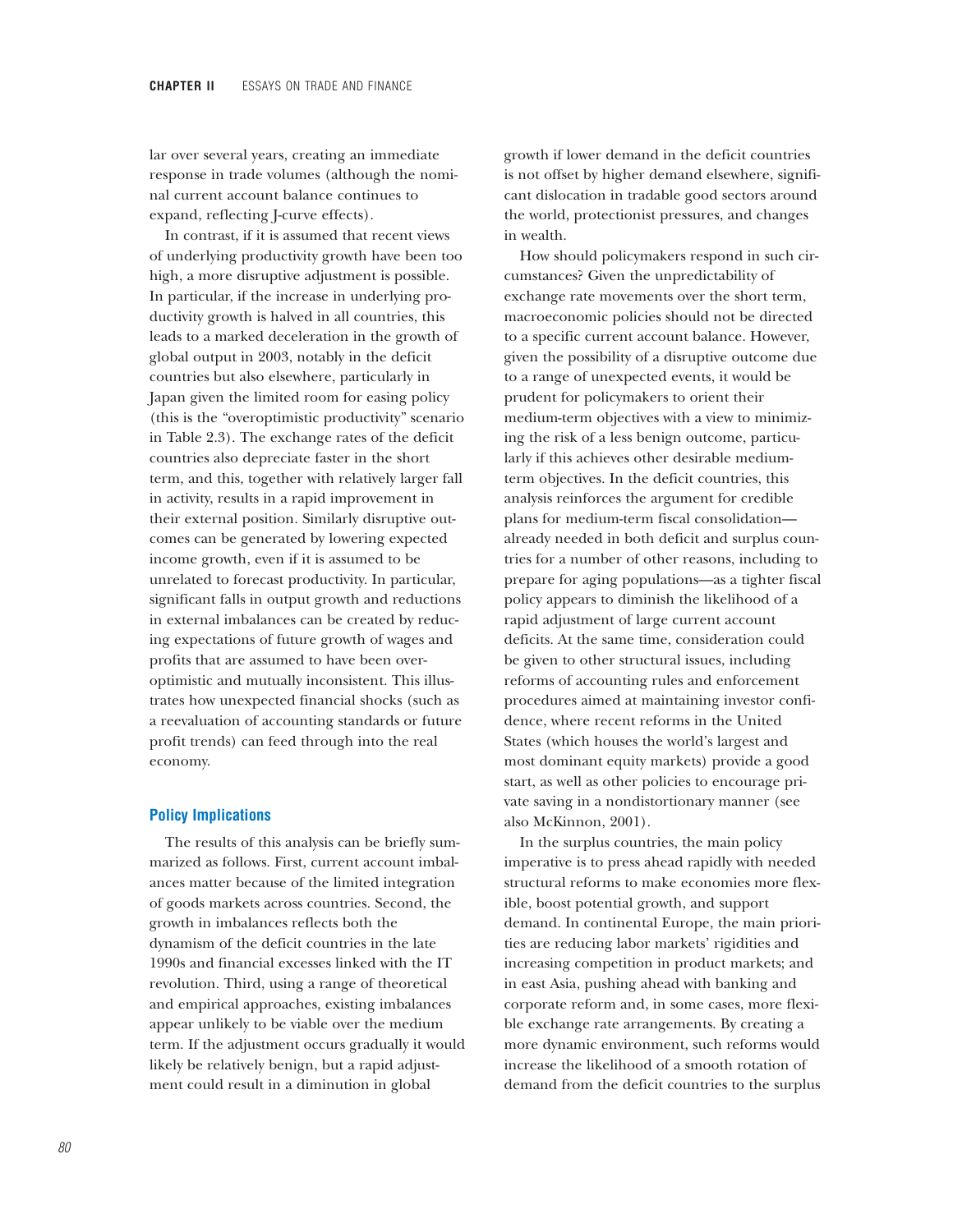lar over several years, creating an immediate response in trade volumes (although the nominal current account balance continues to expand, reflecting J-curve effects).

In contrast, if it is assumed that recent views of underlying productivity growth have been too high, a more disruptive adjustment is possible. In particular, if the increase in underlying productivity growth is halved in all countries, this leads to a marked deceleration in the growth of global output in 2003, notably in the deficit countries but also elsewhere, particularly in Japan given the limited room for easing policy (this is the "overoptimistic productivity" scenario in Table 2.3). The exchange rates of the deficit countries also depreciate faster in the short term, and this, together with relatively larger fall in activity, results in a rapid improvement in their external position. Similarly disruptive outcomes can be generated by lowering expected income growth, even if it is assumed to be unrelated to forecast productivity. In particular, significant falls in output growth and reductions in external imbalances can be created by reducing expectations of future growth of wages and profits that are assumed to have been overoptimistic and mutually inconsistent. This illustrates how unexpected financial shocks (such as a reevaluation of accounting standards or future profit trends) can feed through into the real economy.

### Policy Implications

The results of this analysis can be briefly summarized as follows. First, current account imbalances matter because of the limited integration of goods markets across countries. Second, the growth in imbalances reflects both the dynamism of the deficit countries in the late 1990s and financial excesses linked with the IT revolution. Third, using a range of theoretical and empirical approaches, existing imbalances appear unlikely to be viable over the medium term. If the adjustment occurs gradually it would likely be relatively benign, but a rapid adjustment could result in a diminution in global growth if lower demand in the deficit countries is not offset by higher demand elsewhere, significant dislocation in tradable good sectors around the world, protectionist pressures, and changes in wealth.

How should policymakers respond in such circumstances? Given the unpredictability of exchange rate movements over the short term, macroeconomic policies should not be directed to a specific current account balance. However, given the possibility of a disruptive outcome due to a range of unexpected events, it would be prudent for policymakers to orient their medium-term objectives with a view to minimizing the risk of a less benign outcome, particularly if this achieves other desirable medium-term objectives. In the deficit countries, this analysis reinforces the argument for credible plans for medium-term fiscal consolidation—already needed in both deficit and surplus countries for a number of other reasons, including to prepare for aging populations—as a tighter fiscal policy appears to diminish the likelihood of a rapid adjustment of large current account deficits. At the same time, consideration could be given to other structural issues, including reforms of accounting rules and enforcement procedures aimed at maintaining investor confidence, where recent reforms in the United States (which houses the world's largest and most dominant equity markets) provide a good start, as well as other policies to encourage private saving in a nondistortionary manner (see also McKinnon, 2001).

In the surplus countries, the main policy imperative is to press ahead rapidly with needed structural reforms to make economies more flexible, boost potential growth, and support demand. In continental Europe, the main priorities are reducing labor markets' rigidities and increasing competition in product markets; and in east Asia, pushing ahead with banking and corporate reform and, in some cases, more flexible exchange rate arrangements. By creating a more dynamic environment, such reforms would increase the likelihood of a smooth rotation of demand from the deficit countries to the surplus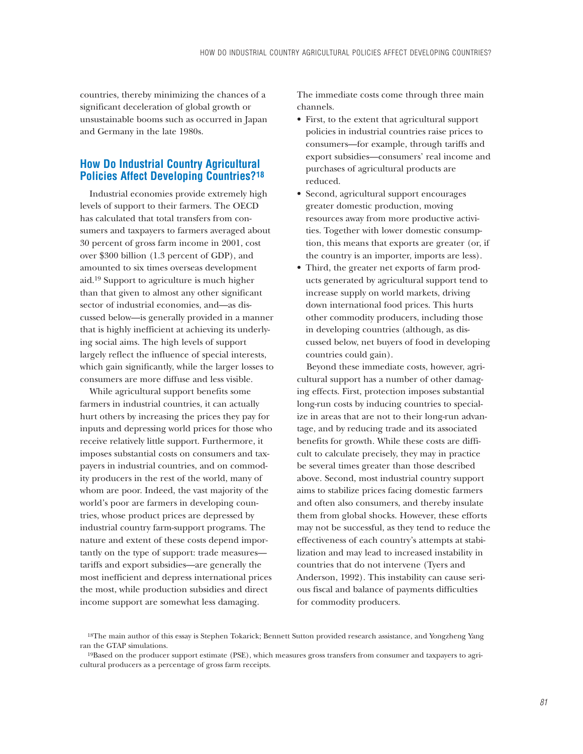countries, thereby minimizing the chances of a significant deceleration of global growth or unsustainable booms such as occurred in Japan and Germany in the late 1980s.

## How Do Industrial Country Agricultural Policies Affect Developing Countries?[18]

Industrial economies provide extremely high levels of support to their farmers. The OECD has calculated that total transfers from consumers and taxpayers to farmers averaged about 30 percent of gross farm income in 2001, cost over $300 billion (1.3 percent of GDP), and amounted to six times overseas development aid.[19] Support to agriculture is much higher than that given to almost any other significant sector of industrial economies, and—as discussed below—is generally provided in a manner that is highly inefficient at achieving its underlying social aims. The high levels of support largely reflect the influence of special interests, which gain significantly, while the larger losses to consumers are more diffuse and less visible.

While agricultural support benefits some farmers in industrial countries, it can actually hurt others by increasing the prices they pay for inputs and depressing world prices for those who receive relatively little support. Furthermore, it imposes substantial costs on consumers and taxpayers in industrial countries, and on commodity producers in the rest of the world, many of whom are poor. Indeed, the vast majority of the world's poor are farmers in developing countries, whose product prices are depressed by industrial country farm-support programs. The nature and extent of these costs depend importantly on the type of support: trade measures—tariffs and export subsidies—are generally the most inefficient and depress international prices the most, while production subsidies and direct income support are somewhat less damaging.

The immediate costs come through three main channels.

- First, to the extent that agricultural support policies in industrial countries raise prices to consumers—for example, through tariffs and export subsidies—consumers' real income and purchases of agricultural products are reduced.
- Second, agricultural support encourages greater domestic production, moving resources away from more productive activities. Together with lower domestic consumption, this means that exports are greater (or, if the country is an importer, imports are less).
- Third, the greater net exports of farm products generated by agricultural support tend to increase supply on world markets, driving down international food prices. This hurts other commodity producers, including those in developing countries (although, as discussed below, net buyers of food in developing countries could gain).

Beyond these immediate costs, however, agricultural support has a number of other damaging effects. First, protection imposes substantial long-run costs by inducing countries to specialize in areas that are not to their long-run advantage, and by reducing trade and its associated benefits for growth. While these costs are difficult to calculate precisely, they may in practice be several times greater than those described above. Second, most industrial country support aims to stabilize prices facing domestic farmers and often also consumers, and thereby insulate them from global shocks. However, these efforts may not be successful, as they tend to reduce the effectiveness of each country's attempts at stabilization and may lead to increased instability in countries that do not intervene (Tyers and Anderson, 1992). This instability can cause serious fiscal and balance of payments difficulties for commodity producers.

[18] The main author of this essay is Stephen Tokarick; Bennett Sutton provided research assistance, and Yongzheng Yang ran the GTAP simulations.

[19] Based on the producer support estimate (PSE), which measures gross transfers from consumer and taxpayers to agricultural producers as a percentage of gross farm receipts.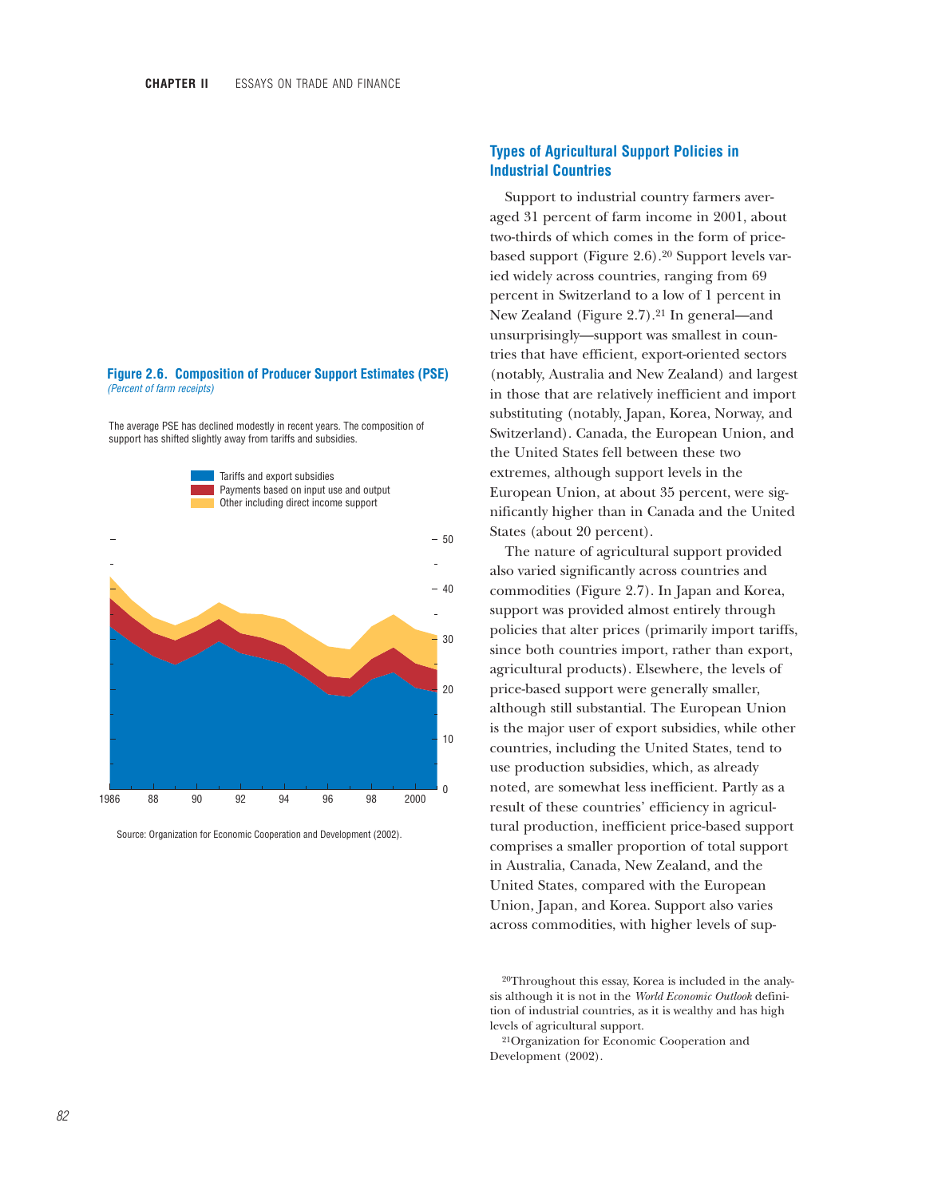**Figure 2.6. Composition of Producer Support Estimates (PSE)**
*(Percent of farm receipts)*

The average PSE has declined modestly in recent years. The composition of support has shifted slightly away from tariffs and subsidies.

Source: Organization for Economic Cooperation and Development (2002).

## Types of Agricultural Support Policies in Industrial Countries

Support to industrial country farmers averaged 31 percent of farm income in 2001, about two-thirds of which comes in the form of price-based support (Figure 2.6).[20] Support levels varied widely across countries, ranging from 69 percent in Switzerland to a low of 1 percent in New Zealand (Figure 2.7).[21] In general—and unsurprisingly—support was smallest in countries that have efficient, export-oriented sectors (notably, Australia and New Zealand) and largest in those that are relatively inefficient and import substituting (notably, Japan, Korea, Norway, and Switzerland). Canada, the European Union, and the United States fell between these two extremes, although support levels in the European Union, at about 35 percent, were significantly higher than in Canada and the United States (about 20 percent).

The nature of agricultural support provided also varied significantly across countries and commodities (Figure 2.7). In Japan and Korea, support was provided almost entirely through policies that alter prices (primarily import tariffs, since both countries import, rather than export, agricultural products). Elsewhere, the levels of price-based support were generally smaller, although still substantial. The European Union is the major user of export subsidies, while other countries, including the United States, tend to use production subsidies, which, as already noted, are somewhat less inefficient. Partly as a result of these countries' efficiency in agricultural production, inefficient price-based support comprises a smaller proportion of total support in Australia, Canada, New Zealand, and the United States, compared with the European Union, Japan, and Korea. Support also varies across commodities, with higher levels of sup-

[20]Throughout this essay, Korea is included in the analysis although it is not in the *World Economic Outlook* definition of industrial countries, as it is wealthy and has high levels of agricultural support.

[21]Organization for Economic Cooperation and Development (2002).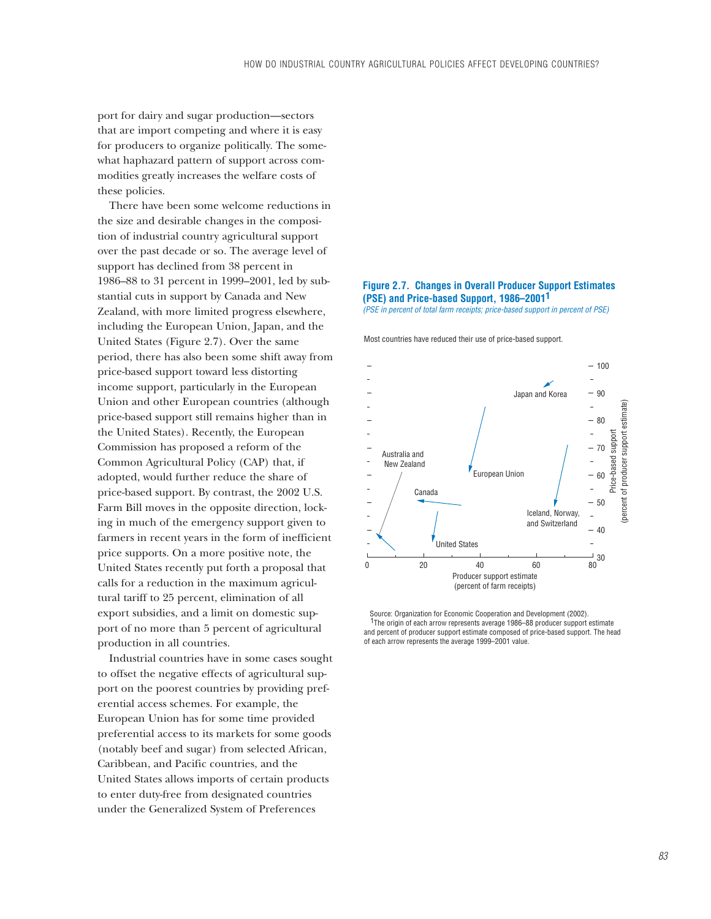port for dairy and sugar production—sectors that are import competing and where it is easy for producers to organize politically. The somewhat haphazard pattern of support across commodities greatly increases the welfare costs of these policies.

There have been some welcome reductions in the size and desirable changes in the composition of industrial country agricultural support over the past decade or so. The average level of support has declined from 38 percent in 1986–88 to 31 percent in 1999–2001, led by substantial cuts in support by Canada and New Zealand, with more limited progress elsewhere, including the European Union, Japan, and the United States (Figure 2.7). Over the same period, there has also been some shift away from price-based support toward less distorting income support, particularly in the European Union and other European countries (although price-based support still remains higher than in the United States). Recently, the European Commission has proposed a reform of the Common Agricultural Policy (CAP) that, if adopted, would further reduce the share of price-based support. By contrast, the 2002 U.S. Farm Bill moves in the opposite direction, locking in much of the emergency support given to farmers in recent years in the form of inefficient price supports. On a more positive note, the United States recently put forth a proposal that calls for a reduction in the maximum agricultural tariff to 25 percent, elimination of all export subsidies, and a limit on domestic support of no more than 5 percent of agricultural production in all countries.

Industrial countries have in some cases sought to offset the negative effects of agricultural support on the poorest countries by providing preferential access schemes. For example, the European Union has for some time provided preferential access to its markets for some goods (notably beef and sugar) from selected African, Caribbean, and Pacific countries, and the United States allows imports of certain products to enter duty-free from designated countries under the Generalized System of Preferences

**Figure 2.7. Changes in Overall Producer Support Estimates (PSE) and Price-based Support, 1986–2001**[1]

*(PSE in percent of total farm receipts; price-based support in percent of PSE)*

Most countries have reduced their use of price-based support.

Source: Organization for Economic Cooperation and Development (2002).

[1]The origin of each arrow represents average 1986–88 producer support estimate and percent of producer support estimate composed of price-based support. The head of each arrow represents the average 1999–2001 value.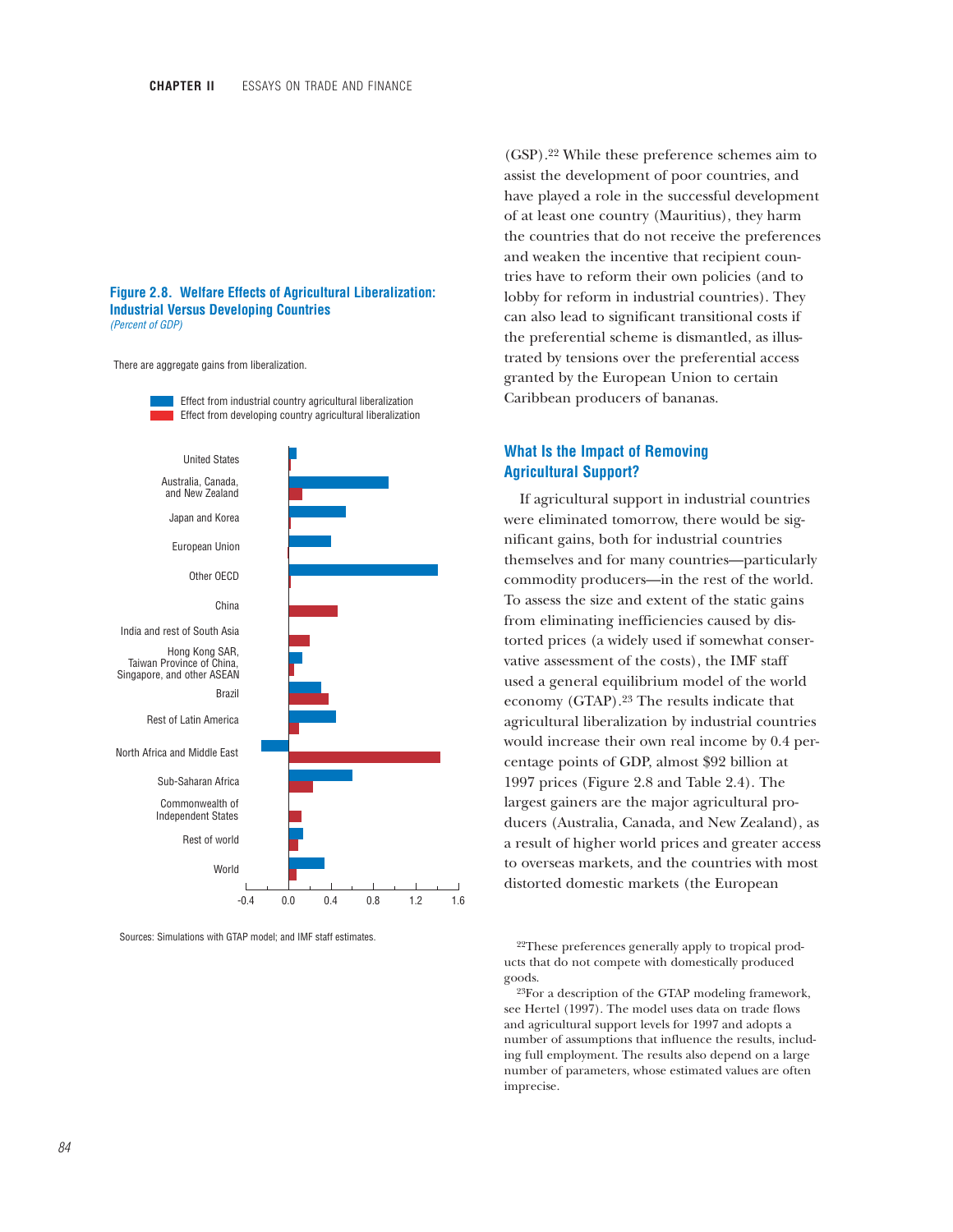**Figure 2.8. Welfare Effects of Agricultural Liberalization: Industrial Versus Developing Countries**
*(Percent of GDP)*

There are aggregate gains from liberalization.

Sources: Simulations with GTAP model; and IMF staff estimates.

(GSP).[22] While these preference schemes aim to assist the development of poor countries, and have played a role in the successful development of at least one country (Mauritius), they harm the countries that do not receive the preferences and weaken the incentive that recipient countries have to reform their own policies (and to lobby for reform in industrial countries). They can also lead to significant transitional costs if the preferential scheme is dismantled, as illustrated by tensions over the preferential access granted by the European Union to certain Caribbean producers of bananas.

## What Is the Impact of Removing Agricultural Support?

If agricultural support in industrial countries were eliminated tomorrow, there would be significant gains, both for industrial countries themselves and for many countries—particularly commodity producers—in the rest of the world. To assess the size and extent of the static gains from eliminating inefficiencies caused by distorted prices (a widely used if somewhat conservative assessment of the costs), the IMF staff used a general equilibrium model of the world economy (GTAP).[23] The results indicate that agricultural liberalization by industrial countries would increase their own real income by 0.4 percentage points of GDP, almost $92 billion at 1997 prices (Figure 2.8 and Table 2.4). The largest gainers are the major agricultural producers (Australia, Canada, and New Zealand), as a result of higher world prices and greater access to overseas markets, and the countries with most distorted domestic markets (the European

[22] These preferences generally apply to tropical products that do not compete with domestically produced goods.

[23] For a description of the GTAP modeling framework, see Hertel (1997). The model uses data on trade flows and agricultural support levels for 1997 and adopts a number of assumptions that influence the results, including full employment. The results also depend on a large number of parameters, whose estimated values are often imprecise.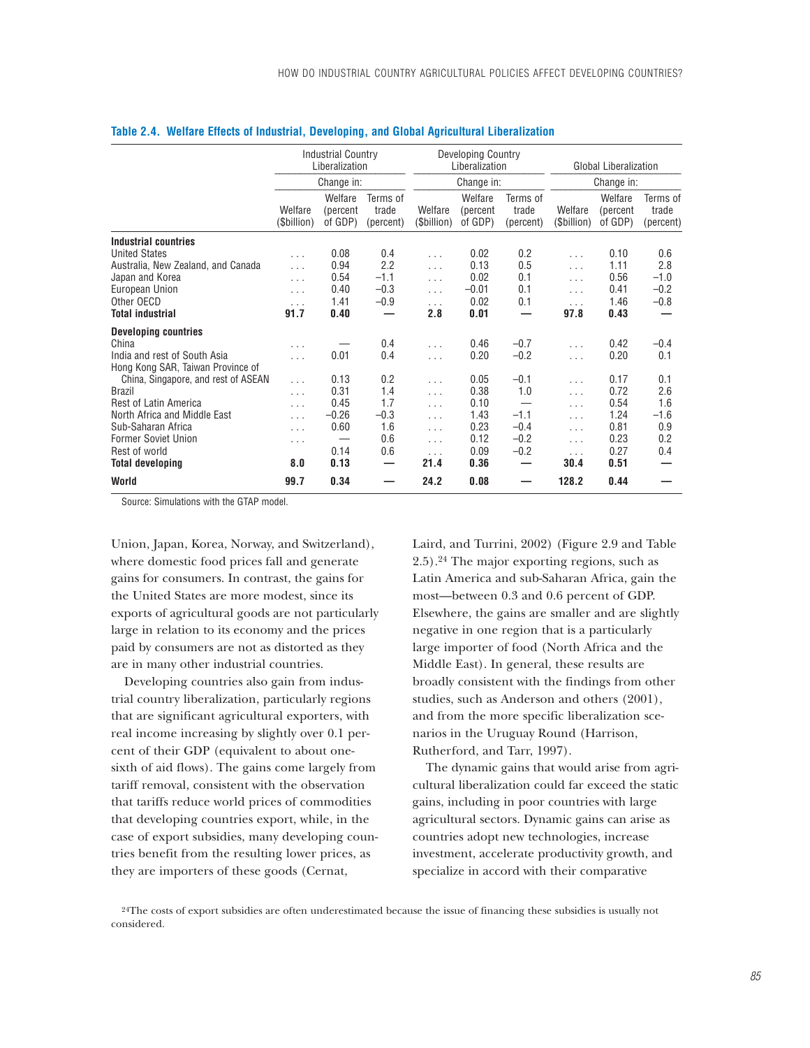**Table 2.4. Welfare Effects of Industrial, Developing, and Global Agricultural Liberalization**

| | Industrial Country Liberalization | | | Developing Country Liberalization | | | Global Liberalization | | |
|---|---|---|---|---|---|---|---|---|---|
| | Change in: | | | Change in: | | | Change in: | | |
| | Welfare ($billion) | Welfare (percent of GDP) | Terms of trade (percent) | Welfare ($billion) | Welfare (percent of GDP) | Terms of trade (percent) | Welfare ($billion) | Welfare (percent of GDP) | Terms of trade (percent) |
| **Industrial countries** | | | | | | | | | |
| United States | . . . | 0.08 | 0.4 | . . . | 0.02 | 0.2 | . . . | 0.10 | 0.6 |
| Australia, New Zealand, and Canada | . . . | 0.94 | 2.2 | . . . | 0.13 | 0.5 | . . . | 1.11 | 2.8 |
| Japan and Korea | . . . | 0.54 | −1.1 | . . . | 0.02 | 0.1 | . . . | 0.56 | −1.0 |
| European Union | . . . | 0.40 | −0.3 | . . . | −0.01 | 0.1 | . . . | 0.41 | −0.2 |
| Other OECD | . . . | 1.41 | −0.9 | . . . | 0.02 | 0.1 | . . . | 1.46 | −0.8 |
| **Total industrial** | **91.7** | **0.40** | **—** | **2.8** | **0.01** | **—** | **97.8** | **0.43** | **—** |
| **Developing countries** | | | | | | | | | |
| China | . . . | — | 0.4 | . . . | 0.46 | −0.7 | . . . | 0.42 | −0.4 |
| India and rest of South Asia | . . . | 0.01 | 0.4 | . . . | 0.20 | −0.2 | . . . | 0.20 | 0.1 |
| Hong Kong SAR, Taiwan Province of China, Singapore, and rest of ASEAN | . . . | 0.13 | 0.2 | . . . | 0.05 | −0.1 | . . . | 0.17 | 0.1 |
| Brazil | . . . | 0.31 | 1.4 | . . . | 0.38 | 1.0 | . . . | 0.72 | 2.6 |
| Rest of Latin America | . . . | 0.45 | 1.7 | . . . | 0.10 | — | . . . | 0.54 | 1.6 |
| North Africa and Middle East | . . . | −0.26 | −0.3 | . . . | 1.43 | −1.1 | . . . | 1.24 | −1.6 |
| Sub-Saharan Africa | . . . | 0.60 | 1.6 | . . . | 0.23 | −0.4 | . . . | 0.81 | 0.9 |
| Former Soviet Union | . . . | — | 0.6 | . . . | 0.12 | −0.2 | . . . | 0.23 | 0.2 |
| Rest of world | | 0.14 | 0.6 | . . . | 0.09 | −0.2 | . . . | 0.27 | 0.4 |
| **Total developing** | **8.0** | **0.13** | **—** | **21.4** | **0.36** | **—** | **30.4** | **0.51** | **—** |
| **World** | **99.7** | **0.34** | **—** | **24.2** | **0.08** | **—** | **128.2** | **0.44** | **—** |

Source: Simulations with the GTAP model.

Union, Japan, Korea, Norway, and Switzerland), where domestic food prices fall and generate gains for consumers. In contrast, the gains for the United States are more modest, since its exports of agricultural goods are not particularly large in relation to its economy and the prices paid by consumers are not as distorted as they are in many other industrial countries.

Developing countries also gain from industrial country liberalization, particularly regions that are significant agricultural exporters, with real income increasing by slightly over 0.1 percent of their GDP (equivalent to about one-sixth of aid flows). The gains come largely from tariff removal, consistent with the observation that tariffs reduce world prices of commodities that developing countries export, while, in the case of export subsidies, many developing countries benefit from the resulting lower prices, as they are importers of these goods (Cernat, Laird, and Turrini, 2002) (Figure 2.9 and Table 2.5).[24] The major exporting regions, such as Latin America and sub-Saharan Africa, gain the most—between 0.3 and 0.6 percent of GDP. Elsewhere, the gains are smaller and are slightly negative in one region that is a particularly large importer of food (North Africa and the Middle East). In general, these results are broadly consistent with the findings from other studies, such as Anderson and others (2001), and from the more specific liberalization scenarios in the Uruguay Round (Harrison, Rutherford, and Tarr, 1997).

The dynamic gains that would arise from agricultural liberalization could far exceed the static gains, including in poor countries with large agricultural sectors. Dynamic gains can arise as countries adopt new technologies, increase investment, accelerate productivity growth, and specialize in accord with their comparative

[24]The costs of export subsidies are often underestimated because the issue of financing these subsidies is usually not considered.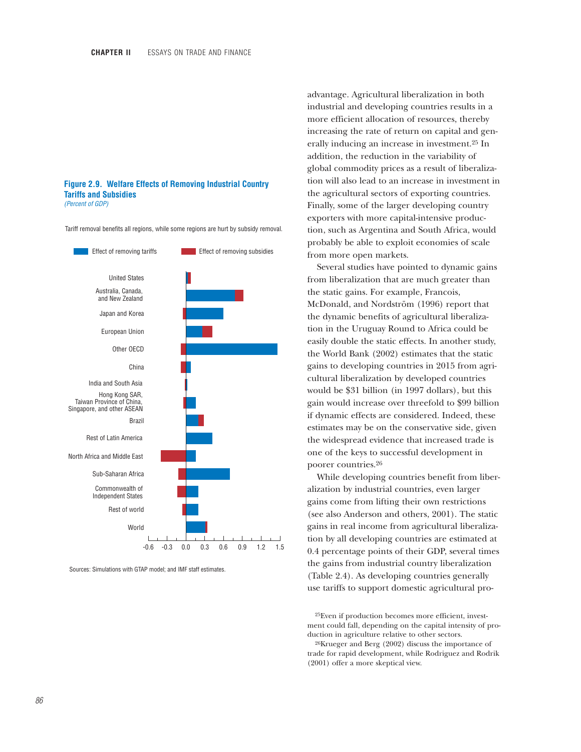**Figure 2.9. Welfare Effects of Removing Industrial Country Tariffs and Subsidies**
*(Percent of GDP)*

Tariff removal benefits all regions, while some regions are hurt by subsidy removal.

Sources: Simulations with GTAP model; and IMF staff estimates.

advantage. Agricultural liberalization in both industrial and developing countries results in a more efficient allocation of resources, thereby increasing the rate of return on capital and generally inducing an increase in investment.[25] In addition, the reduction in the variability of global commodity prices as a result of liberalization will also lead to an increase in investment in the agricultural sectors of exporting countries. Finally, some of the larger developing country exporters with more capital-intensive production, such as Argentina and South Africa, would probably be able to exploit economies of scale from more open markets.

Several studies have pointed to dynamic gains from liberalization that are much greater than the static gains. For example, Francois, McDonald, and Nordström (1996) report that the dynamic benefits of agricultural liberalization in the Uruguay Round to Africa could be easily double the static effects. In another study, the World Bank (2002) estimates that the static gains to developing countries in 2015 from agricultural liberalization by developed countries would be $31 billion (in 1997 dollars), but this gain would increase over threefold to $99 billion if dynamic effects are considered. Indeed, these estimates may be on the conservative side, given the widespread evidence that increased trade is one of the keys to successful development in poorer countries.[26]

While developing countries benefit from liberalization by industrial countries, even larger gains come from lifting their own restrictions (see also Anderson and others, 2001). The static gains in real income from agricultural liberalization by all developing countries are estimated at 0.4 percentage points of their GDP, several times the gains from industrial country liberalization (Table 2.4). As developing countries generally use tariffs to support domestic agricultural pro-

[25]Even if production becomes more efficient, investment could fall, depending on the capital intensity of production in agriculture relative to other sectors.

[26]Krueger and Berg (2002) discuss the importance of trade for rapid development, while Rodriguez and Rodrik (2001) offer a more skeptical view.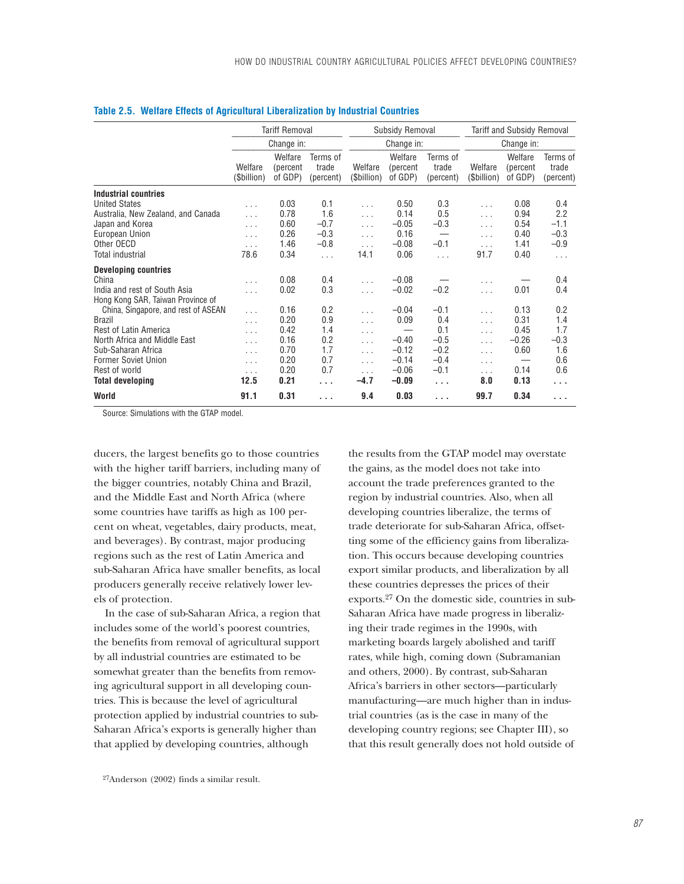**Table 2.5. Welfare Effects of Agricultural Liberalization by Industrial Countries**

| | Tariff Removal | | | Subsidy Removal | | | Tariff and Subsidy Removal | | |
|---|---|---|---|---|---|---|---|---|---|
| | Change in: | | | Change in: | | | Change in: | | |
| | Welfare ($billion) | Welfare (percent of GDP) | Terms of trade (percent) | Welfare ($billion) | Welfare (percent of GDP) | Terms of trade (percent) | Welfare ($billion) | Welfare (percent of GDP) | Terms of trade (percent) |
| **Industrial countries** | | | | | | | | | |
| United States | . . . | 0.03 | 0.1 | . . . | 0.50 | 0.3 | . . . | 0.08 | 0.4 |
| Australia, New Zealand, and Canada | . . . | 0.78 | 1.6 | . . . | 0.14 | 0.5 | . . . | 0.94 | 2.2 |
| Japan and Korea | . . . | 0.60 | –0.7 | . . . | –0.05 | –0.3 | . . . | 0.54 | –1.1 |
| European Union | . . . | 0.26 | –0.3 | . . . | 0.16 | — | . . . | 0.40 | –0.3 |
| Other OECD | . . . | 1.46 | –0.8 | . . . | –0.08 | –0.1 | . . . | 1.41 | –0.9 |
| Total industrial | 78.6 | 0.34 | . . . | 14.1 | 0.06 | . . . | 91.7 | 0.40 | . . . |
| **Developing countries** | | | | | | | | | |
| China | . . . | 0.08 | 0.4 | . . . | –0.08 | — | . . . | — | 0.4 |
| India and rest of South Asia | . . . | 0.02 | 0.3 | . . . | –0.02 | –0.2 | . . . | 0.01 | 0.4 |
| Hong Kong SAR, Taiwan Province of China, Singapore, and rest of ASEAN | . . . | 0.16 | 0.2 | . . . | –0.04 | –0.1 | . . . | 0.13 | 0.2 |
| Brazil | . . . | 0.20 | 0.9 | . . . | 0.09 | 0.4 | . . . | 0.31 | 1.4 |
| Rest of Latin America | . . . | 0.42 | 1.4 | . . . | — | 0.1 | . . . | 0.45 | 1.7 |
| North Africa and Middle East | . . . | 0.16 | 0.2 | . . . | –0.40 | –0.5 | . . . | –0.26 | –0.3 |
| Sub-Saharan Africa | . . . | 0.70 | 1.7 | . . . | –0.12 | –0.2 | . . . | 0.60 | 1.6 |
| Former Soviet Union | . . . | 0.20 | 0.7 | . . . | –0.14 | –0.4 | . . . | — | 0.6 |
| Rest of world | . . . | 0.20 | 0.7 | . . . | –0.06 | –0.1 | . . . | 0.14 | 0.6 |
| **Total developing** | **12.5** | **0.21** | **. . .** | **–4.7** | **–0.09** | **. . .** | **8.0** | **0.13** | **. . .** |
| **World** | **91.1** | **0.31** | **. . .** | **9.4** | **0.03** | **. . .** | **99.7** | **0.34** | **. . .** |

Source: Simulations with the GTAP model.

ducers, the largest benefits go to those countries with the higher tariff barriers, including many of the bigger countries, notably China and Brazil, and the Middle East and North Africa (where some countries have tariffs as high as 100 percent on wheat, vegetables, dairy products, meat, and beverages). By contrast, major producing regions such as the rest of Latin America and sub-Saharan Africa have smaller benefits, as local producers generally receive relatively lower levels of protection.

In the case of sub-Saharan Africa, a region that includes some of the world's poorest countries, the benefits from removal of agricultural support by all industrial countries are estimated to be somewhat greater than the benefits from removing agricultural support in all developing countries. This is because the level of agricultural protection applied by industrial countries to sub-Saharan Africa's exports is generally higher than that applied by developing countries, although the results from the GTAP model may overstate the gains, as the model does not take into account the trade preferences granted to the region by industrial countries. Also, when all developing countries liberalize, the terms of trade deteriorate for sub-Saharan Africa, offsetting some of the efficiency gains from liberalization. This occurs because developing countries export similar products, and liberalization by all these countries depresses the prices of their exports.[27] On the domestic side, countries in sub-Saharan Africa have made progress in liberalizing their trade regimes in the 1990s, with marketing boards largely abolished and tariff rates, while high, coming down (Subramanian and others, 2000). By contrast, sub-Saharan Africa's barriers in other sectors—particularly manufacturing—are much higher than in industrial countries (as is the case in many of the developing country regions; see Chapter III), so that this result generally does not hold outside of

[27]Anderson (2002) finds a similar result.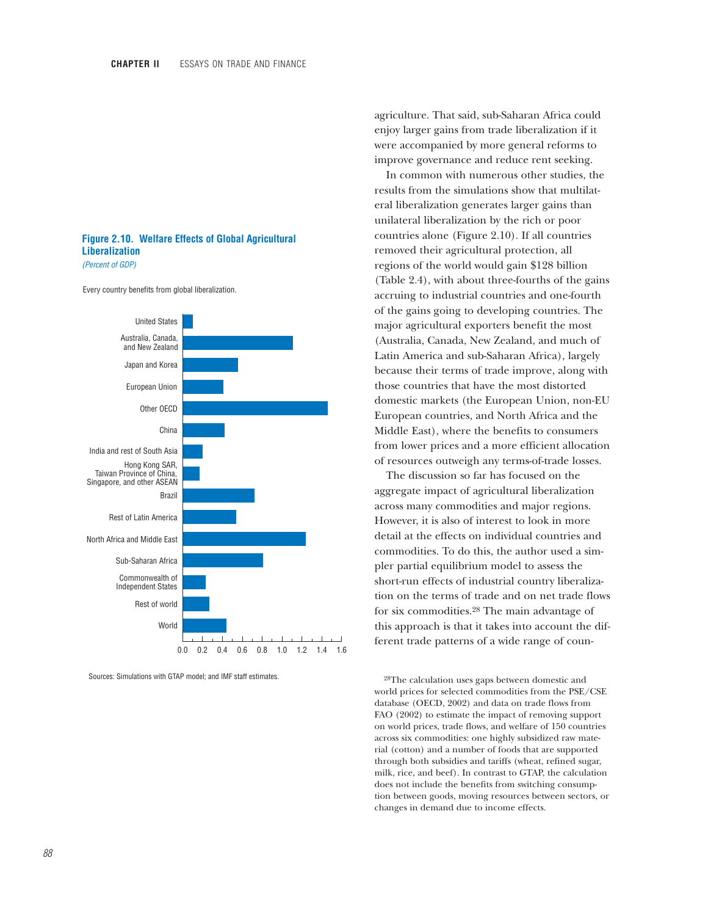**Figure 2.10. Welfare Effects of Global Agricultural Liberalization**

*(Percent of GDP)*

Every country benefits from global liberalization.

| Region | Percent of GDP (approx.) |
|---|---|
| United States | 0.1 |
| Australia, Canada, and New Zealand | 1.1 |
| Japan and Korea | 0.55 |
| European Union | 0.4 |
| Other OECD | 1.45 |
| China | 0.4 |
| India and rest of South Asia | 0.2 |
| Hong Kong SAR, Taiwan Province of China, Singapore, and other ASEAN | 0.15 |
| Brazil | 0.7 |
| Rest of Latin America | 0.55 |
| North Africa and Middle East | 1.25 |
| Sub-Saharan Africa | 0.8 |
| Commonwealth of Independent States | 0.2 |
| Rest of world | 0.25 |
| World | 0.45 |

Sources: Simulations with GTAP model; and IMF staff estimates.

agriculture. That said, sub-Saharan Africa could enjoy larger gains from trade liberalization if it were accompanied by more general reforms to improve governance and reduce rent seeking.

In common with numerous other studies, the results from the simulations show that multilateral liberalization generates larger gains than unilateral liberalization by the rich or poor countries alone (Figure 2.10). If all countries removed their agricultural protection, all regions of the world would gain $128 billion (Table 2.4), with about three-fourths of the gains accruing to industrial countries and one-fourth of the gains going to developing countries. The major agricultural exporters benefit the most (Australia, Canada, New Zealand, and much of Latin America and sub-Saharan Africa), largely because their terms of trade improve, along with those countries that have the most distorted domestic markets (the European Union, non-EU European countries, and North Africa and the Middle East), where the benefits to consumers from lower prices and a more efficient allocation of resources outweigh any terms-of-trade losses.

The discussion so far has focused on the aggregate impact of agricultural liberalization across many commodities and major regions. However, it is also of interest to look in more detail at the effects on individual countries and commodities. To do this, the author used a simpler partial equilibrium model to assess the short-run effects of industrial country liberalization on the terms of trade and on net trade flows for six commodities.[28] The main advantage of this approach is that it takes into account the different trade patterns of a wide range of coun-

[28]The calculation uses gaps between domestic and world prices for selected commodities from the PSE/CSE database (OECD, 2002) and data on trade flows from FAO (2002) to estimate the impact of removing support on world prices, trade flows, and welfare of 150 countries across six commodities: one highly subsidized raw material (cotton) and a number of foods that are supported through both subsidies and tariffs (wheat, refined sugar, milk, rice, and beef). In contrast to GTAP, the calculation does not include the benefits from switching consumption between goods, moving resources between sectors, or changes in demand due to income effects.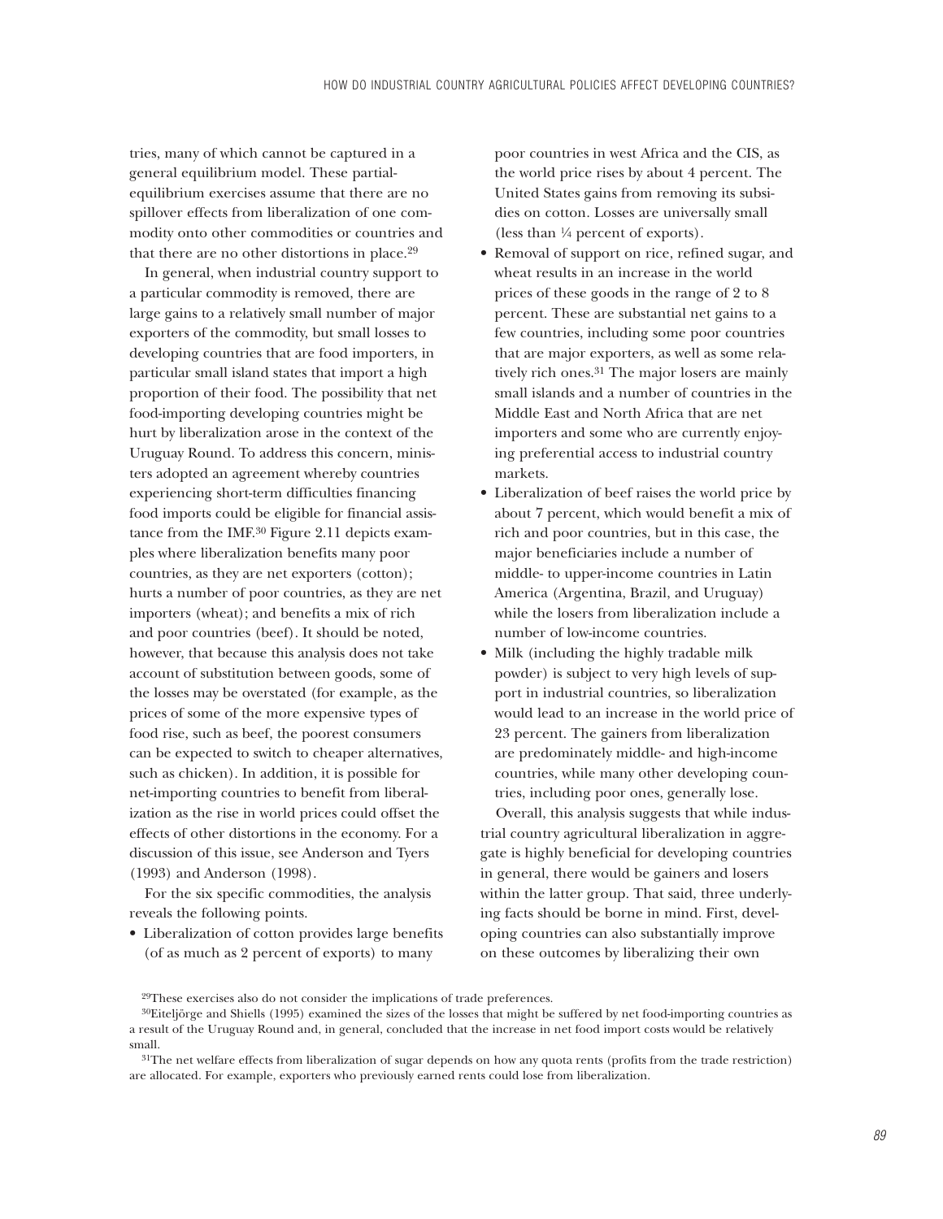tries, many of which cannot be captured in a general equilibrium model. These partial-equilibrium exercises assume that there are no spillover effects from liberalization of one commodity onto other commodities or countries and that there are no other distortions in place.[29]

In general, when industrial country support to a particular commodity is removed, there are large gains to a relatively small number of major exporters of the commodity, but small losses to developing countries that are food importers, in particular small island states that import a high proportion of their food. The possibility that net food-importing developing countries might be hurt by liberalization arose in the context of the Uruguay Round. To address this concern, ministers adopted an agreement whereby countries experiencing short-term difficulties financing food imports could be eligible for financial assistance from the IMF.[30] Figure 2.11 depicts examples where liberalization benefits many poor countries, as they are net exporters (cotton); hurts a number of poor countries, as they are net importers (wheat); and benefits a mix of rich and poor countries (beef). It should be noted, however, that because this analysis does not take account of substitution between goods, some of the losses may be overstated (for example, as the prices of some of the more expensive types of food rise, such as beef, the poorest consumers can be expected to switch to cheaper alternatives, such as chicken). In addition, it is possible for net-importing countries to benefit from liberalization as the rise in world prices could offset the effects of other distortions in the economy. For a discussion of this issue, see Anderson and Tyers (1993) and Anderson (1998).

For the six specific commodities, the analysis reveals the following points.

- Liberalization of cotton provides large benefits (of as much as 2 percent of exports) to many poor countries in west Africa and the CIS, as the world price rises by about 4 percent. The United States gains from removing its subsidies on cotton. Losses are universally small (less than ¼ percent of exports).
- Removal of support on rice, refined sugar, and wheat results in an increase in the world prices of these goods in the range of 2 to 8 percent. These are substantial net gains to a few countries, including some poor countries that are major exporters, as well as some relatively rich ones.[31] The major losers are mainly small islands and a number of countries in the Middle East and North Africa that are net importers and some who are currently enjoying preferential access to industrial country markets.
- Liberalization of beef raises the world price by about 7 percent, which would benefit a mix of rich and poor countries, but in this case, the major beneficiaries include a number of middle- to upper-income countries in Latin America (Argentina, Brazil, and Uruguay) while the losers from liberalization include a number of low-income countries.
- Milk (including the highly tradable milk powder) is subject to very high levels of support in industrial countries, so liberalization would lead to an increase in the world price of 23 percent. The gainers from liberalization are predominately middle- and high-income countries, while many other developing countries, including poor ones, generally lose.

Overall, this analysis suggests that while industrial country agricultural liberalization in aggregate is highly beneficial for developing countries in general, there would be gainers and losers within the latter group. That said, three underlying facts should be borne in mind. First, developing countries can also substantially improve on these outcomes by liberalizing their own

[29]These exercises also do not consider the implications of trade preferences.

[30]Eiteljörge and Shiells (1995) examined the sizes of the losses that might be suffered by net food-importing countries as a result of the Uruguay Round and, in general, concluded that the increase in net food import costs would be relatively small.

[31]The net welfare effects from liberalization of sugar depends on how any quota rents (profits from the trade restriction) are allocated. For example, exporters who previously earned rents could lose from liberalization.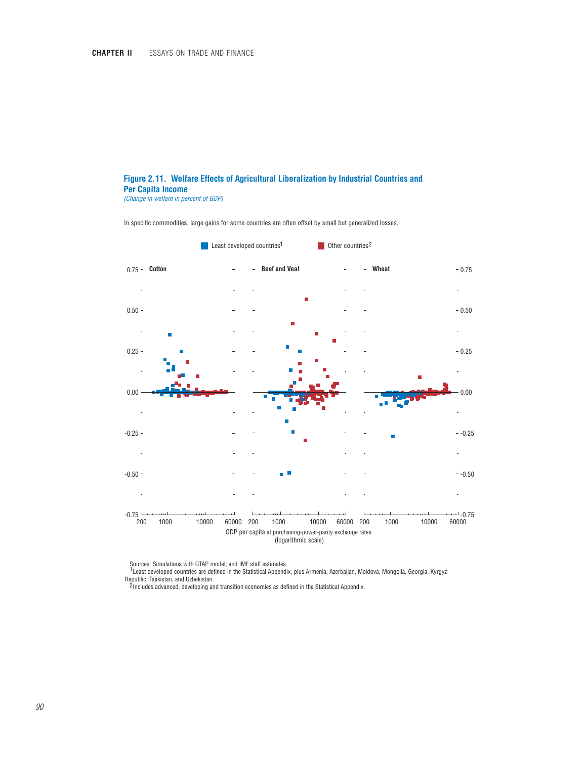**Figure 2.11. Welfare Effects of Agricultural Liberalization by Industrial Countries and Per Capita Income**

*(Change in welfare in percent of GDP)*

In specific commodities, large gains for some countries are often offset by small but generalized losses.

Least developed countries[1] | Other countries[2]

Cotton | Beef and Veal | Wheat

GDP per capita at purchasing-power-parity exchange rates. (logarithmic scale)

Sources: Simulations with GTAP model; and IMF staff estimates.

[1]Least developed countries are defined in the Statistical Appendix, plus Armenia, Azerbaijan, Moldova, Mongolia, Georgia, Kyrgyz Republic, Tajikistan, and Uzbekistan.

[2]Includes advanced, developing and transition economies as defined in the Statistical Appendix.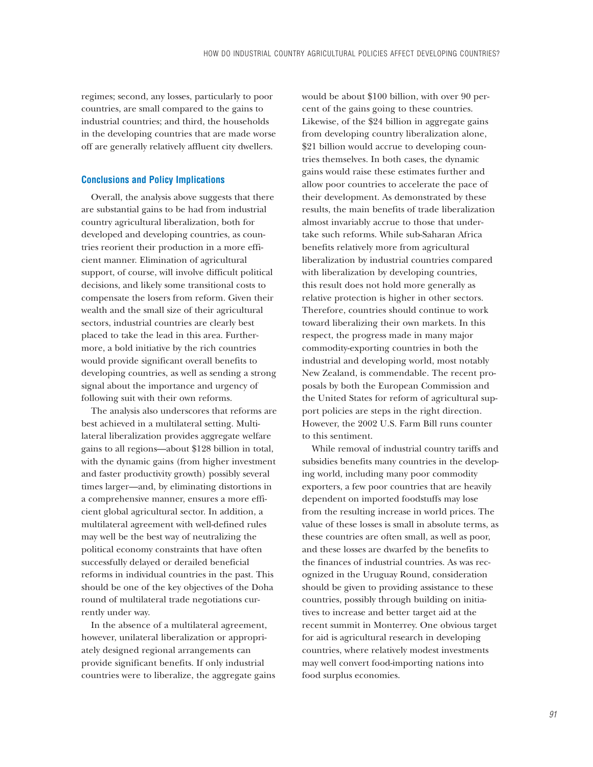regimes; second, any losses, particularly to poor countries, are small compared to the gains to industrial countries; and third, the households in the developing countries that are made worse off are generally relatively affluent city dwellers.

### Conclusions and Policy Implications

Overall, the analysis above suggests that there are substantial gains to be had from industrial country agricultural liberalization, both for developed and developing countries, as countries reorient their production in a more efficient manner. Elimination of agricultural support, of course, will involve difficult political decisions, and likely some transitional costs to compensate the losers from reform. Given their wealth and the small size of their agricultural sectors, industrial countries are clearly best placed to take the lead in this area. Furthermore, a bold initiative by the rich countries would provide significant overall benefits to developing countries, as well as sending a strong signal about the importance and urgency of following suit with their own reforms.

The analysis also underscores that reforms are best achieved in a multilateral setting. Multilateral liberalization provides aggregate welfare gains to all regions—about $128 billion in total, with the dynamic gains (from higher investment and faster productivity growth) possibly several times larger—and, by eliminating distortions in a comprehensive manner, ensures a more efficient global agricultural sector. In addition, a multilateral agreement with well-defined rules may well be the best way of neutralizing the political economy constraints that have often successfully delayed or derailed beneficial reforms in individual countries in the past. This should be one of the key objectives of the Doha round of multilateral trade negotiations currently under way.

In the absence of a multilateral agreement, however, unilateral liberalization or appropriately designed regional arrangements can provide significant benefits. If only industrial countries were to liberalize, the aggregate gains would be about $100 billion, with over 90 percent of the gains going to these countries. Likewise, of the $24 billion in aggregate gains from developing country liberalization alone, $21 billion would accrue to developing countries themselves. In both cases, the dynamic gains would raise these estimates further and allow poor countries to accelerate the pace of their development. As demonstrated by these results, the main benefits of trade liberalization almost invariably accrue to those that undertake such reforms. While sub-Saharan Africa benefits relatively more from agricultural liberalization by industrial countries compared with liberalization by developing countries, this result does not hold more generally as relative protection is higher in other sectors. Therefore, countries should continue to work toward liberalizing their own markets. In this respect, the progress made in many major commodity-exporting countries in both the industrial and developing world, most notably New Zealand, is commendable. The recent proposals by both the European Commission and the United States for reform of agricultural support policies are steps in the right direction. However, the 2002 U.S. Farm Bill runs counter to this sentiment.

While removal of industrial country tariffs and subsidies benefits many countries in the developing world, including many poor commodity exporters, a few poor countries that are heavily dependent on imported foodstuffs may lose from the resulting increase in world prices. The value of these losses is small in absolute terms, as these countries are often small, as well as poor, and these losses are dwarfed by the benefits to the finances of industrial countries. As was recognized in the Uruguay Round, consideration should be given to providing assistance to these countries, possibly through building on initiatives to increase and better target aid at the recent summit in Monterrey. One obvious target for aid is agricultural research in developing countries, where relatively modest investments may well convert food-importing nations into food surplus economies.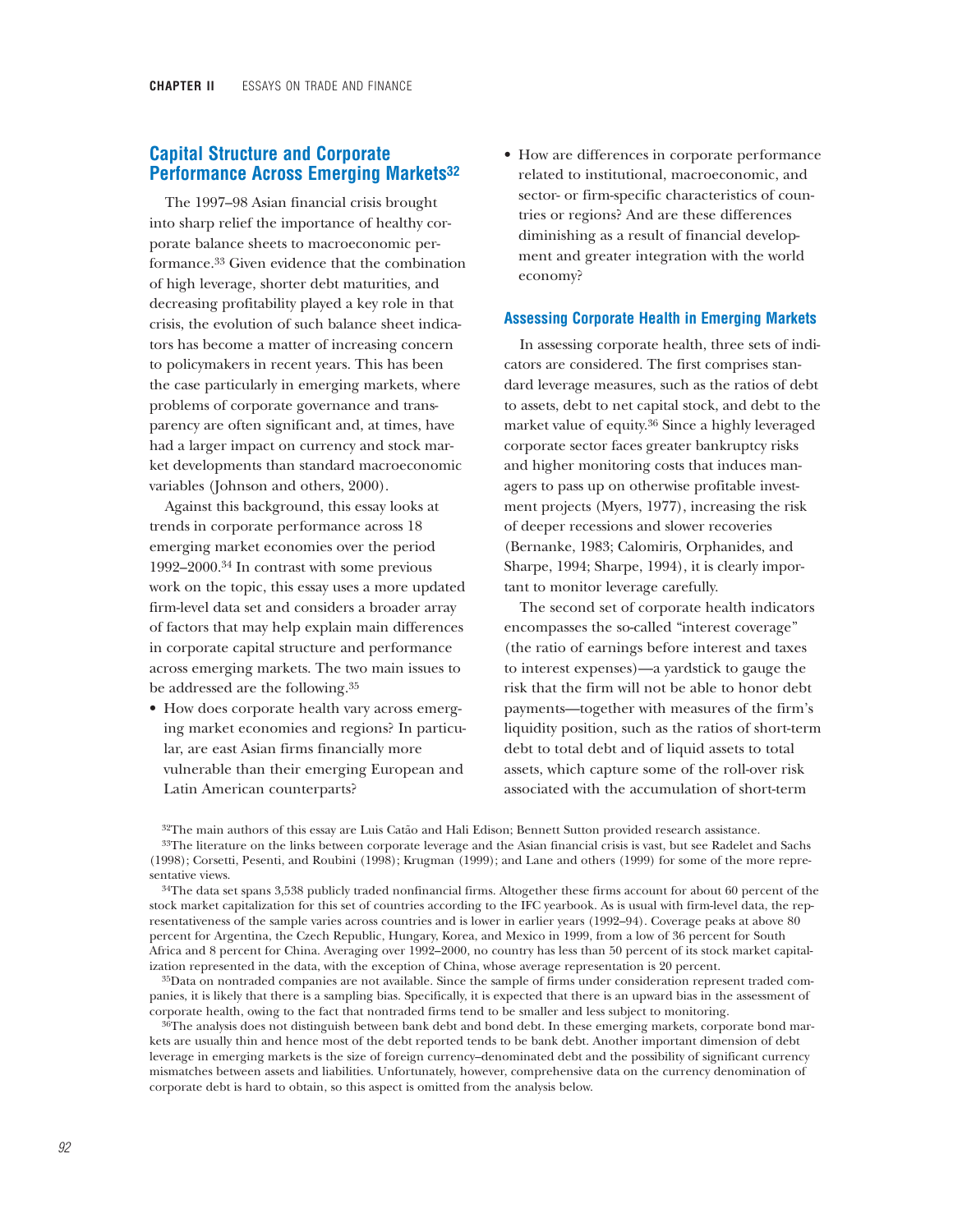## Capital Structure and Corporate Performance Across Emerging Markets[32]

The 1997–98 Asian financial crisis brought into sharp relief the importance of healthy corporate balance sheets to macroeconomic performance.[33] Given evidence that the combination of high leverage, shorter debt maturities, and decreasing profitability played a key role in that crisis, the evolution of such balance sheet indicators has become a matter of increasing concern to policymakers in recent years. This has been the case particularly in emerging markets, where problems of corporate governance and transparency are often significant and, at times, have had a larger impact on currency and stock market developments than standard macroeconomic variables (Johnson and others, 2000).

Against this background, this essay looks at trends in corporate performance across 18 emerging market economies over the period 1992–2000.[34] In contrast with some previous work on the topic, this essay uses a more updated firm-level data set and considers a broader array of factors that may help explain main differences in corporate capital structure and performance across emerging markets. The two main issues to be addressed are the following.[35]

- How does corporate health vary across emerging market economies and regions? In particular, are east Asian firms financially more vulnerable than their emerging European and Latin American counterparts?
- How are differences in corporate performance related to institutional, macroeconomic, and sector- or firm-specific characteristics of countries or regions? And are these differences diminishing as a result of financial development and greater integration with the world economy?

### Assessing Corporate Health in Emerging Markets

In assessing corporate health, three sets of indicators are considered. The first comprises standard leverage measures, such as the ratios of debt to assets, debt to net capital stock, and debt to the market value of equity.[36] Since a highly leveraged corporate sector faces greater bankruptcy risks and higher monitoring costs that induces managers to pass up on otherwise profitable investment projects (Myers, 1977), increasing the risk of deeper recessions and slower recoveries (Bernanke, 1983; Calomiris, Orphanides, and Sharpe, 1994; Sharpe, 1994), it is clearly important to monitor leverage carefully.

The second set of corporate health indicators encompasses the so-called "interest coverage" (the ratio of earnings before interest and taxes to interest expenses)—a yardstick to gauge the risk that the firm will not be able to honor debt payments—together with measures of the firm's liquidity position, such as the ratios of short-term debt to total debt and of liquid assets to total assets, which capture some of the roll-over risk associated with the accumulation of short-term

[32]The main authors of this essay are Luis Catão and Hali Edison; Bennett Sutton provided research assistance.

[33]The literature on the links between corporate leverage and the Asian financial crisis is vast, but see Radelet and Sachs (1998); Corsetti, Pesenti, and Roubini (1998); Krugman (1999); and Lane and others (1999) for some of the more representative views.

[34]The data set spans 3,538 publicly traded nonfinancial firms. Altogether these firms account for about 60 percent of the stock market capitalization for this set of countries according to the IFC yearbook. As is usual with firm-level data, the representativeness of the sample varies across countries and is lower in earlier years (1992–94). Coverage peaks at above 80 percent for Argentina, the Czech Republic, Hungary, Korea, and Mexico in 1999, from a low of 36 percent for South Africa and 8 percent for China. Averaging over 1992–2000, no country has less than 50 percent of its stock market capitalization represented in the data, with the exception of China, whose average representation is 20 percent.

[35]Data on nontraded companies are not available. Since the sample of firms under consideration represent traded companies, it is likely that there is a sampling bias. Specifically, it is expected that there is an upward bias in the assessment of corporate health, owing to the fact that nontraded firms tend to be smaller and less subject to monitoring.

[36]The analysis does not distinguish between bank debt and bond debt. In these emerging markets, corporate bond markets are usually thin and hence most of the debt reported tends to be bank debt. Another important dimension of debt leverage in emerging markets is the size of foreign currency–denominated debt and the possibility of significant currency mismatches between assets and liabilities. Unfortunately, however, comprehensive data on the currency denomination of corporate debt is hard to obtain, so this aspect is omitted from the analysis below.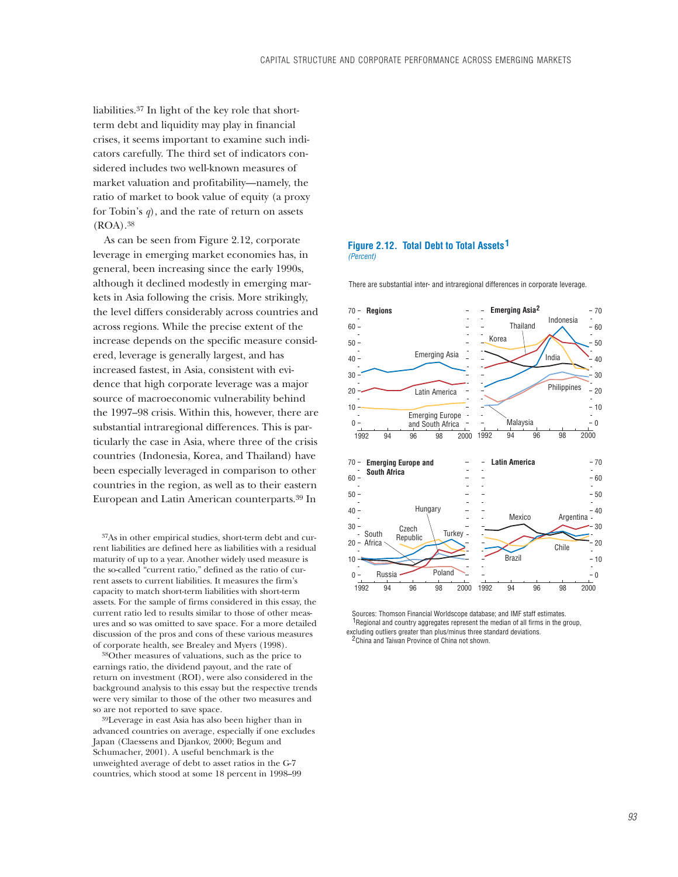liabilities.[37] In light of the key role that short-term debt and liquidity may play in financial crises, it seems important to examine such indicators carefully. The third set of indicators considered includes two well-known measures of market valuation and profitability—namely, the ratio of market to book value of equity (a proxy for Tobin's *q*), and the rate of return on assets (ROA).[38]

As can be seen from Figure 2.12, corporate leverage in emerging market economies has, in general, been increasing since the early 1990s, although it declined modestly in emerging markets in Asia following the crisis. More strikingly, the level differs considerably across countries and across regions. While the precise extent of the increase depends on the specific measure considered, leverage is generally largest, and has increased fastest, in Asia, consistent with evidence that high corporate leverage was a major source of macroeconomic vulnerability behind the 1997–98 crisis. Within this, however, there are substantial intraregional differences. This is particularly the case in Asia, where three of the crisis countries (Indonesia, Korea, and Thailand) have been especially leveraged in comparison to other countries in the region, as well as to their eastern European and Latin American counterparts.[39] In

**Figure 2.12. Total Debt to Total Assets[1]**
*(Percent)*

There are substantial inter- and intraregional differences in corporate leverage.

Sources: Thomson Financial Worldscope database; and IMF staff estimates.
[1]Regional and country aggregates represent the median of all firms in the group, excluding outliers greater than plus/minus three standard deviations.
[2]China and Taiwan Province of China not shown.

[37]As in other empirical studies, short-term debt and current liabilities are defined here as liabilities with a residual maturity of up to a year. Another widely used measure is the so-called "current ratio," defined as the ratio of current assets to current liabilities. It measures the firm's capacity to match short-term liabilities with short-term assets. For the sample of firms considered in this essay, the current ratio led to results similar to those of other measures and so was omitted to save space. For a more detailed discussion of the pros and cons of these various measures of corporate health, see Brealey and Myers (1998).

[38]Other measures of valuations, such as the price to earnings ratio, the dividend payout, and the rate of return on investment (ROI), were also considered in the background analysis to this essay but the respective trends were very similar to those of the other two measures and so are not reported to save space.

[39]Leverage in east Asia has also been higher than in advanced countries on average, especially if one excludes Japan (Claessens and Djankov, 2000; Begum and Schumacher, 2001). A useful benchmark is the unweighted average of debt to asset ratios in the G-7 countries, which stood at some 18 percent in 1998–99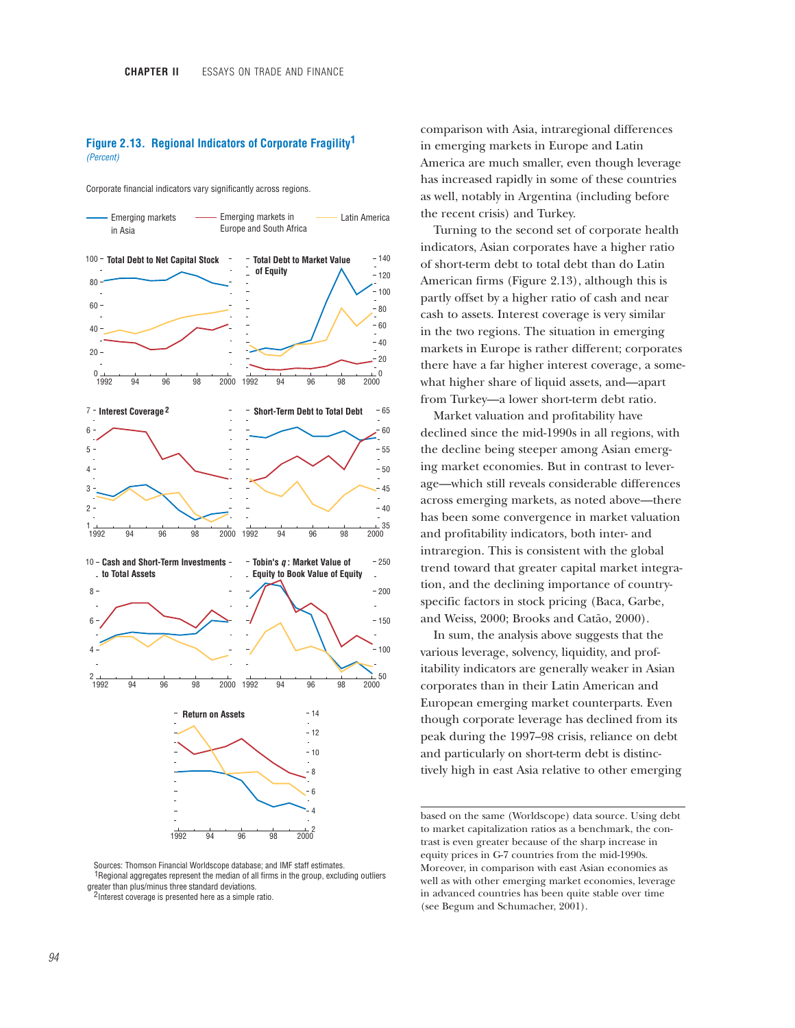**Figure 2.13. Regional Indicators of Corporate Fragility[1]**
*(Percent)*

Corporate financial indicators vary significantly across regions.

Sources: Thomson Financial Worldscope database; and IMF staff estimates.
[1]Regional aggregates represent the median of all firms in the group, excluding outliers greater than plus/minus three standard deviations.
[2]Interest coverage is presented here as a simple ratio.

comparison with Asia, intraregional differences in emerging markets in Europe and Latin America are much smaller, even though leverage has increased rapidly in some of these countries as well, notably in Argentina (including before the recent crisis) and Turkey.

Turning to the second set of corporate health indicators, Asian corporates have a higher ratio of short-term debt to total debt than do Latin American firms (Figure 2.13), although this is partly offset by a higher ratio of cash and near cash to assets. Interest coverage is very similar in the two regions. The situation in emerging markets in Europe is rather different; corporates there have a far higher interest coverage, a somewhat higher share of liquid assets, and—apart from Turkey—a lower short-term debt ratio.

Market valuation and profitability have declined since the mid-1990s in all regions, with the decline being steeper among Asian emerging market economies. But in contrast to leverage—which still reveals considerable differences across emerging markets, as noted above—there has been some convergence in market valuation and profitability indicators, both inter- and intraregion. This is consistent with the global trend toward that greater capital market integration, and the declining importance of country-specific factors in stock pricing (Baca, Garbe, and Weiss, 2000; Brooks and Catão, 2000).

In sum, the analysis above suggests that the various leverage, solvency, liquidity, and profitability indicators are generally weaker in Asian corporates than in their Latin American and European emerging market counterparts. Even though corporate leverage has declined from its peak during the 1997–98 crisis, reliance on debt and particularly on short-term debt is distinctively high in east Asia relative to other emerging

---

based on the same (Worldscope) data source. Using debt to market capitalization ratios as a benchmark, the contrast is even greater because of the sharp increase in equity prices in G-7 countries from the mid-1990s. Moreover, in comparison with east Asian economies as well as with other emerging market economies, leverage in advanced countries has been quite stable over time (see Begum and Schumacher, 2001).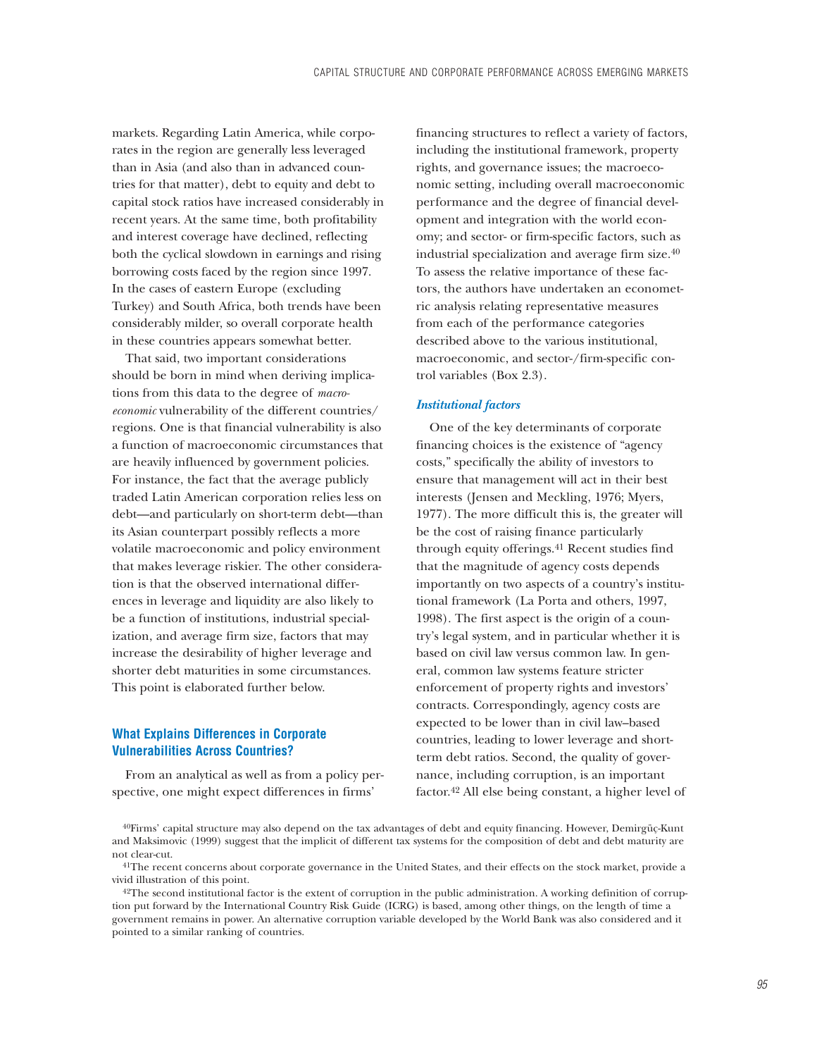markets. Regarding Latin America, while corporates in the region are generally less leveraged than in Asia (and also than in advanced countries for that matter), debt to equity and debt to capital stock ratios have increased considerably in recent years. At the same time, both profitability and interest coverage have declined, reflecting both the cyclical slowdown in earnings and rising borrowing costs faced by the region since 1997. In the cases of eastern Europe (excluding Turkey) and South Africa, both trends have been considerably milder, so overall corporate health in these countries appears somewhat better.

That said, two important considerations should be born in mind when deriving implications from this data to the degree of *macroeconomic* vulnerability of the different countries/regions. One is that financial vulnerability is also a function of macroeconomic circumstances that are heavily influenced by government policies. For instance, the fact that the average publicly traded Latin American corporation relies less on debt—and particularly on short-term debt—than its Asian counterpart possibly reflects a more volatile macroeconomic and policy environment that makes leverage riskier. The other consideration is that the observed international differences in leverage and liquidity are also likely to be a function of institutions, industrial specialization, and average firm size, factors that may increase the desirability of higher leverage and shorter debt maturities in some circumstances. This point is elaborated further below.

## What Explains Differences in Corporate Vulnerabilities Across Countries?

From an analytical as well as from a policy perspective, one might expect differences in firms' financing structures to reflect a variety of factors, including the institutional framework, property rights, and governance issues; the macroeconomic setting, including overall macroeconomic performance and the degree of financial development and integration with the world economy; and sector- or firm-specific factors, such as industrial specialization and average firm size.[40] To assess the relative importance of these factors, the authors have undertaken an econometric analysis relating representative measures from each of the performance categories described above to the various institutional, macroeconomic, and sector-/firm-specific control variables (Box 2.3).

### *Institutional factors*

One of the key determinants of corporate financing choices is the existence of "agency costs," specifically the ability of investors to ensure that management will act in their best interests (Jensen and Meckling, 1976; Myers, 1977). The more difficult this is, the greater will be the cost of raising finance particularly through equity offerings.[41] Recent studies find that the magnitude of agency costs depends importantly on two aspects of a country's institutional framework (La Porta and others, 1997, 1998). The first aspect is the origin of a country's legal system, and in particular whether it is based on civil law versus common law. In general, common law systems feature stricter enforcement of property rights and investors' contracts. Correspondingly, agency costs are expected to be lower than in civil law–based countries, leading to lower leverage and short-term debt ratios. Second, the quality of governance, including corruption, is an important factor.[42] All else being constant, a higher level of

[40]Firms' capital structure may also depend on the tax advantages of debt and equity financing. However, Demirgüç-Kunt and Maksimovic (1999) suggest that the implicit of different tax systems for the composition of debt and debt maturity are not clear-cut.

[41]The recent concerns about corporate governance in the United States, and their effects on the stock market, provide a vivid illustration of this point.

[42]The second institutional factor is the extent of corruption in the public administration. A working definition of corruption put forward by the International Country Risk Guide (ICRG) is based, among other things, on the length of time a government remains in power. An alternative corruption variable developed by the World Bank was also considered and it pointed to a similar ranking of countries.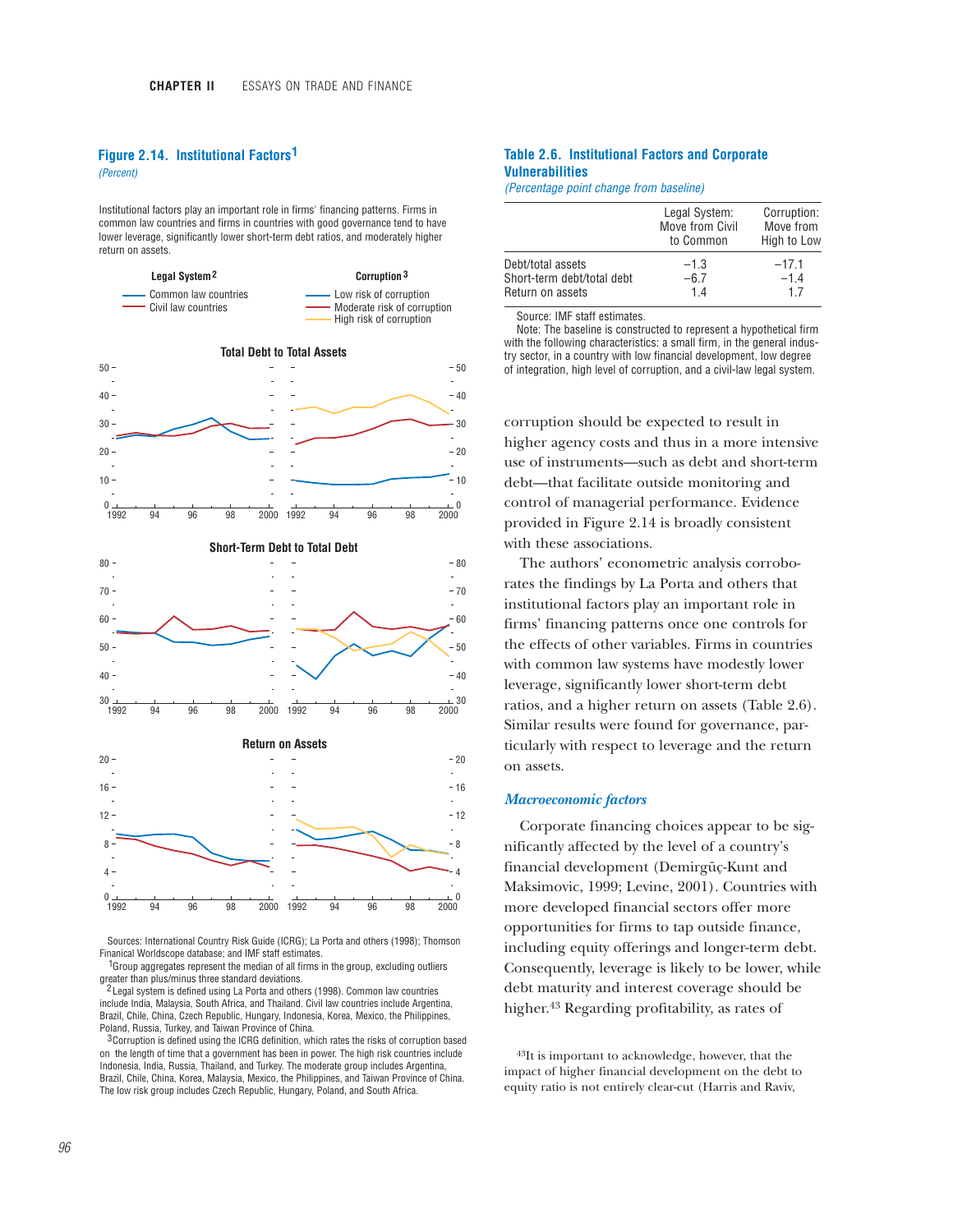### Figure 2.14. Institutional Factors[1]

*(Percent)*

Institutional factors play an important role in firms' financing patterns. Firms in common law countries and firms in countries with good governance tend to have lower leverage, significantly lower short-term debt ratios, and moderately higher return on assets.

**Legal System**[2]
- Common law countries
- Civil law countries

**Corruption**[3]
- Low risk of corruption
- Moderate risk of corruption
- High risk of corruption

**Total Debt to Total Assets**

**Short-Term Debt to Total Debt**

**Return on Assets**

Sources: International Country Risk Guide (ICRG); La Porta and others (1998); Thomson Financial Worldscope database; and IMF staff estimates.

[1]Group aggregates represent the median of all firms in the group, excluding outliers greater than plus/minus three standard deviations.

[2]Legal system is defined using La Porta and others (1998). Common law countries include India, Malaysia, South Africa, and Thailand. Civil law countries include Argentina, Brazil, Chile, China, Czech Republic, Hungary, Indonesia, Korea, Mexico, the Philippines, Poland, Russia, Turkey, and Taiwan Province of China.

[3]Corruption is defined using the ICRG definition, which rates the risks of corruption based on the length of time that a government has been in power. The high risk countries include Indonesia, India, Russia, Thailand, and Turkey. The moderate group includes Argentina, Brazil, Chile, China, Korea, Malaysia, Mexico, the Philippines, and Taiwan Province of China. The low risk group includes Czech Republic, Hungary, Poland, and South Africa.

### Table 2.6. Institutional Factors and Corporate Vulnerabilities

*(Percentage point change from baseline)*

| | Legal System: Move from Civil to Common | Corruption: Move from High to Low |
|---|---|---|
| Debt/total assets | −1.3 | −17.1 |
| Short-term debt/total debt | −6.7 | −1.4 |
| Return on assets | 1.4 | 1.7 |

Source: IMF staff estimates.

Note: The baseline is constructed to represent a hypothetical firm with the following characteristics: a small firm, in the general industry sector, in a country with low financial development, low degree of integration, high level of corruption, and a civil-law legal system.

corruption should be expected to result in higher agency costs and thus in a more intensive use of instruments—such as debt and short-term debt—that facilitate outside monitoring and control of managerial performance. Evidence provided in Figure 2.14 is broadly consistent with these associations.

The authors' econometric analysis corroborates the findings by La Porta and others that institutional factors play an important role in firms' financing patterns once one controls for the effects of other variables. Firms in countries with common law systems have modestly lower leverage, significantly lower short-term debt ratios, and a higher return on assets (Table 2.6). Similar results were found for governance, particularly with respect to leverage and the return on assets.

#### *Macroeconomic factors*

Corporate financing choices appear to be significantly affected by the level of a country's financial development (Demirgüç-Kunt and Maksimovic, 1999; Levine, 2001). Countries with more developed financial sectors offer more opportunities for firms to tap outside finance, including equity offerings and longer-term debt. Consequently, leverage is likely to be lower, while debt maturity and interest coverage should be higher.[43] Regarding profitability, as rates of

[43]It is important to acknowledge, however, that the impact of higher financial development on the debt to equity ratio is not entirely clear-cut (Harris and Raviv,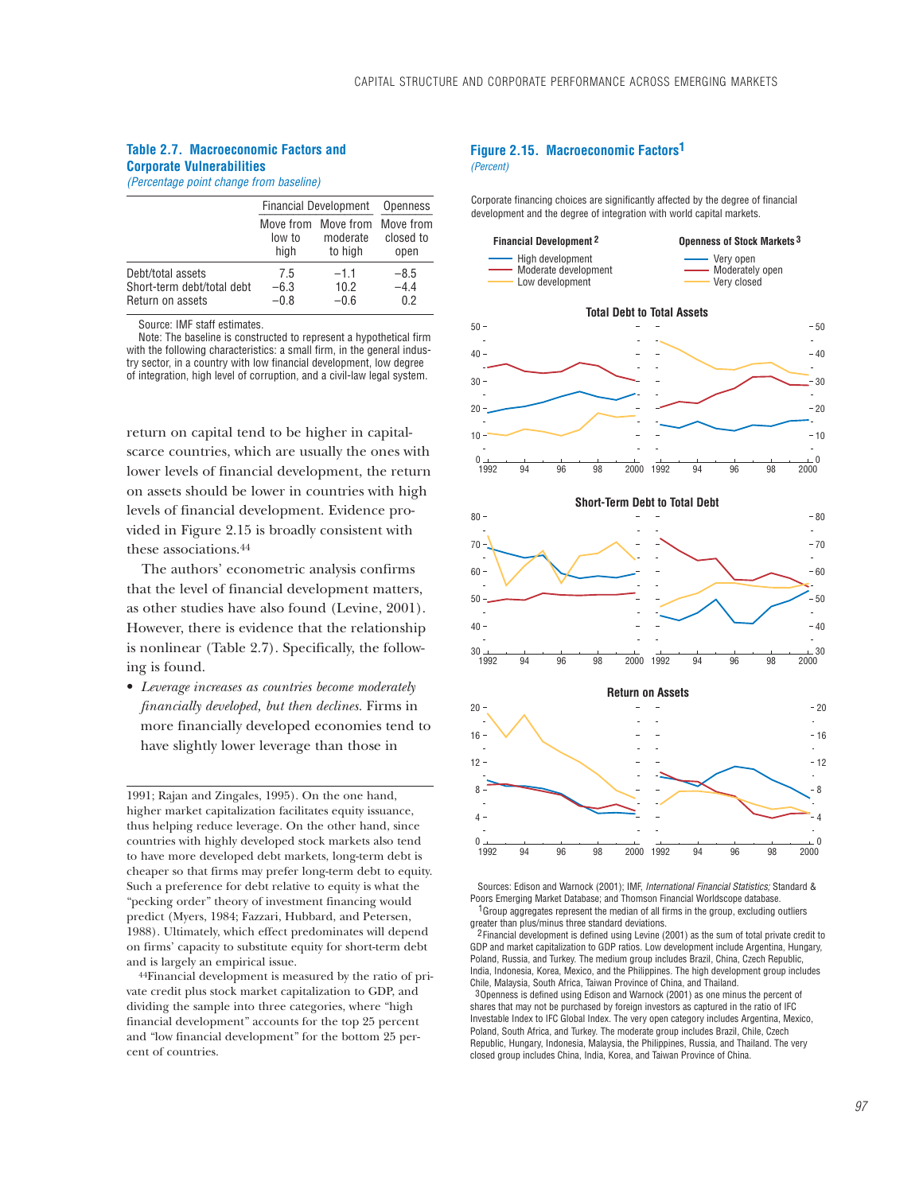### Table 2.7. Macroeconomic Factors and Corporate Vulnerabilities

*(Percentage point change from baseline)*

| | Financial Development | | Openness |
|---|---|---|---|
| | Move from low to high | Move from moderate to high | Move from closed to open |
| Debt/total assets | 7.5 | −1.1 | −8.5 |
| Short-term debt/total debt | −6.3 | 10.2 | −4.4 |
| Return on assets | −0.8 | −0.6 | 0.2 |

Source: IMF staff estimates.

Note: The baseline is constructed to represent a hypothetical firm with the following characteristics: a small firm, in the general industry sector, in a country with low financial development, low degree of integration, high level of corruption, and a civil-law legal system.

return on capital tend to be higher in capital-scarce countries, which are usually the ones with lower levels of financial development, the return on assets should be lower in countries with high levels of financial development. Evidence provided in Figure 2.15 is broadly consistent with these associations.[44]

The authors' econometric analysis confirms that the level of financial development matters, as other studies have also found (Levine, 2001). However, there is evidence that the relationship is nonlinear (Table 2.7). Specifically, the following is found.

- *Leverage increases as countries become moderately financially developed, but then declines.* Firms in more financially developed economies tend to have slightly lower leverage than those in

1991; Rajan and Zingales, 1995). On the one hand, higher market capitalization facilitates equity issuance, thus helping reduce leverage. On the other hand, since countries with highly developed stock markets also tend to have more developed debt markets, long-term debt is cheaper so that firms may prefer long-term debt to equity. Such a preference for debt relative to equity is what the "pecking order" theory of investment financing would predict (Myers, 1984; Fazzari, Hubbard, and Petersen, 1988). Ultimately, which effect predominates will depend on firms' capacity to substitute equity for short-term debt and is largely an empirical issue.

[44]Financial development is measured by the ratio of private credit plus stock market capitalization to GDP, and dividing the sample into three categories, where "high financial development" accounts for the top 25 percent and "low financial development" for the bottom 25 percent of countries.

### Figure 2.15. Macroeconomic Factors[1]

*(Percent)*

Corporate financing choices are significantly affected by the degree of financial development and the degree of integration with world capital markets.

Sources: Edison and Warnock (2001); IMF, *International Financial Statistics;* Standard & Poors Emerging Market Database; and Thomson Financial Worldscope database.

[1]Group aggregates represent the median of all firms in the group, excluding outliers greater than plus/minus three standard deviations.

[2]Financial development is defined using Levine (2001) as the sum of total private credit to GDP and market capitalization to GDP ratios. Low development include Argentina, Hungary, Poland, Russia, and Turkey. The medium group includes Brazil, China, Czech Republic, India, Indonesia, Korea, Mexico, and the Philippines. The high development group includes Chile, Malaysia, South Africa, Taiwan Province of China, and Thailand.

[3]Openness is defined using Edison and Warnock (2001) as one minus the percent of shares that may not be purchased by foreign investors as captured in the ratio of IFC Investable Index to IFC Global Index. The very open category includes Argentina, Mexico, Poland, South Africa, and Turkey. The moderate group includes Brazil, Chile, Czech Republic, Hungary, Indonesia, Malaysia, the Philippines, Russia, and Thailand. The very closed group includes China, India, Korea, and Taiwan Province of China.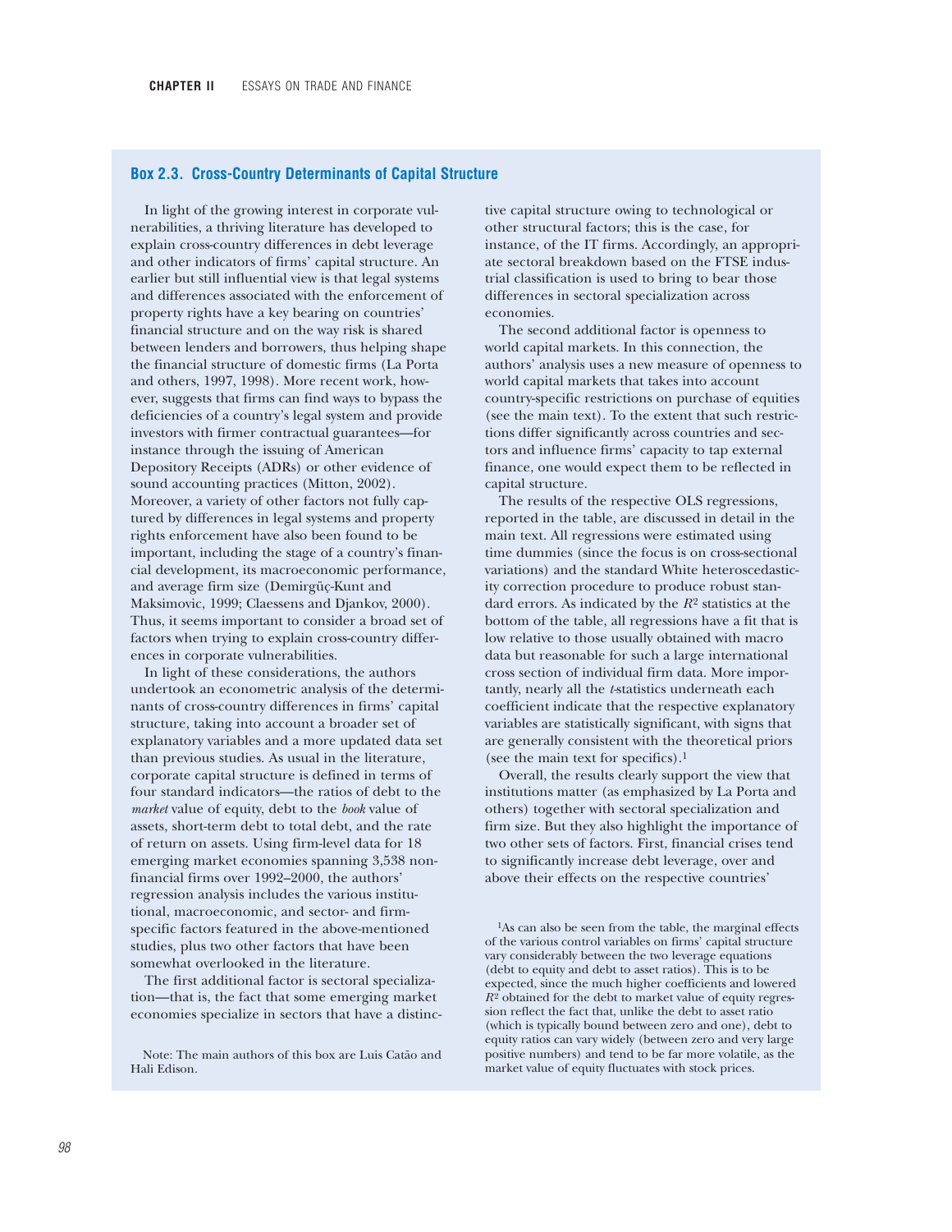### Box 2.3. Cross-Country Determinants of Capital Structure

In light of the growing interest in corporate vulnerabilities, a thriving literature has developed to explain cross-country differences in debt leverage and other indicators of firms' capital structure. An earlier but still influential view is that legal systems and differences associated with the enforcement of property rights have a key bearing on countries' financial structure and on the way risk is shared between lenders and borrowers, thus helping shape the financial structure of domestic firms (La Porta and others, 1997, 1998). More recent work, however, suggests that firms can find ways to bypass the deficiencies of a country's legal system and provide investors with firmer contractual guarantees—for instance through the issuing of American Depository Receipts (ADRs) or other evidence of sound accounting practices (Mitton, 2002). Moreover, a variety of other factors not fully captured by differences in legal systems and property rights enforcement have also been found to be important, including the stage of a country's financial development, its macroeconomic performance, and average firm size (Demirgüç-Kunt and Maksimovic, 1999; Claessens and Djankov, 2000). Thus, it seems important to consider a broad set of factors when trying to explain cross-country differences in corporate vulnerabilities.

In light of these considerations, the authors undertook an econometric analysis of the determinants of cross-country differences in firms' capital structure, taking into account a broader set of explanatory variables and a more updated data set than previous studies. As usual in the literature, corporate capital structure is defined in terms of four standard indicators—the ratios of debt to the *market* value of equity, debt to the *book* value of assets, short-term debt to total debt, and the rate of return on assets. Using firm-level data for 18 emerging market economies spanning 3,538 nonfinancial firms over 1992–2000, the authors' regression analysis includes the various institutional, macroeconomic, and sector- and firm-specific factors featured in the above-mentioned studies, plus two other factors that have been somewhat overlooked in the literature.

The first additional factor is sectoral specialization—that is, the fact that some emerging market economies specialize in sectors that have a distinctive capital structure owing to technological or other structural factors; this is the case, for instance, of the IT firms. Accordingly, an appropriate sectoral breakdown based on the FTSE industrial classification is used to bring to bear those differences in sectoral specialization across economies.

The second additional factor is openness to world capital markets. In this connection, the authors' analysis uses a new measure of openness to world capital markets that takes into account country-specific restrictions on purchase of equities (see the main text). To the extent that such restrictions differ significantly across countries and sectors and influence firms' capacity to tap external finance, one would expect them to be reflected in capital structure.

The results of the respective OLS regressions, reported in the table, are discussed in detail in the main text. All regressions were estimated using time dummies (since the focus is on cross-sectional variations) and the standard White heteroscedasticity correction procedure to produce robust standard errors. As indicated by the $R^2$ statistics at the bottom of the table, all regressions have a fit that is low relative to those usually obtained with macro data but reasonable for such a large international cross section of individual firm data. More importantly, nearly all the *t*-statistics underneath each coefficient indicate that the respective explanatory variables are statistically significant, with signs that are generally consistent with the theoretical priors (see the main text for specifics).[1]

Overall, the results clearly support the view that institutions matter (as emphasized by La Porta and others) together with sectoral specialization and firm size. But they also highlight the importance of two other sets of factors. First, financial crises tend to significantly increase debt leverage, over and above their effects on the respective countries'

Note: The main authors of this box are Luis Catão and Hali Edison.

[1]As can also be seen from the table, the marginal effects of the various control variables on firms' capital structure vary considerably between the two leverage equations (debt to equity and debt to asset ratios). This is to be expected, since the much higher coefficients and lowered $R^2$ obtained for the debt to market value of equity regression reflect the fact that, unlike the debt to asset ratio (which is typically bound between zero and one), debt to equity ratios can vary widely (between zero and very large positive numbers) and tend to be far more volatile, as the market value of equity fluctuates with stock prices.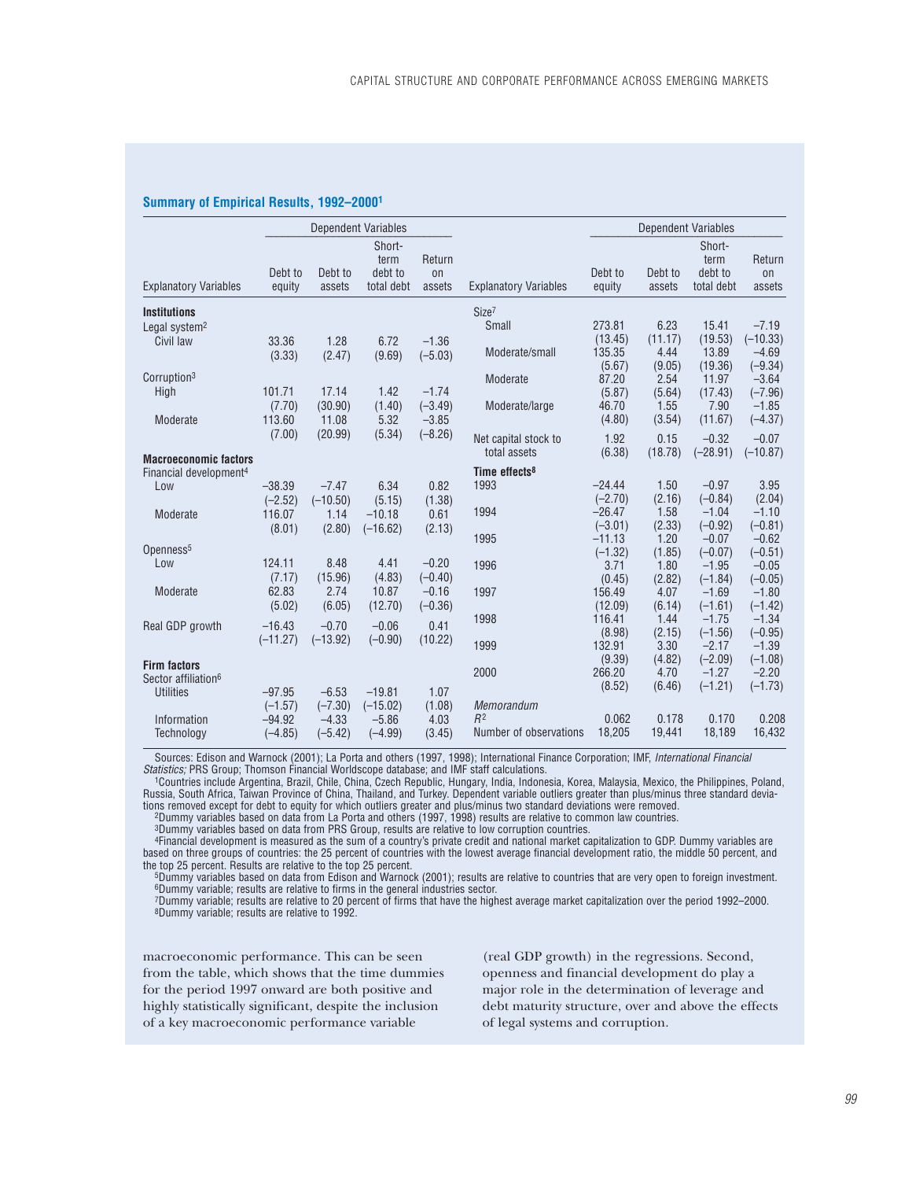### Summary of Empirical Results, 1992–2000[1]

| Explanatory Variables | Debt to equity | Debt to assets | Short-term debt to total debt | Return on assets |
|---|---|---|---|---|
| | *Dependent Variables* | | | |
| **Institutions** | | | | |
| Legal system[2] | | | | |
| Civil law | 33.36 | 1.28 | 6.72 | −1.36 |
| | (3.33) | (2.47) | (9.69) | (−5.03) |
| Corruption[3] | | | | |
| High | 101.71 | 17.14 | 1.42 | −1.74 |
| | (7.70) | (30.90) | (1.40) | (−3.49) |
| Moderate | 113.60 | 11.08 | 5.32 | −3.85 |
| | (7.00) | (20.99) | (5.34) | (−8.26) |
| **Macroeconomic factors** | | | | |
| Financial development[4] | | | | |
| Low | −38.39 | −7.47 | 6.34 | 0.82 |
| | (−2.52) | (−10.50) | (5.15) | (1.38) |
| Moderate | 116.07 | 1.14 | −10.18 | 0.61 |
| | (8.01) | (2.80) | (−16.62) | (2.13) |
| Openness[5] | | | | |
| Low | 124.11 | 8.48 | 4.41 | −0.20 |
| | (7.17) | (15.96) | (4.83) | (−0.40) |
| Moderate | 62.83 | 2.74 | 10.87 | −0.16 |
| | (5.02) | (6.05) | (12.70) | (−0.36) |
| Real GDP growth | −16.43 | −0.70 | −0.06 | 0.41 |
| | (−11.27) | (−13.92) | (−0.90) | (10.22) |
| **Firm factors** | | | | |
| Sector affiliation[6] | | | | |
| Utilities | −97.95 | −6.53 | −19.81 | 1.07 |
| | (−1.57) | (−7.30) | (−15.02) | (1.08) |
| Information Technology | −94.92 | −4.33 | −5.86 | 4.03 |
| | (−4.85) | (−5.42) | (−4.99) | (3.45) |
| Size[7] | | | | |
| Small | 273.81 | 6.23 | 15.41 | −7.19 |
| | (13.45) | (11.17) | (19.53) | (−10.33) |
| Moderate/small | 135.35 | 4.44 | 13.89 | −4.69 |
| | (5.67) | (9.05) | (19.36) | (−9.34) |
| Moderate | 87.20 | 2.54 | 11.97 | −3.64 |
| | (5.87) | (5.64) | (17.43) | (−7.96) |
| Moderate/large | 46.70 | 1.55 | 7.90 | −1.85 |
| | (4.80) | (3.54) | (11.67) | (−4.37) |
| Net capital stock to total assets | 1.92 | 0.15 | −0.32 | −0.07 |
| | (6.38) | (18.78) | (−28.91) | (−10.87) |
| **Time effects[8]** | | | | |
| 1993 | −24.44 | 1.50 | −0.97 | 3.95 |
| | (−2.70) | (2.16) | (−0.84) | (2.04) |
| 1994 | −26.47 | 1.58 | −1.04 | −1.10 |
| | (−3.01) | (2.33) | (−0.92) | (−0.81) |
| 1995 | −11.13 | 1.20 | −0.07 | −0.62 |
| | (−1.32) | (1.85) | (−0.07) | (−0.51) |
| 1996 | 3.71 | 1.80 | −1.95 | −0.05 |
| | (0.45) | (2.82) | (−1.84) | (−0.05) |
| 1997 | 156.49 | 4.07 | −1.69 | −1.80 |
| | (12.09) | (6.14) | (−1.61) | (−1.42) |
| 1998 | 116.41 | 1.44 | −1.75 | −1.34 |
| | (8.98) | (2.15) | (−1.56) | (−0.95) |
| 1999 | 132.91 | 3.30 | −2.17 | −1.39 |
| | (9.39) | (4.82) | (−2.09) | (−1.08) |
| 2000 | 266.20 | 4.70 | −1.27 | −2.20 |
| | (8.52) | (6.46) | (−1.21) | (−1.73) |
| *Memorandum* | | | | |
| $R^2$ | 0.062 | 0.178 | 0.170 | 0.208 |
| Number of observations | 18,205 | 19,441 | 18,189 | 16,432 |

Sources: Edison and Warnock (2001); La Porta and others (1997, 1998); International Finance Corporation; IMF, *International Financial Statistics;* PRS Group; Thomson Financial Worldscope database; and IMF staff calculations.

[1]Countries include Argentina, Brazil, Chile, China, Czech Republic, Hungary, India, Indonesia, Korea, Malaysia, Mexico, the Philippines, Poland, Russia, South Africa, Taiwan Province of China, Thailand, and Turkey. Dependent variable outliers greater than plus/minus three standard deviations removed except for debt to equity for which outliers greater and plus/minus two standard deviations were removed.

[2]Dummy variables based on data from La Porta and others (1997, 1998) results are relative to common law countries.

[3]Dummy variables based on data from PRS Group, results are relative to low corruption countries.

[4]Financial development is measured as the sum of a country's private credit and national market capitalization to GDP. Dummy variables are based on three groups of countries: the 25 percent of countries with the lowest average financial development ratio, the middle 50 percent, and the top 25 percent. Results are relative to the top 25 percent.

[5]Dummy variables based on data from Edison and Warnock (2001); results are relative to countries that are very open to foreign investment.

[6]Dummy variable; results are relative to firms in the general industries sector.

[7]Dummy variable; results are relative to 20 percent of firms that have the highest average market capitalization over the period 1992–2000.

[8]Dummy variable; results are relative to 1992.

macroeconomic performance. This can be seen from the table, which shows that the time dummies for the period 1997 onward are both positive and highly statistically significant, despite the inclusion of a key macroeconomic performance variable (real GDP growth) in the regressions. Second, openness and financial development do play a major role in the determination of leverage and debt maturity structure, over and above the effects of legal systems and corruption.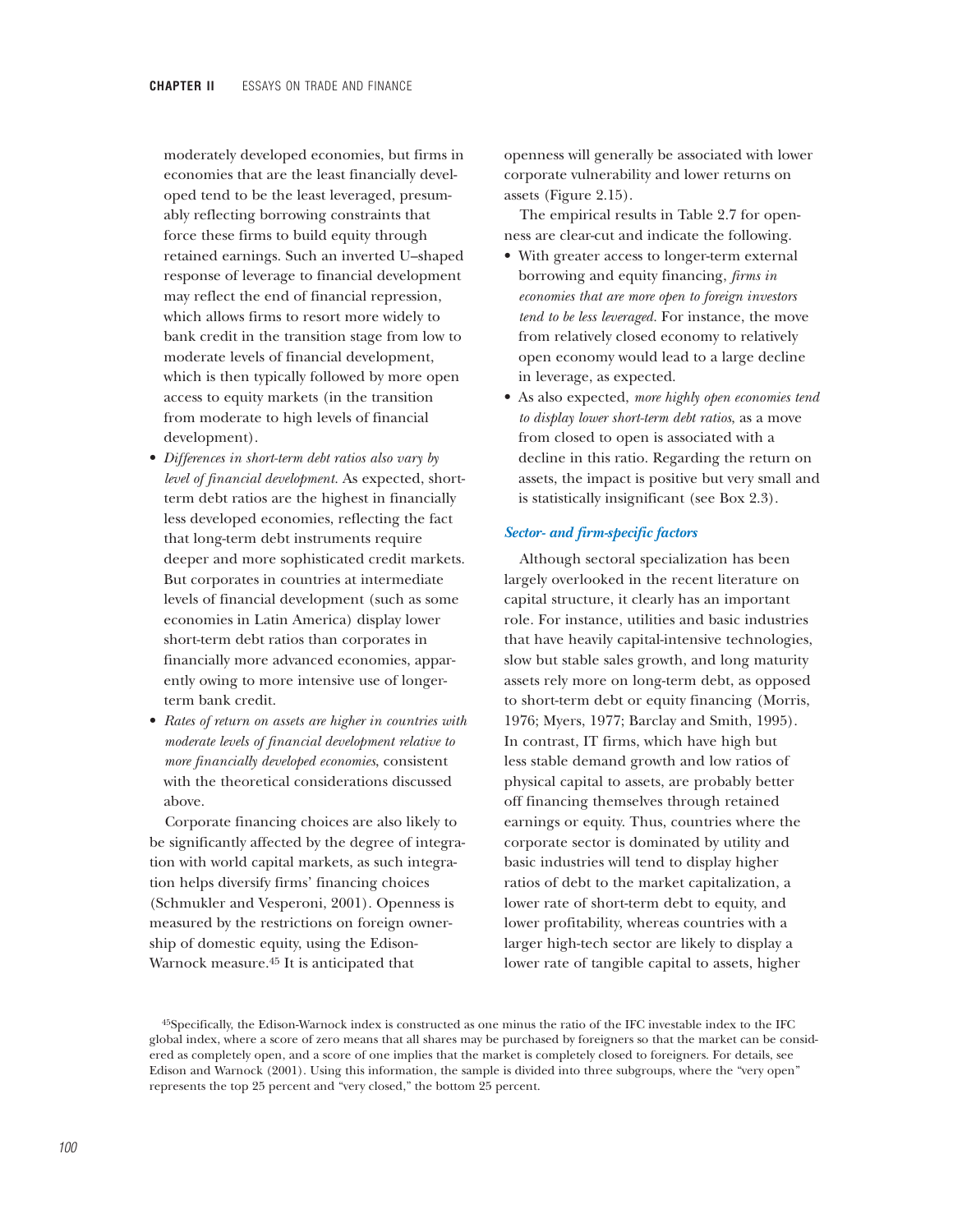moderately developed economies, but firms in economies that are the least financially developed tend to be the least leveraged, presumably reflecting borrowing constraints that force these firms to build equity through retained earnings. Such an inverted U–shaped response of leverage to financial development may reflect the end of financial repression, which allows firms to resort more widely to bank credit in the transition stage from low to moderate levels of financial development, which is then typically followed by more open access to equity markets (in the transition from moderate to high levels of financial development).

- *Differences in short-term debt ratios also vary by level of financial development.* As expected, short-term debt ratios are the highest in financially less developed economies, reflecting the fact that long-term debt instruments require deeper and more sophisticated credit markets. But corporates in countries at intermediate levels of financial development (such as some economies in Latin America) display lower short-term debt ratios than corporates in financially more advanced economies, apparently owing to more intensive use of longer-term bank credit.
- *Rates of return on assets are higher in countries with moderate levels of financial development relative to more financially developed economies*, consistent with the theoretical considerations discussed above.

Corporate financing choices are also likely to be significantly affected by the degree of integration with world capital markets, as such integration helps diversify firms' financing choices (Schmukler and Vesperoni, 2001). Openness is measured by the restrictions on foreign ownership of domestic equity, using the Edison-Warnock measure.[45] It is anticipated that openness will generally be associated with lower corporate vulnerability and lower returns on assets (Figure 2.15).

The empirical results in Table 2.7 for openness are clear-cut and indicate the following.

- With greater access to longer-term external borrowing and equity financing, *firms in economies that are more open to foreign investors tend to be less leveraged*. For instance, the move from relatively closed economy to relatively open economy would lead to a large decline in leverage, as expected.
- As also expected, *more highly open economies tend to display lower short-term debt ratios*, as a move from closed to open is associated with a decline in this ratio. Regarding the return on assets, the impact is positive but very small and is statistically insignificant (see Box 2.3).

### *Sector- and firm-specific factors*

Although sectoral specialization has been largely overlooked in the recent literature on capital structure, it clearly has an important role. For instance, utilities and basic industries that have heavily capital-intensive technologies, slow but stable sales growth, and long maturity assets rely more on long-term debt, as opposed to short-term debt or equity financing (Morris, 1976; Myers, 1977; Barclay and Smith, 1995). In contrast, IT firms, which have high but less stable demand growth and low ratios of physical capital to assets, are probably better off financing themselves through retained earnings or equity. Thus, countries where the corporate sector is dominated by utility and basic industries will tend to display higher ratios of debt to the market capitalization, a lower rate of short-term debt to equity, and lower profitability, whereas countries with a larger high-tech sector are likely to display a lower rate of tangible capital to assets, higher

[45] Specifically, the Edison-Warnock index is constructed as one minus the ratio of the IFC investable index to the IFC global index, where a score of zero means that all shares may be purchased by foreigners so that the market can be considered as completely open, and a score of one implies that the market is completely closed to foreigners. For details, see Edison and Warnock (2001). Using this information, the sample is divided into three subgroups, where the "very open" represents the top 25 percent and "very closed," the bottom 25 percent.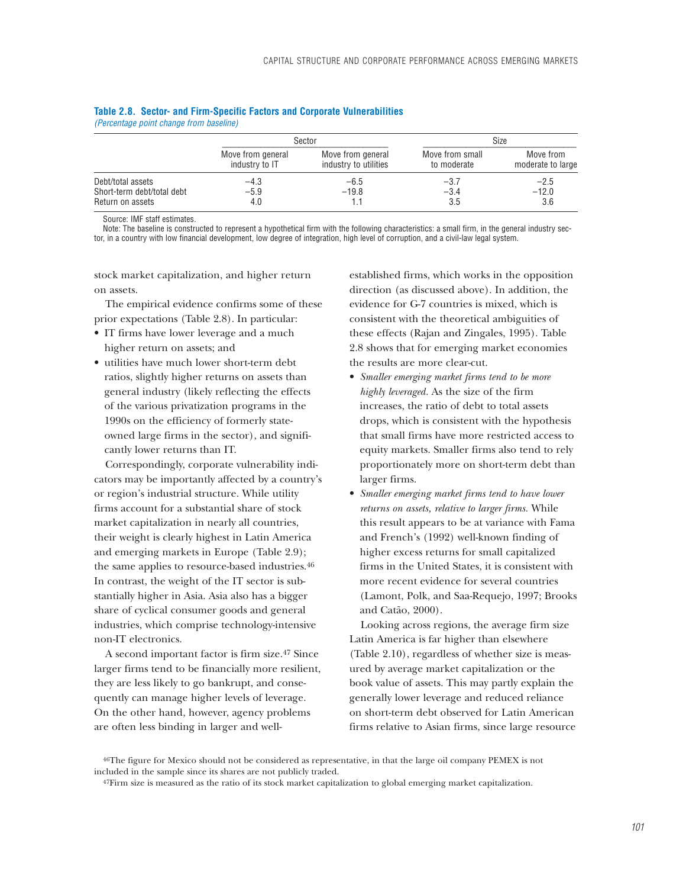**Table 2.8. Sector- and Firm-Specific Factors and Corporate Vulnerabilities**
*(Percentage point change from baseline)*

| | Sector | | Size | |
|---|---|---|---|---|
| | Move from general industry to IT | Move from general industry to utilities | Move from small to moderate | Move from moderate to large |
| Debt/total assets | −4.3 | −6.5 | −3.7 | −2.5 |
| Short-term debt/total debt | −5.9 | −19.8 | −3.4 | −12.0 |
| Return on assets | 4.0 | 1.1 | 3.5 | 3.6 |

Source: IMF staff estimates.
Note: The baseline is constructed to represent a hypothetical firm with the following characteristics: a small firm, in the general industry sector, in a country with low financial development, low degree of integration, high level of corruption, and a civil-law legal system.

stock market capitalization, and higher return on assets.

The empirical evidence confirms some of these prior expectations (Table 2.8). In particular:

- IT firms have lower leverage and a much higher return on assets; and
- utilities have much lower short-term debt ratios, slightly higher returns on assets than general industry (likely reflecting the effects of the various privatization programs in the 1990s on the efficiency of formerly state-owned large firms in the sector), and significantly lower returns than IT.

Correspondingly, corporate vulnerability indicators may be importantly affected by a country's or region's industrial structure. While utility firms account for a substantial share of stock market capitalization in nearly all countries, their weight is clearly highest in Latin America and emerging markets in Europe (Table 2.9); the same applies to resource-based industries.[46] In contrast, the weight of the IT sector is substantially higher in Asia. Asia also has a bigger share of cyclical consumer goods and general industries, which comprise technology-intensive non-IT electronics.

A second important factor is firm size.[47] Since larger firms tend to be financially more resilient, they are less likely to go bankrupt, and consequently can manage higher levels of leverage. On the other hand, however, agency problems are often less binding in larger and well-established firms, which works in the opposition direction (as discussed above). In addition, the evidence for G-7 countries is mixed, which is consistent with the theoretical ambiguities of these effects (Rajan and Zingales, 1995). Table 2.8 shows that for emerging market economies the results are more clear-cut.

- *Smaller emerging market firms tend to be more highly leveraged.* As the size of the firm increases, the ratio of debt to total assets drops, which is consistent with the hypothesis that small firms have more restricted access to equity markets. Smaller firms also tend to rely proportionately more on short-term debt than larger firms.
- *Smaller emerging market firms tend to have lower returns on assets, relative to larger firms.* While this result appears to be at variance with Fama and French's (1992) well-known finding of higher excess returns for small capitalized firms in the United States, it is consistent with more recent evidence for several countries (Lamont, Polk, and Saa-Requejo, 1997; Brooks and Catão, 2000).

Looking across regions, the average firm size Latin America is far higher than elsewhere (Table 2.10), regardless of whether size is measured by average market capitalization or the book value of assets. This may partly explain the generally lower leverage and reduced reliance on short-term debt observed for Latin American firms relative to Asian firms, since large resource

[46]The figure for Mexico should not be considered as representative, in that the large oil company PEMEX is not included in the sample since its shares are not publicly traded.

[47]Firm size is measured as the ratio of its stock market capitalization to global emerging market capitalization.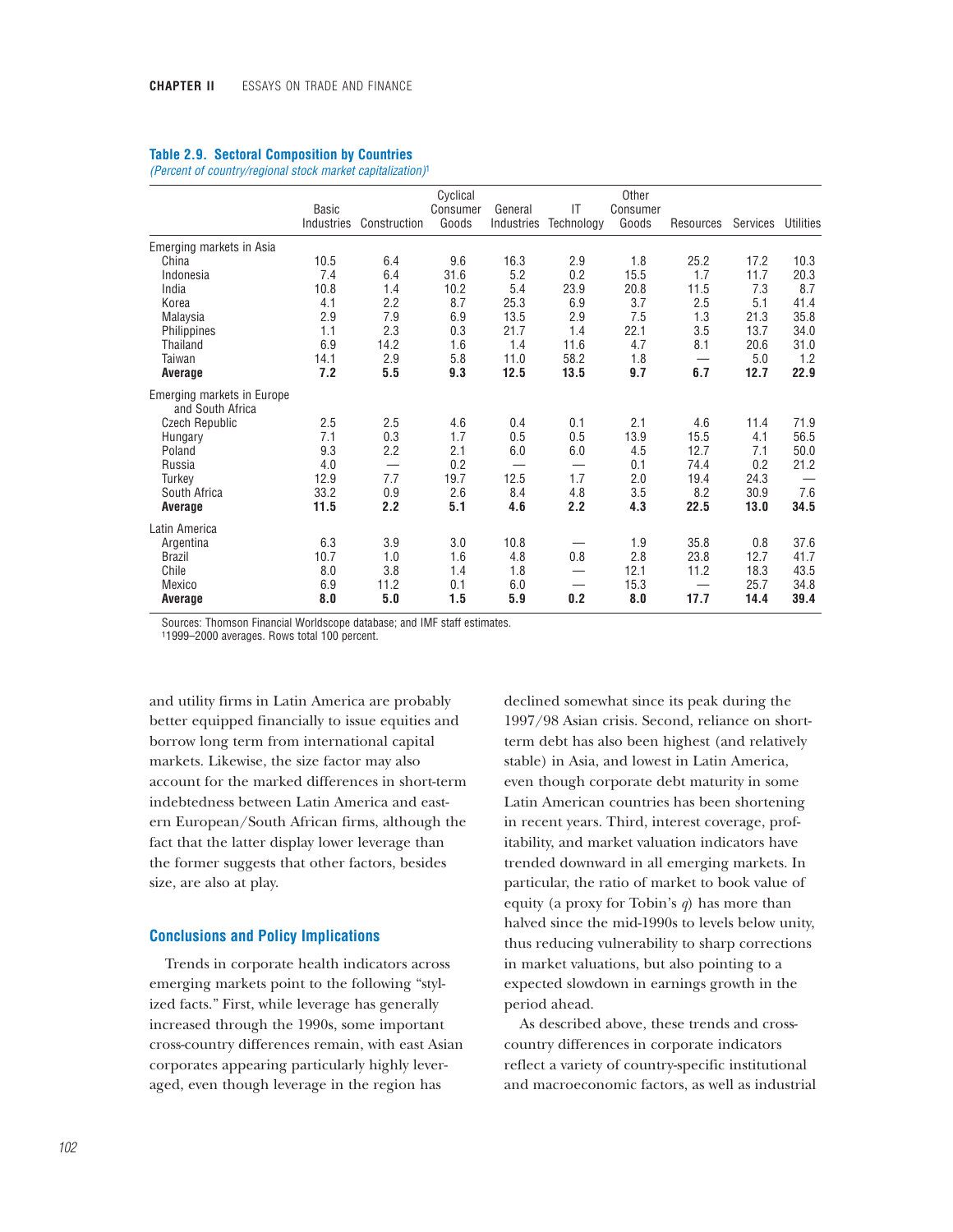**Table 2.9. Sectoral Composition by Countries**

*(Percent of country/regional stock market capitalization)*[1]

| | Basic Industries | Construction | Cyclical Consumer Goods | General Industries | IT Technology | Other Consumer Goods | Resources | Services | Utilities |
|---|---|---|---|---|---|---|---|---|---|
| Emerging markets in Asia | | | | | | | | | |
| China | 10.5 | 6.4 | 9.6 | 16.3 | 2.9 | 1.8 | 25.2 | 17.2 | 10.3 |
| Indonesia | 7.4 | 6.4 | 31.6 | 5.2 | 0.2 | 15.5 | 1.7 | 11.7 | 20.3 |
| India | 10.8 | 1.4 | 10.2 | 5.4 | 23.9 | 20.8 | 11.5 | 7.3 | 8.7 |
| Korea | 4.1 | 2.2 | 8.7 | 25.3 | 6.9 | 3.7 | 2.5 | 5.1 | 41.4 |
| Malaysia | 2.9 | 7.9 | 6.9 | 13.5 | 2.9 | 7.5 | 1.3 | 21.3 | 35.8 |
| Philippines | 1.1 | 2.3 | 0.3 | 21.7 | 1.4 | 22.1 | 3.5 | 13.7 | 34.0 |
| Thailand | 6.9 | 14.2 | 1.6 | 1.4 | 11.6 | 4.7 | 8.1 | 20.6 | 31.0 |
| Taiwan | 14.1 | 2.9 | 5.8 | 11.0 | 58.2 | 1.8 | — | 5.0 | 1.2 |
| **Average** | **7.2** | **5.5** | **9.3** | **12.5** | **13.5** | **9.7** | **6.7** | **12.7** | **22.9** |
| Emerging markets in Europe and South Africa | | | | | | | | | |
| Czech Republic | 2.5 | 2.5 | 4.6 | 0.4 | 0.1 | 2.1 | 4.6 | 11.4 | 71.9 |
| Hungary | 7.1 | 0.3 | 1.7 | 0.5 | 0.5 | 13.9 | 15.5 | 4.1 | 56.5 |
| Poland | 9.3 | 2.2 | 2.1 | 6.0 | 6.0 | 4.5 | 12.7 | 7.1 | 50.0 |
| Russia | 4.0 | — | 0.2 | — | — | 0.1 | 74.4 | 0.2 | 21.2 |
| Turkey | 12.9 | 7.7 | 19.7 | 12.5 | 1.7 | 2.0 | 19.4 | 24.3 | — |
| South Africa | 33.2 | 0.9 | 2.6 | 8.4 | 4.8 | 3.5 | 8.2 | 30.9 | 7.6 |
| **Average** | **11.5** | **2.2** | **5.1** | **4.6** | **2.2** | **4.3** | **22.5** | **13.0** | **34.5** |
| Latin America | | | | | | | | | |
| Argentina | 6.3 | 3.9 | 3.0 | 10.8 | — | 1.9 | 35.8 | 0.8 | 37.6 |
| Brazil | 10.7 | 1.0 | 1.6 | 4.8 | 0.8 | 2.8 | 23.8 | 12.7 | 41.7 |
| Chile | 8.0 | 3.8 | 1.4 | 1.8 | — | 12.1 | 11.2 | 18.3 | 43.5 |
| Mexico | 6.9 | 11.2 | 0.1 | 6.0 | — | 15.3 | — | 25.7 | 34.8 |
| **Average** | **8.0** | **5.0** | **1.5** | **5.9** | **0.2** | **8.0** | **17.7** | **14.4** | **39.4** |

Sources: Thomson Financial Worldscope database; and IMF staff estimates.

[1]1999–2000 averages. Rows total 100 percent.

and utility firms in Latin America are probably better equipped financially to issue equities and borrow long term from international capital markets. Likewise, the size factor may also account for the marked differences in short-term indebtedness between Latin America and eastern European/South African firms, although the fact that the latter display lower leverage than the former suggests that other factors, besides size, are also at play.

## Conclusions and Policy Implications

Trends in corporate health indicators across emerging markets point to the following "stylized facts." First, while leverage has generally increased through the 1990s, some important cross-country differences remain, with east Asian corporates appearing particularly highly leveraged, even though leverage in the region has declined somewhat since its peak during the 1997/98 Asian crisis. Second, reliance on short-term debt has also been highest (and relatively stable) in Asia, and lowest in Latin America, even though corporate debt maturity in some Latin American countries has been shortening in recent years. Third, interest coverage, profitability, and market valuation indicators have trended downward in all emerging markets. In particular, the ratio of market to book value of equity (a proxy for Tobin's $q$) has more than halved since the mid-1990s to levels below unity, thus reducing vulnerability to sharp corrections in market valuations, but also pointing to a expected slowdown in earnings growth in the period ahead.

As described above, these trends and cross-country differences in corporate indicators reflect a variety of country-specific institutional and macroeconomic factors, as well as industrial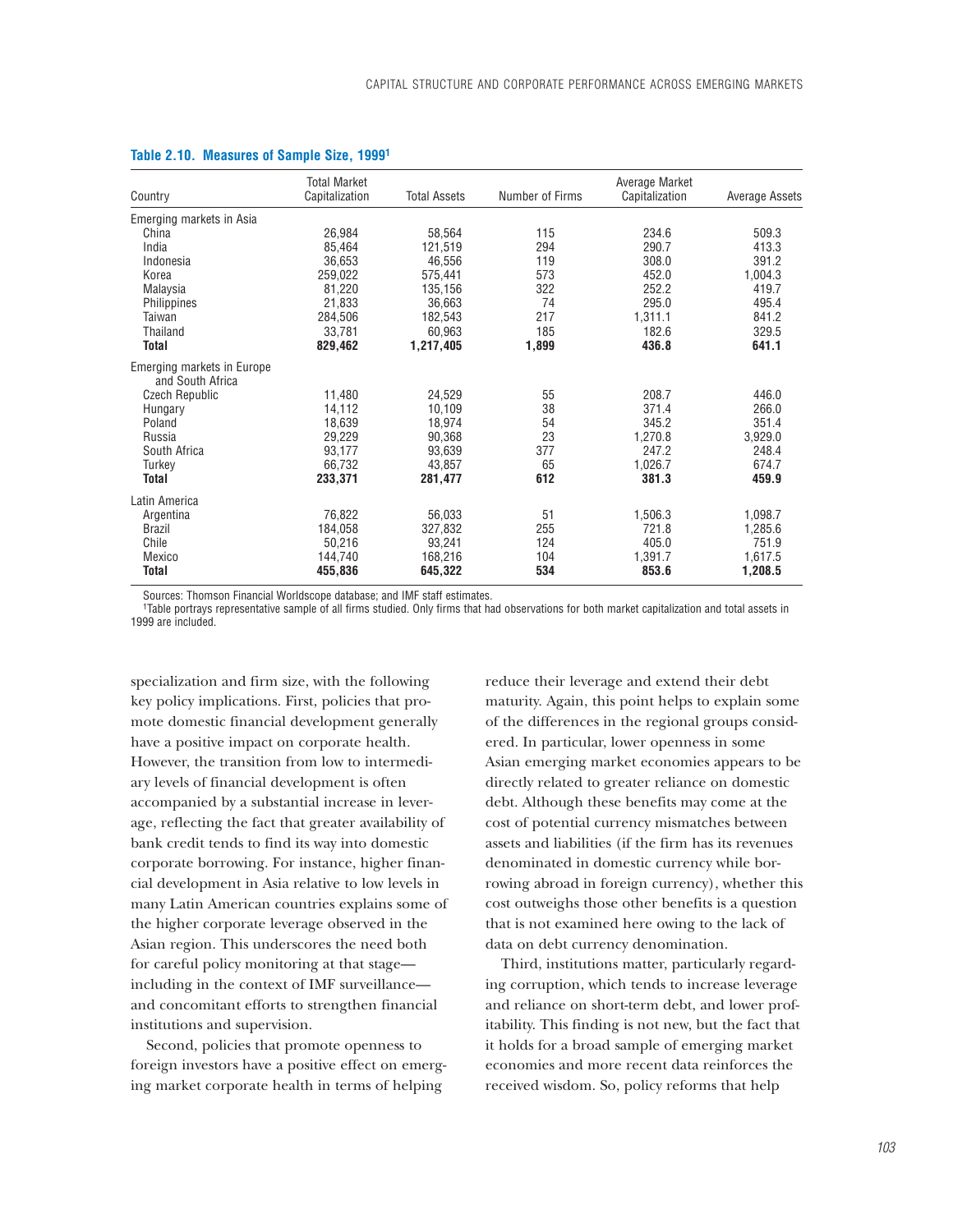**Table 2.10. Measures of Sample Size, 1999[1]**

| Country | Total Market Capitalization | Total Assets | Number of Firms | Average Market Capitalization | Average Assets |
|---|---|---|---|---|---|
| Emerging markets in Asia | | | | | |
| China | 26,984 | 58,564 | 115 | 234.6 | 509.3 |
| India | 85,464 | 121,519 | 294 | 290.7 | 413.3 |
| Indonesia | 36,653 | 46,556 | 119 | 308.0 | 391.2 |
| Korea | 259,022 | 575,441 | 573 | 452.0 | 1,004.3 |
| Malaysia | 81,220 | 135,156 | 322 | 252.2 | 419.7 |
| Philippines | 21,833 | 36,663 | 74 | 295.0 | 495.4 |
| Taiwan | 284,506 | 182,543 | 217 | 1,311.1 | 841.2 |
| Thailand | 33,781 | 60,963 | 185 | 182.6 | 329.5 |
| **Total** | **829,462** | **1,217,405** | **1,899** | **436.8** | **641.1** |
| Emerging markets in Europe and South Africa | | | | | |
| Czech Republic | 11,480 | 24,529 | 55 | 208.7 | 446.0 |
| Hungary | 14,112 | 10,109 | 38 | 371.4 | 266.0 |
| Poland | 18,639 | 18,974 | 54 | 345.2 | 351.4 |
| Russia | 29,229 | 90,368 | 23 | 1,270.8 | 3,929.0 |
| South Africa | 93,177 | 93,639 | 377 | 247.2 | 248.4 |
| Turkey | 66,732 | 43,857 | 65 | 1,026.7 | 674.7 |
| **Total** | **233,371** | **281,477** | **612** | **381.3** | **459.9** |
| Latin America | | | | | |
| Argentina | 76,822 | 56,033 | 51 | 1,506.3 | 1,098.7 |
| Brazil | 184,058 | 327,832 | 255 | 721.8 | 1,285.6 |
| Chile | 50,216 | 93,241 | 124 | 405.0 | 751.9 |
| Mexico | 144,740 | 168,216 | 104 | 1,391.7 | 1,617.5 |
| **Total** | **455,836** | **645,322** | **534** | **853.6** | **1,208.5** |

Sources: Thomson Financial Worldscope database; and IMF staff estimates.
[1]Table portrays representative sample of all firms studied. Only firms that had observations for both market capitalization and total assets in 1999 are included.

specialization and firm size, with the following key policy implications. First, policies that promote domestic financial development generally have a positive impact on corporate health. However, the transition from low to intermediary levels of financial development is often accompanied by a substantial increase in leverage, reflecting the fact that greater availability of bank credit tends to find its way into domestic corporate borrowing. For instance, higher financial development in Asia relative to low levels in many Latin American countries explains some of the higher corporate leverage observed in the Asian region. This underscores the need both for careful policy monitoring at that stage—including in the context of IMF surveillance—and concomitant efforts to strengthen financial institutions and supervision.

Second, policies that promote openness to foreign investors have a positive effect on emerging market corporate health in terms of helping reduce their leverage and extend their debt maturity. Again, this point helps to explain some of the differences in the regional groups considered. In particular, lower openness in some Asian emerging market economies appears to be directly related to greater reliance on domestic debt. Although these benefits may come at the cost of potential currency mismatches between assets and liabilities (if the firm has its revenues denominated in domestic currency while borrowing abroad in foreign currency), whether this cost outweighs those other benefits is a question that is not examined here owing to the lack of data on debt currency denomination.

Third, institutions matter, particularly regarding corruption, which tends to increase leverage and reliance on short-term debt, and lower profitability. This finding is not new, but the fact that it holds for a broad sample of emerging market economies and more recent data reinforces the received wisdom. So, policy reforms that help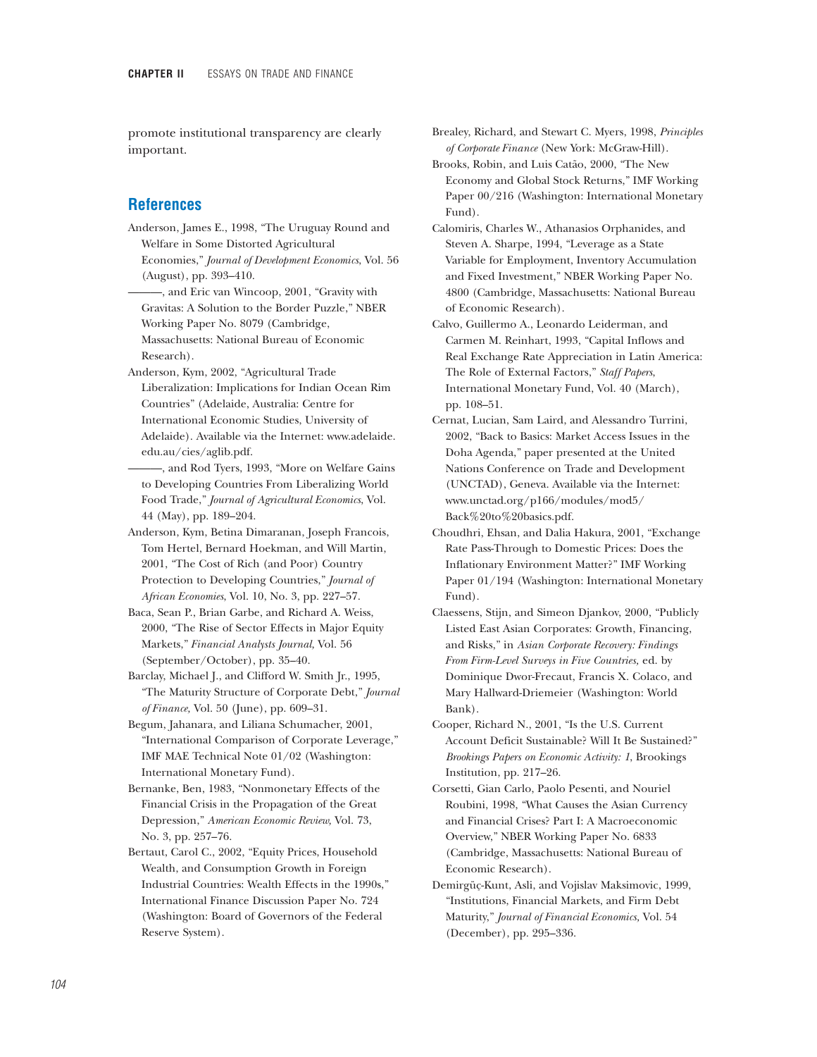promote institutional transparency are clearly important.

## References

Anderson, James E., 1998, "The Uruguay Round and Welfare in Some Distorted Agricultural Economies," *Journal of Development Economics*, Vol. 56 (August), pp. 393–410.

———, and Eric van Wincoop, 2001, "Gravity with Gravitas: A Solution to the Border Puzzle," NBER Working Paper No. 8079 (Cambridge, Massachusetts: National Bureau of Economic Research).

Anderson, Kym, 2002, "Agricultural Trade Liberalization: Implications for Indian Ocean Rim Countries" (Adelaide, Australia: Centre for International Economic Studies, University of Adelaide). Available via the Internet: www.adelaide.edu.au/cies/aglib.pdf.

———, and Rod Tyers, 1993, "More on Welfare Gains to Developing Countries From Liberalizing World Food Trade," *Journal of Agricultural Economics*, Vol. 44 (May), pp. 189–204.

Anderson, Kym, Betina Dimaranan, Joseph Francois, Tom Hertel, Bernard Hoekman, and Will Martin, 2001, "The Cost of Rich (and Poor) Country Protection to Developing Countries," *Journal of African Economies*, Vol. 10, No. 3, pp. 227–57.

Baca, Sean P., Brian Garbe, and Richard A. Weiss, 2000, "The Rise of Sector Effects in Major Equity Markets," *Financial Analysts Journal,* Vol. 56 (September/October), pp. 35–40.

Barclay, Michael J., and Clifford W. Smith Jr., 1995, "The Maturity Structure of Corporate Debt," *Journal of Finance,* Vol. 50 (June), pp. 609–31.

Begum, Jahanara, and Liliana Schumacher, 2001, "International Comparison of Corporate Leverage," IMF MAE Technical Note 01/02 (Washington: International Monetary Fund).

Bernanke, Ben, 1983, "Nonmonetary Effects of the Financial Crisis in the Propagation of the Great Depression," *American Economic Review,* Vol. 73, No. 3, pp. 257–76.

Bertaut, Carol C., 2002, "Equity Prices, Household Wealth, and Consumption Growth in Foreign Industrial Countries: Wealth Effects in the 1990s," International Finance Discussion Paper No. 724 (Washington: Board of Governors of the Federal Reserve System).

Brealey, Richard, and Stewart C. Myers, 1998, *Principles of Corporate Finance* (New York: McGraw-Hill).

Brooks, Robin, and Luis Catão, 2000, "The New Economy and Global Stock Returns," IMF Working Paper 00/216 (Washington: International Monetary Fund).

Calomiris, Charles W., Athanasios Orphanides, and Steven A. Sharpe, 1994, "Leverage as a State Variable for Employment, Inventory Accumulation and Fixed Investment," NBER Working Paper No. 4800 (Cambridge, Massachusetts: National Bureau of Economic Research).

Calvo, Guillermo A., Leonardo Leiderman, and Carmen M. Reinhart, 1993, "Capital Inflows and Real Exchange Rate Appreciation in Latin America: The Role of External Factors," *Staff Papers*, International Monetary Fund, Vol. 40 (March), pp. 108–51.

Cernat, Lucian, Sam Laird, and Alessandro Turrini, 2002, "Back to Basics: Market Access Issues in the Doha Agenda," paper presented at the United Nations Conference on Trade and Development (UNCTAD), Geneva. Available via the Internet: www.unctad.org/p166/modules/mod5/Back%20to%20basics.pdf.

Choudhri, Ehsan, and Dalia Hakura, 2001, "Exchange Rate Pass-Through to Domestic Prices: Does the Inflationary Environment Matter?" IMF Working Paper 01/194 (Washington: International Monetary Fund).

Claessens, Stijn, and Simeon Djankov, 2000, "Publicly Listed East Asian Corporates: Growth, Financing, and Risks," in *Asian Corporate Recovery: Findings From Firm-Level Surveys in Five Countries,* ed. by Dominique Dwor-Frecaut, Francis X. Colaco, and Mary Hallward-Driemeier (Washington: World Bank).

Cooper, Richard N., 2001, "Is the U.S. Current Account Deficit Sustainable? Will It Be Sustained?" *Brookings Papers on Economic Activity: 1*, Brookings Institution, pp. 217–26.

Corsetti, Gian Carlo, Paolo Pesenti, and Nouriel Roubini, 1998, "What Causes the Asian Currency and Financial Crises? Part I: A Macroeconomic Overview," NBER Working Paper No. 6833 (Cambridge, Massachusetts: National Bureau of Economic Research).

Demirgüç-Kunt, Asli, and Vojislav Maksimovic, 1999, "Institutions, Financial Markets, and Firm Debt Maturity," *Journal of Financial Economics,* Vol. 54 (December), pp. 295–336.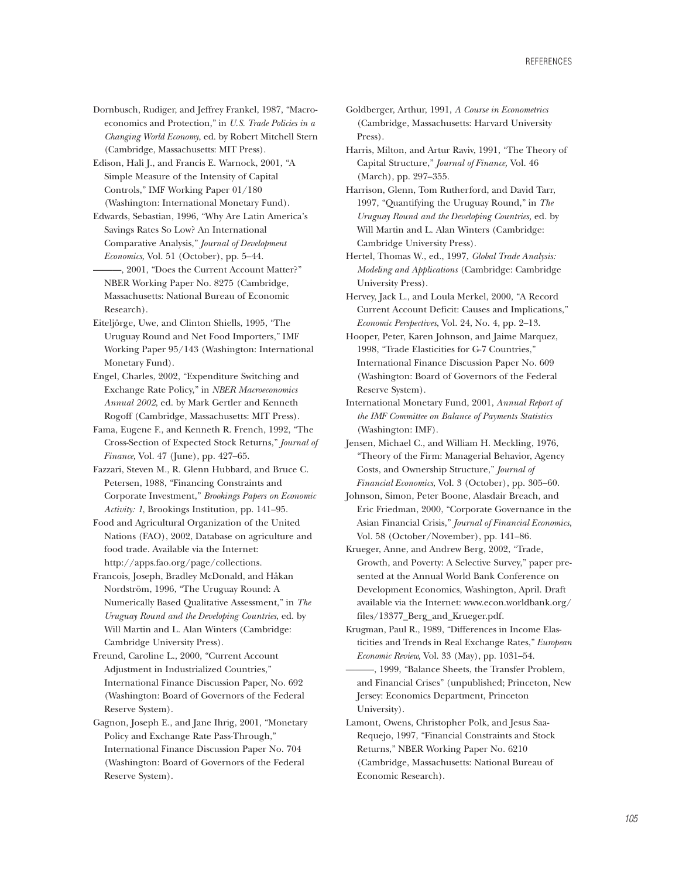Dornbusch, Rudiger, and Jeffrey Frankel, 1987, "Macroeconomics and Protection," in *U.S. Trade Policies in a Changing World Economy,* ed. by Robert Mitchell Stern (Cambridge, Massachusetts: MIT Press).

Edison, Hali J., and Francis E. Warnock, 2001, "A Simple Measure of the Intensity of Capital Controls," IMF Working Paper 01/180 (Washington: International Monetary Fund).

Edwards, Sebastian, 1996, "Why Are Latin America's Savings Rates So Low? An International Comparative Analysis," *Journal of Development Economics*, Vol. 51 (October), pp. 5–44.

———, 2001, "Does the Current Account Matter?" NBER Working Paper No. 8275 (Cambridge, Massachusetts: National Bureau of Economic Research).

Eiteljörge, Uwe, and Clinton Shiells, 1995, "The Uruguay Round and Net Food Importers," IMF Working Paper 95/143 (Washington: International Monetary Fund).

Engel, Charles, 2002, "Expenditure Switching and Exchange Rate Policy," in *NBER Macroeconomics Annual 2002*, ed. by Mark Gertler and Kenneth Rogoff (Cambridge, Massachusetts: MIT Press).

Fama, Eugene F., and Kenneth R. French, 1992, "The Cross-Section of Expected Stock Returns," *Journal of Finance,* Vol. 47 (June), pp. 427–65.

Fazzari, Steven M., R. Glenn Hubbard, and Bruce C. Petersen, 1988, "Financing Constraints and Corporate Investment," *Brookings Papers on Economic Activity: 1*, Brookings Institution, pp. 141–95.

Food and Agricultural Organization of the United Nations (FAO), 2002, Database on agriculture and food trade. Available via the Internet: http://apps.fao.org/page/collections.

Francois, Joseph, Bradley McDonald, and Håkan Nordström, 1996, "The Uruguay Round: A Numerically Based Qualitative Assessment," in *The Uruguay Round and the Developing Countries*, ed. by Will Martin and L. Alan Winters (Cambridge: Cambridge University Press).

Freund, Caroline L., 2000, "Current Account Adjustment in Industrialized Countries," International Finance Discussion Paper, No. 692 (Washington: Board of Governors of the Federal Reserve System).

Gagnon, Joseph E., and Jane Ihrig, 2001, "Monetary Policy and Exchange Rate Pass-Through," International Finance Discussion Paper No. 704 (Washington: Board of Governors of the Federal Reserve System).

Goldberger, Arthur, 1991, *A Course in Econometrics* (Cambridge, Massachusetts: Harvard University Press).

Harris, Milton, and Artur Raviv, 1991, "The Theory of Capital Structure," *Journal of Finance,* Vol. 46 (March), pp. 297–355.

Harrison, Glenn, Tom Rutherford, and David Tarr, 1997, "Quantifying the Uruguay Round," in *The Uruguay Round and the Developing Countries,* ed. by Will Martin and L. Alan Winters (Cambridge: Cambridge University Press).

Hertel, Thomas W., ed., 1997, *Global Trade Analysis: Modeling and Applications* (Cambridge: Cambridge University Press).

Hervey, Jack L., and Loula Merkel, 2000, "A Record Current Account Deficit: Causes and Implications," *Economic Perspectives*, Vol. 24, No. 4, pp. 2–13.

Hooper, Peter, Karen Johnson, and Jaime Marquez, 1998, "Trade Elasticities for G-7 Countries," International Finance Discussion Paper No. 609 (Washington: Board of Governors of the Federal Reserve System).

International Monetary Fund, 2001, *Annual Report of the IMF Committee on Balance of Payments Statistics* (Washington: IMF).

Jensen, Michael C., and William H. Meckling, 1976, "Theory of the Firm: Managerial Behavior, Agency Costs, and Ownership Structure," *Journal of Financial Economics*, Vol. 3 (October), pp. 305–60.

Johnson, Simon, Peter Boone, Alasdair Breach, and Eric Friedman, 2000, "Corporate Governance in the Asian Financial Crisis," *Journal of Financial Economics*, Vol. 58 (October/November), pp. 141–86.

Krueger, Anne, and Andrew Berg, 2002, "Trade, Growth, and Poverty: A Selective Survey," paper presented at the Annual World Bank Conference on Development Economics, Washington, April. Draft available via the Internet: www.econ.worldbank.org/files/13377_Berg_and_Krueger.pdf.

Krugman, Paul R., 1989, "Differences in Income Elasticities and Trends in Real Exchange Rates," *European Economic Review,* Vol. 33 (May), pp. 1031–54.

———, 1999, "Balance Sheets, the Transfer Problem, and Financial Crises" (unpublished; Princeton, New Jersey: Economics Department, Princeton University).

Lamont, Owens, Christopher Polk, and Jesus Saa-Requejo, 1997, "Financial Constraints and Stock Returns," NBER Working Paper No. 6210 (Cambridge, Massachusetts: National Bureau of Economic Research).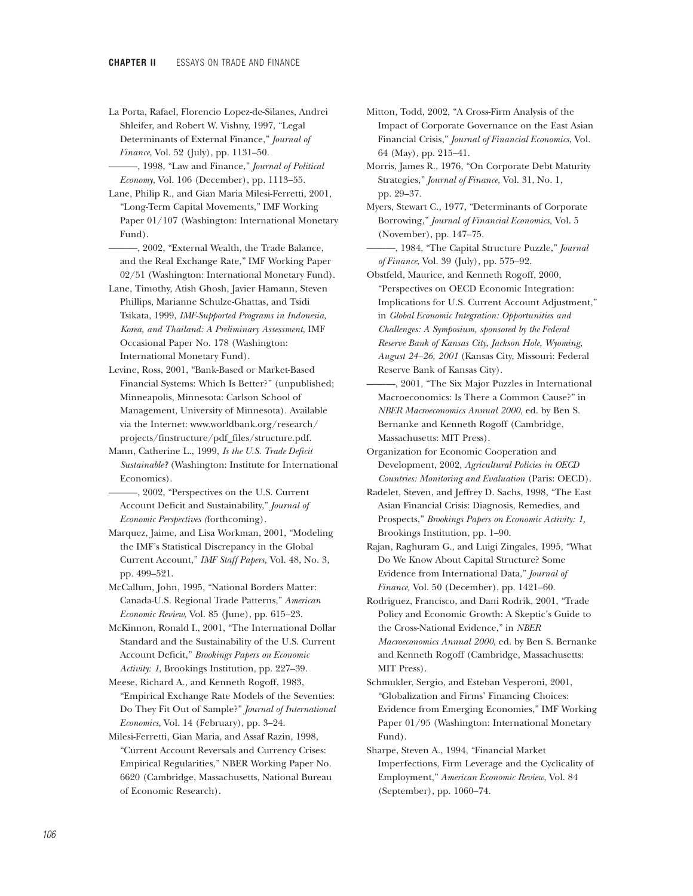La Porta, Rafael, Florencio Lopez-de-Silanes, Andrei Shleifer, and Robert W. Vishny, 1997, "Legal Determinants of External Finance," *Journal of Finance*, Vol. 52 (July), pp. 1131–50.

———, 1998, "Law and Finance," *Journal of Political Economy*, Vol. 106 (December), pp. 1113–55.

Lane, Philip R., and Gian Maria Milesi-Ferretti, 2001, "Long-Term Capital Movements," IMF Working Paper 01/107 (Washington: International Monetary Fund).

———, 2002, "External Wealth, the Trade Balance, and the Real Exchange Rate," IMF Working Paper 02/51 (Washington: International Monetary Fund).

Lane, Timothy, Atish Ghosh, Javier Hamann, Steven Phillips, Marianne Schulze-Ghattas, and Tsidi Tsikata, 1999, *IMF-Supported Programs in Indonesia, Korea, and Thailand: A Preliminary Assessment*, IMF Occasional Paper No. 178 (Washington: International Monetary Fund).

Levine, Ross, 2001, "Bank-Based or Market-Based Financial Systems: Which Is Better?" (unpublished; Minneapolis, Minnesota: Carlson School of Management, University of Minnesota). Available via the Internet: www.worldbank.org/research/projects/finstructure/pdf_files/structure.pdf.

Mann, Catherine L., 1999, *Is the U.S. Trade Deficit Sustainable?* (Washington: Institute for International Economics).

———, 2002, "Perspectives on the U.S. Current Account Deficit and Sustainability," *Journal of Economic Perspectives (*forthcoming).

Marquez, Jaime, and Lisa Workman, 2001, "Modeling the IMF's Statistical Discrepancy in the Global Current Account," *IMF Staff Papers*, Vol. 48, No. 3, pp. 499–521.

McCallum, John, 1995, "National Borders Matter: Canada-U.S. Regional Trade Patterns," *American Economic Review*, Vol. 85 (June), pp. 615–23.

McKinnon, Ronald I., 2001, "The International Dollar Standard and the Sustainability of the U.S. Current Account Deficit," *Brookings Papers on Economic Activity: 1*, Brookings Institution, pp. 227–39.

Meese, Richard A., and Kenneth Rogoff, 1983, "Empirical Exchange Rate Models of the Seventies: Do They Fit Out of Sample?" *Journal of International Economics*, Vol. 14 (February), pp. 3–24.

Milesi-Ferretti, Gian Maria, and Assaf Razin, 1998, "Current Account Reversals and Currency Crises: Empirical Regularities," NBER Working Paper No. 6620 (Cambridge, Massachusetts, National Bureau of Economic Research).

Mitton, Todd, 2002, "A Cross-Firm Analysis of the Impact of Corporate Governance on the East Asian Financial Crisis," *Journal of Financial Economics*, Vol. 64 (May), pp. 215–41.

Morris, James R., 1976, "On Corporate Debt Maturity Strategies," *Journal of Finance*, Vol. 31, No. 1, pp. 29–37.

Myers, Stewart C., 1977, "Determinants of Corporate Borrowing," *Journal of Financial Economics*, Vol. 5 (November), pp. 147–75.

———, 1984, "The Capital Structure Puzzle," *Journal of Finance*, Vol. 39 (July), pp. 575–92.

Obstfeld, Maurice, and Kenneth Rogoff, 2000, "Perspectives on OECD Economic Integration: Implications for U.S. Current Account Adjustment," in *Global Economic Integration: Opportunities and Challenges: A Symposium, sponsored by the Federal Reserve Bank of Kansas City, Jackson Hole, Wyoming, August 24–26, 2001* (Kansas City, Missouri: Federal Reserve Bank of Kansas City).

———, 2001, "The Six Major Puzzles in International Macroeconomics: Is There a Common Cause?" in *NBER Macroeconomics Annual 2000*, ed. by Ben S. Bernanke and Kenneth Rogoff (Cambridge, Massachusetts: MIT Press).

Organization for Economic Cooperation and Development, 2002, *Agricultural Policies in OECD Countries: Monitoring and Evaluation* (Paris: OECD).

Radelet, Steven, and Jeffrey D. Sachs, 1998, "The East Asian Financial Crisis: Diagnosis, Remedies, and Prospects," *Brookings Papers on Economic Activity: 1,* Brookings Institution, pp. 1–90.

Rajan, Raghuram G., and Luigi Zingales, 1995, "What Do We Know About Capital Structure? Some Evidence from International Data," *Journal of Finance*, Vol. 50 (December), pp. 1421–60.

Rodriguez, Francisco, and Dani Rodrik, 2001, "Trade Policy and Economic Growth: A Skeptic's Guide to the Cross-National Evidence," in *NBER Macroeconomics Annual 2000*, ed. by Ben S. Bernanke and Kenneth Rogoff (Cambridge, Massachusetts: MIT Press).

Schmukler, Sergio, and Esteban Vesperoni, 2001, "Globalization and Firms' Financing Choices: Evidence from Emerging Economies," IMF Working Paper 01/95 (Washington: International Monetary Fund).

Sharpe, Steven A., 1994, "Financial Market Imperfections, Firm Leverage and the Cyclicality of Employment," *American Economic Review*, Vol. 84 (September), pp. 1060–74.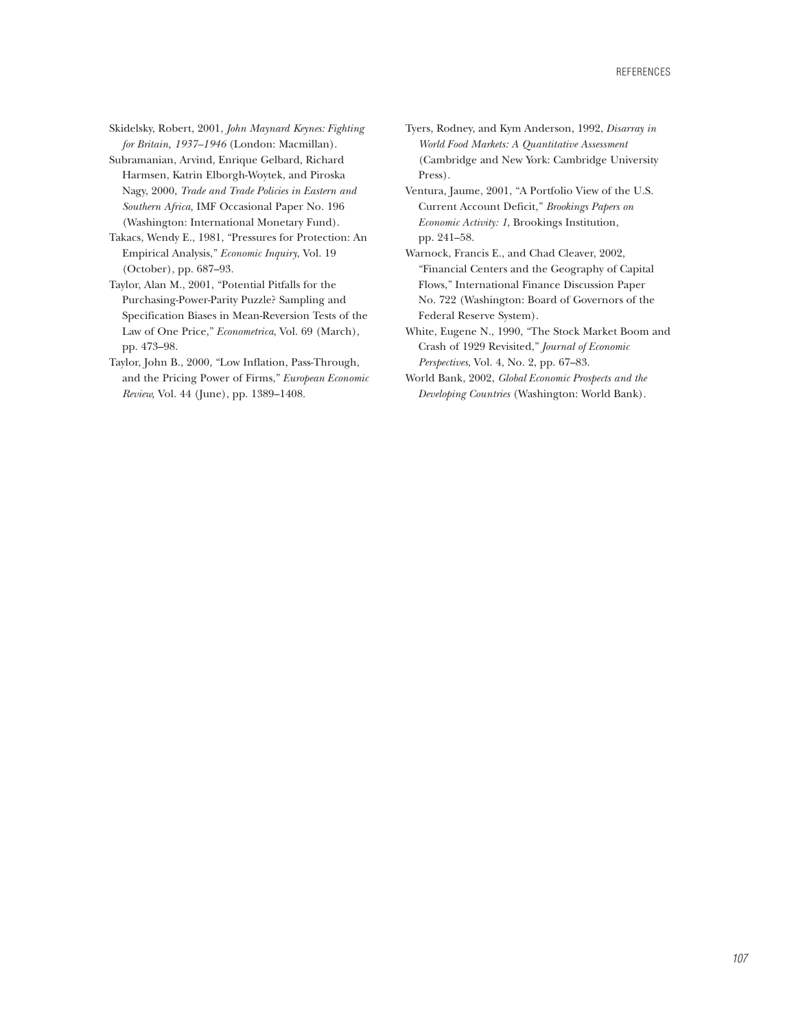Skidelsky, Robert, 2001, *John Maynard Keynes: Fighting for Britain, 1937–1946* (London: Macmillan).

Subramanian, Arvind, Enrique Gelbard, Richard Harmsen, Katrin Elborgh-Woytek, and Piroska Nagy, 2000, *Trade and Trade Policies in Eastern and Southern Africa,* IMF Occasional Paper No. 196 (Washington: International Monetary Fund).

Takacs, Wendy E., 1981, "Pressures for Protection: An Empirical Analysis," *Economic Inquiry*, Vol. 19 (October), pp. 687–93.

Taylor, Alan M., 2001, "Potential Pitfalls for the Purchasing-Power-Parity Puzzle? Sampling and Specification Biases in Mean-Reversion Tests of the Law of One Price," *Econometrica*, Vol. 69 (March), pp. 473–98.

Taylor, John B., 2000, "Low Inflation, Pass-Through, and the Pricing Power of Firms," *European Economic Review,* Vol. 44 (June), pp. 1389–1408.

Tyers, Rodney, and Kym Anderson, 1992, *Disarray in World Food Markets: A Quantitative Assessment* (Cambridge and New York: Cambridge University Press).

Ventura, Jaume, 2001, "A Portfolio View of the U.S. Current Account Deficit," *Brookings Papers on Economic Activity: 1*, Brookings Institution, pp. 241–58.

Warnock, Francis E., and Chad Cleaver, 2002, "Financial Centers and the Geography of Capital Flows," International Finance Discussion Paper No. 722 (Washington: Board of Governors of the Federal Reserve System).

White, Eugene N., 1990, "The Stock Market Boom and Crash of 1929 Revisited," *Journal of Economic Perspectives*, Vol. 4, No. 2, pp. 67–83.

World Bank, 2002, *Global Economic Prospects and the Developing Countries* (Washington: World Bank).